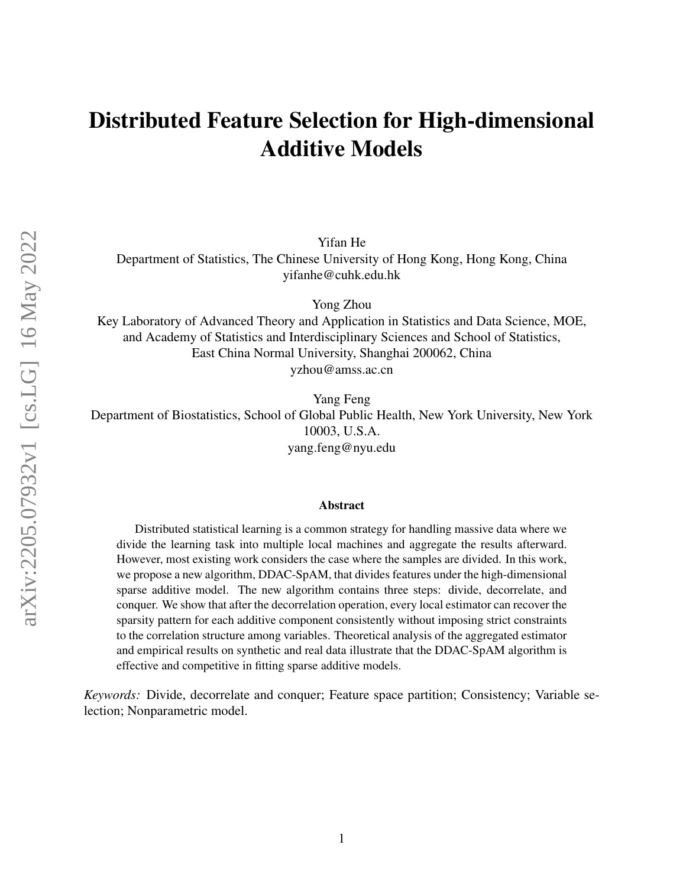# Distributed Feature Selection for High-dimensional Additive Models

Yifan He
Department of Statistics, The Chinese University of Hong Kong, Hong Kong, China
yifanhe@cuhk.edu.hk

Yong Zhou
Key Laboratory of Advanced Theory and Application in Statistics and Data Science, MOE, and Academy of Statistics and Interdisciplinary Sciences and School of Statistics, East China Normal University, Shanghai 200062, China
yzhou@amss.ac.cn

Yang Feng
Department of Biostatistics, School of Global Public Health, New York University, New York 10003, U.S.A.
yang.feng@nyu.edu

### Abstract

Distributed statistical learning is a common strategy for handling massive data where we divide the learning task into multiple local machines and aggregate the results afterward. However, most existing work considers the case where the samples are divided. In this work, we propose a new algorithm, DDAC-SpAM, that divides features under the high-dimensional sparse additive model. The new algorithm contains three steps: divide, decorrelate, and conquer. We show that after the decorrelation operation, every local estimator can recover the sparsity pattern for each additive component consistently without imposing strict constraints to the correlation structure among variables. Theoretical analysis of the aggregated estimator and empirical results on synthetic and real data illustrate that the DDAC-SpAM algorithm is effective and competitive in fitting sparse additive models.

*Keywords:* Divide, decorrelate and conquer; Feature space partition; Consistency; Variable selection; Nonparametric model.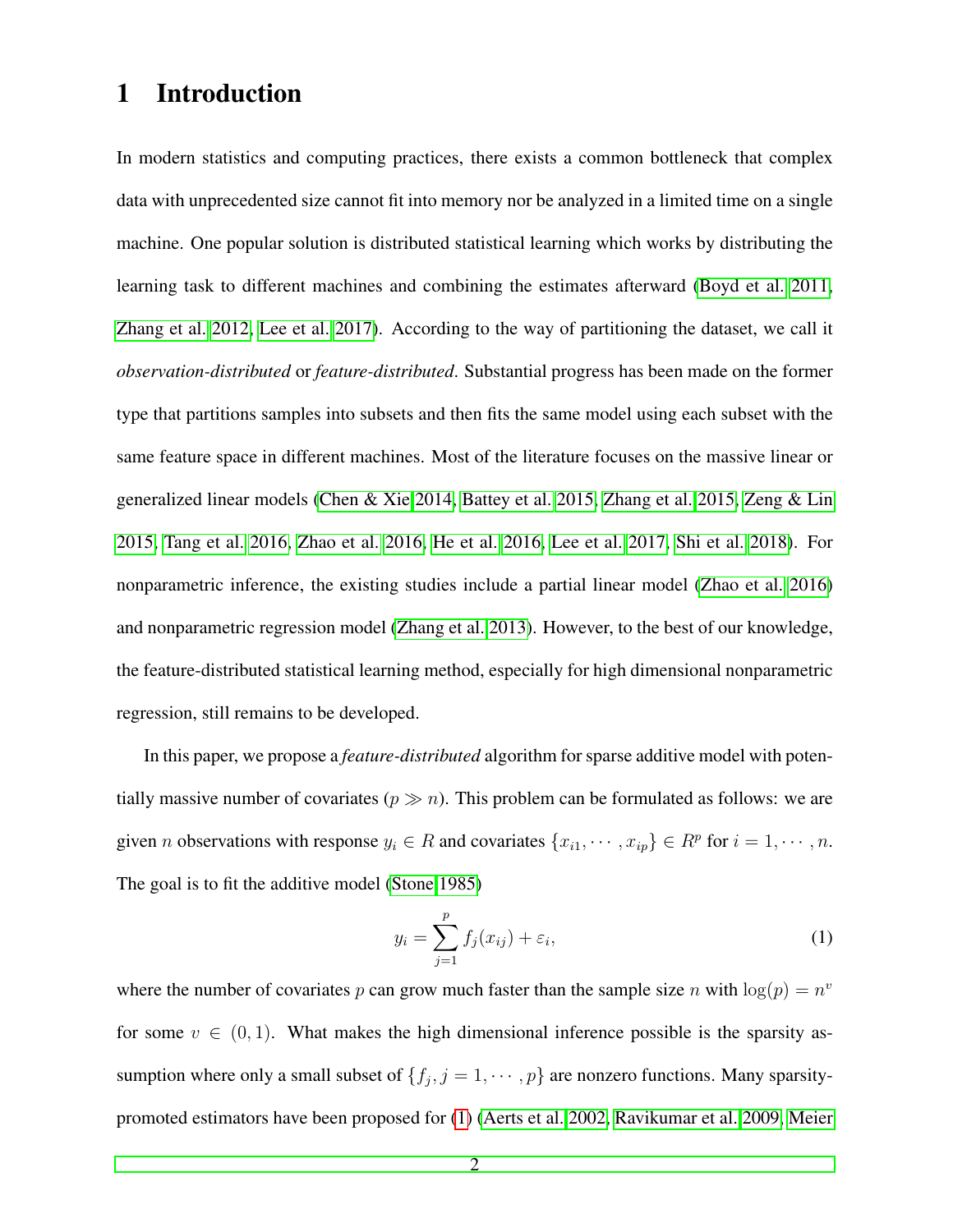# 1 Introduction

In modern statistics and computing practices, there exists a common bottleneck that complex data with unprecedented size cannot fit into memory nor be analyzed in a limited time on a single machine. One popular solution is distributed statistical learning which works by distributing the learning task to different machines and combining the estimates afterward (Boyd et al. 2011, Zhang et al. 2012, Lee et al. 2017). According to the way of partitioning the dataset, we call it *observation-distributed* or *feature-distributed*. Substantial progress has been made on the former type that partitions samples into subsets and then fits the same model using each subset with the same feature space in different machines. Most of the literature focuses on the massive linear or generalized linear models (Chen & Xie 2014, Battey et al. 2015, Zhang et al. 2015, Zeng & Lin 2015, Tang et al. 2016, Zhao et al. 2016, He et al. 2016, Lee et al. 2017, Shi et al. 2018). For nonparametric inference, the existing studies include a partial linear model (Zhao et al. 2016) and nonparametric regression model (Zhang et al. 2013). However, to the best of our knowledge, the feature-distributed statistical learning method, especially for high dimensional nonparametric regression, still remains to be developed.

In this paper, we propose a *feature-distributed* algorithm for sparse additive model with potentially massive number of covariates ($p \gg n$). This problem can be formulated as follows: we are given $n$ observations with response $y_i \in R$ and covariates $\{x_{i1}, \cdots, x_{ip}\} \in R^p$ for $i = 1, \cdots, n$. The goal is to fit the additive model (Stone 1985)

$$y_i = \sum_{j=1}^{p} f_j(x_{ij}) + \varepsilon_i, \tag{1}$$

where the number of covariates $p$ can grow much faster than the sample size $n$ with $\log(p) = n^v$ for some $v \in (0, 1)$. What makes the high dimensional inference possible is the sparsity assumption where only a small subset of $\{f_j, j = 1, \cdots, p\}$ are nonzero functions. Many sparsity-promoted estimators have been proposed for (1) (Aerts et al. 2002, Ravikumar et al. 2009, Meier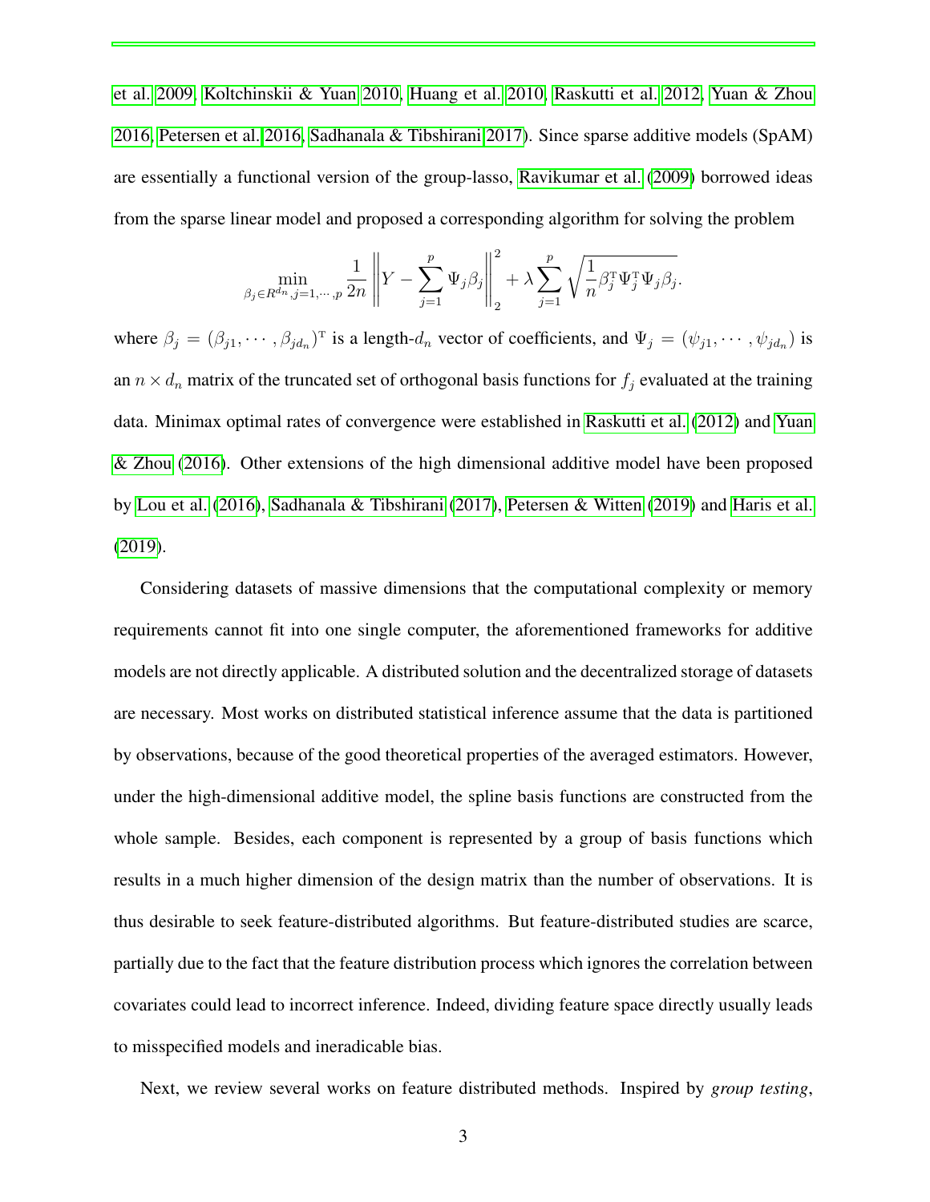et al. 2009, Koltchinskii & Yuan 2010, Huang et al. 2010, Raskutti et al. 2012, Yuan & Zhou 2016, Petersen et al. 2016, Sadhanala & Tibshirani 2017). Since sparse additive models (SpAM) are essentially a functional version of the group-lasso, Ravikumar et al. (2009) borrowed ideas from the sparse linear model and proposed a corresponding algorithm for solving the problem

$$\min_{\beta_j \in R^{d_n}, j=1,\cdots,p} \frac{1}{2n} \left\| Y - \sum_{j=1}^{p} \Psi_j \beta_j \right\|_2^2 + \lambda \sum_{j=1}^{p} \sqrt{\frac{1}{n} \beta_j^{\mathrm{T}} \Psi_j^{\mathrm{T}} \Psi_j \beta_j}.$$

where $\beta_j = (\beta_{j1}, \cdots, \beta_{jd_n})^{\mathrm{T}}$ is a length-$d_n$ vector of coefficients, and $\Psi_j = (\psi_{j1}, \cdots, \psi_{jd_n})$ is an $n \times d_n$ matrix of the truncated set of orthogonal basis functions for $f_j$ evaluated at the training data. Minimax optimal rates of convergence were established in Raskutti et al. (2012) and Yuan & Zhou (2016). Other extensions of the high dimensional additive model have been proposed by Lou et al. (2016), Sadhanala & Tibshirani (2017), Petersen & Witten (2019) and Haris et al. (2019).

Considering datasets of massive dimensions that the computational complexity or memory requirements cannot fit into one single computer, the aforementioned frameworks for additive models are not directly applicable. A distributed solution and the decentralized storage of datasets are necessary. Most works on distributed statistical inference assume that the data is partitioned by observations, because of the good theoretical properties of the averaged estimators. However, under the high-dimensional additive model, the spline basis functions are constructed from the whole sample. Besides, each component is represented by a group of basis functions which results in a much higher dimension of the design matrix than the number of observations. It is thus desirable to seek feature-distributed algorithms. But feature-distributed studies are scarce, partially due to the fact that the feature distribution process which ignores the correlation between covariates could lead to incorrect inference. Indeed, dividing feature space directly usually leads to misspecified models and ineradicable bias.

Next, we review several works on feature distributed methods. Inspired by *group testing*,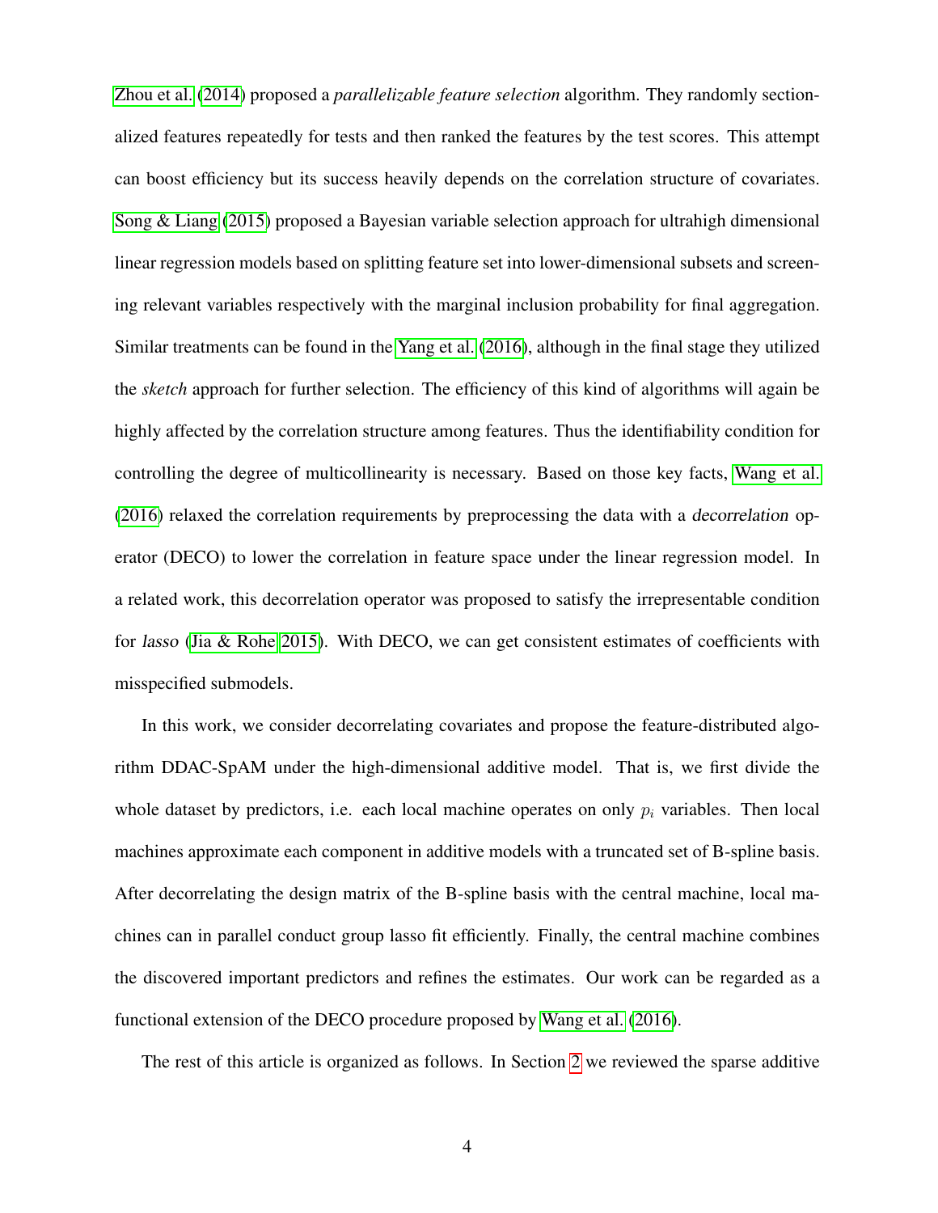Zhou et al. (2014) proposed a *parallelizable feature selection* algorithm. They randomly sectionalized features repeatedly for tests and then ranked the features by the test scores. This attempt can boost efficiency but its success heavily depends on the correlation structure of covariates. Song & Liang (2015) proposed a Bayesian variable selection approach for ultrahigh dimensional linear regression models based on splitting feature set into lower-dimensional subsets and screening relevant variables respectively with the marginal inclusion probability for final aggregation. Similar treatments can be found in the Yang et al. (2016), although in the final stage they utilized the *sketch* approach for further selection. The efficiency of this kind of algorithms will again be highly affected by the correlation structure among features. Thus the identifiability condition for controlling the degree of multicollinearity is necessary. Based on those key facts, Wang et al. (2016) relaxed the correlation requirements by preprocessing the data with a *decorrelation* operator (DECO) to lower the correlation in feature space under the linear regression model. In a related work, this decorrelation operator was proposed to satisfy the irrepresentable condition for *lasso* (Jia & Rohe 2015). With DECO, we can get consistent estimates of coefficients with misspecified submodels.

In this work, we consider decorrelating covariates and propose the feature-distributed algorithm DDAC-SpAM under the high-dimensional additive model. That is, we first divide the whole dataset by predictors, i.e. each local machine operates on only $p_i$ variables. Then local machines approximate each component in additive models with a truncated set of B-spline basis. After decorrelating the design matrix of the B-spline basis with the central machine, local machines can in parallel conduct group lasso fit efficiently. Finally, the central machine combines the discovered important predictors and refines the estimates. Our work can be regarded as a functional extension of the DECO procedure proposed by Wang et al. (2016).

The rest of this article is organized as follows. In Section 2 we reviewed the sparse additive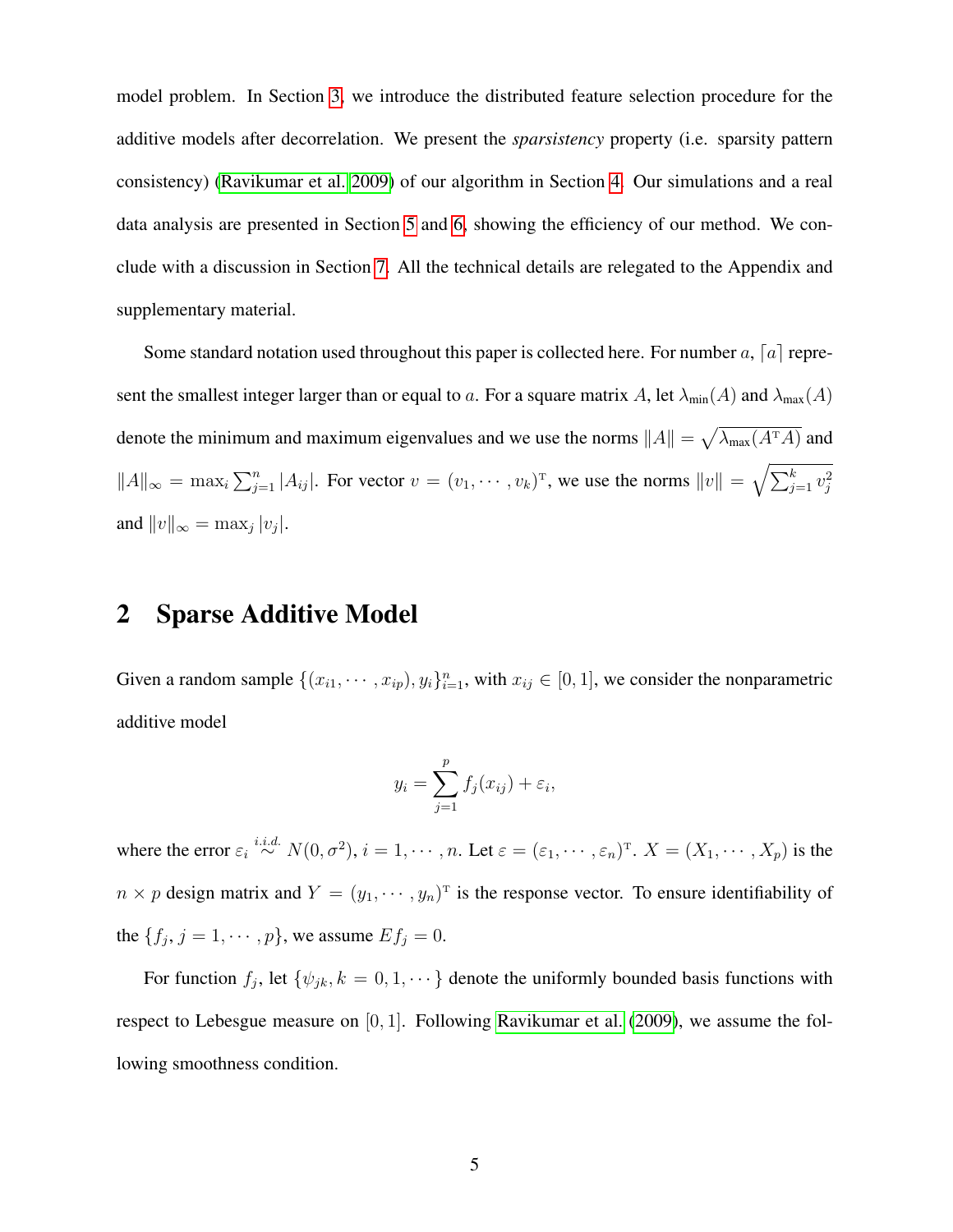model problem. In Section 3, we introduce the distributed feature selection procedure for the additive models after decorrelation. We present the *sparsistency* property (i.e. sparsity pattern consistency) (Ravikumar et al. 2009) of our algorithm in Section 4. Our simulations and a real data analysis are presented in Section 5 and 6, showing the efficiency of our method. We conclude with a discussion in Section 7. All the technical details are relegated to the Appendix and supplementary material.

Some standard notation used throughout this paper is collected here. For number $a$, $\lceil a \rceil$ represent the smallest integer larger than or equal to $a$. For a square matrix $A$, let $\lambda_{\min}(A)$ and $\lambda_{\max}(A)$ denote the minimum and maximum eigenvalues and we use the norms $\|A\| = \sqrt{\lambda_{\max}(A^{\mathrm{T}}A)}$ and $\|A\|_\infty = \max_i \sum_{j=1}^n |A_{ij}|$. For vector $v = (v_1, \cdots, v_k)^{\mathrm{T}}$, we use the norms $\|v\| = \sqrt{\sum_{j=1}^k v_j^2}$ and $\|v\|_\infty = \max_j |v_j|$.

## 2 Sparse Additive Model

Given a random sample $\{(x_{i1}, \cdots, x_{ip}), y_i\}_{i=1}^n$, with $x_{ij} \in [0, 1]$, we consider the nonparametric additive model

$$y_i = \sum_{j=1}^p f_j(x_{ij}) + \varepsilon_i,$$

where the error $\varepsilon_i \overset{i.i.d.}{\sim} N(0, \sigma^2)$, $i = 1, \cdots, n$. Let $\varepsilon = (\varepsilon_1, \cdots, \varepsilon_n)^{\mathrm{T}}$. $X = (X_1, \cdots, X_p)$ is the $n \times p$ design matrix and $Y = (y_1, \cdots, y_n)^{\mathrm{T}}$ is the response vector. To ensure identifiability of the $\{f_j, j = 1, \cdots, p\}$, we assume $Ef_j = 0$.

For function $f_j$, let $\{\psi_{jk}, k = 0, 1, \cdots\}$ denote the uniformly bounded basis functions with respect to Lebesgue measure on $[0, 1]$. Following Ravikumar et al. (2009), we assume the following smoothness condition.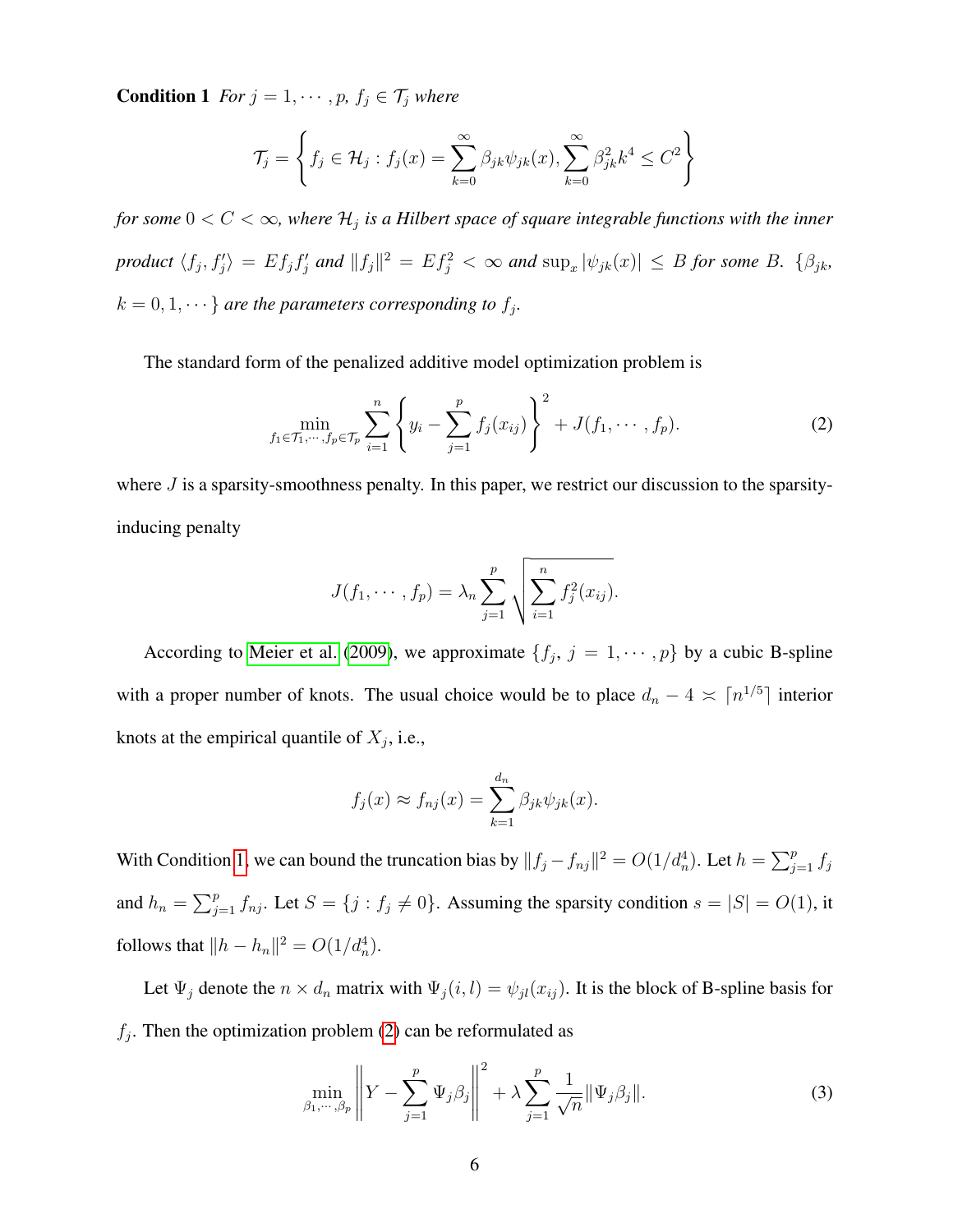**Condition 1** *For* $j = 1, \cdots, p$*,* $f_j \in \mathcal{T}_j$ *where*

$$\mathcal{T}_j = \left\{ f_j \in \mathcal{H}_j : f_j(x) = \sum_{k=0}^{\infty} \beta_{jk}\psi_{jk}(x), \sum_{k=0}^{\infty} \beta_{jk}^2 k^4 \leq C^2 \right\}$$

*for some* $0 < C < \infty$*, where* $\mathcal{H}_j$ *is a Hilbert space of square integrable functions with the inner product* $\langle f_j, f_j' \rangle = E f_j f_j'$ *and* $\|f_j\|^2 = E f_j^2 < \infty$ *and* $\sup_x |\psi_{jk}(x)| \leq B$ *for some* $B$*.* $\{\beta_{jk}, k = 0, 1, \cdots\}$ *are the parameters corresponding to* $f_j$*.*

The standard form of the penalized additive model optimization problem is

$$\min_{f_1 \in \mathcal{T}_1, \cdots, f_p \in \mathcal{T}_p} \sum_{i=1}^{n} \left\{ y_i - \sum_{j=1}^{p} f_j(x_{ij}) \right\}^2 + J(f_1, \cdots, f_p). \tag{2}$$

where $J$ is a sparsity-smoothness penalty. In this paper, we restrict our discussion to the sparsity-inducing penalty

$$J(f_1, \cdots, f_p) = \lambda_n \sum_{j=1}^{p} \sqrt{\sum_{i=1}^{n} f_j^2(x_{ij})}.$$

According to Meier et al. (2009), we approximate $\{f_j, j = 1, \cdots, p\}$ by a cubic B-spline with a proper number of knots. The usual choice would be to place $d_n - 4 \asymp \lceil n^{1/5} \rceil$ interior knots at the empirical quantile of $X_j$, i.e.,

$$f_j(x) \approx f_{nj}(x) = \sum_{k=1}^{d_n} \beta_{jk}\psi_{jk}(x).$$

With Condition 1, we can bound the truncation bias by $\|f_j - f_{nj}\|^2 = O(1/d_n^4)$. Let $h = \sum_{j=1}^{p} f_j$ and $h_n = \sum_{j=1}^{p} f_{nj}$. Let $S = \{j : f_j \neq 0\}$. Assuming the sparsity condition $s = |S| = O(1)$, it follows that $\|h - h_n\|^2 = O(1/d_n^4)$.

Let $\Psi_j$ denote the $n \times d_n$ matrix with $\Psi_j(i, l) = \psi_{jl}(x_{ij})$. It is the block of B-spline basis for $f_j$. Then the optimization problem (2) can be reformulated as

$$\min_{\beta_1, \cdots, \beta_p} \left\| Y - \sum_{j=1}^{p} \Psi_j \beta_j \right\|^2 + \lambda \sum_{j=1}^{p} \frac{1}{\sqrt{n}} \|\Psi_j \beta_j\|. \tag{3}$$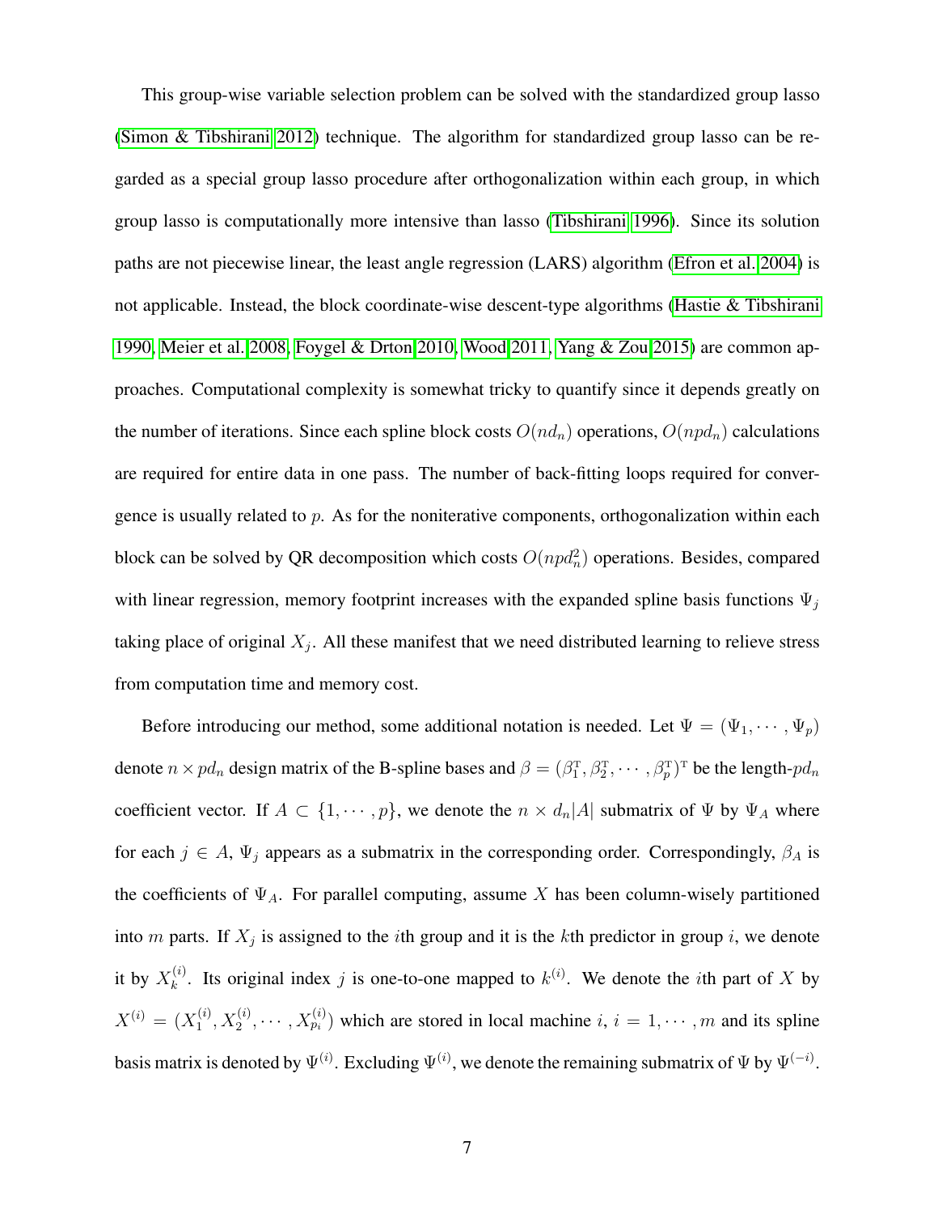This group-wise variable selection problem can be solved with the standardized group lasso (Simon & Tibshirani 2012) technique. The algorithm for standardized group lasso can be regarded as a special group lasso procedure after orthogonalization within each group, in which group lasso is computationally more intensive than lasso (Tibshirani 1996). Since its solution paths are not piecewise linear, the least angle regression (LARS) algorithm (Efron et al. 2004) is not applicable. Instead, the block coordinate-wise descent-type algorithms (Hastie & Tibshirani 1990, Meier et al. 2008, Foygel & Drton 2010, Wood 2011, Yang & Zou 2015) are common approaches. Computational complexity is somewhat tricky to quantify since it depends greatly on the number of iterations. Since each spline block costs $O(nd_n)$ operations, $O(npd_n)$ calculations are required for entire data in one pass. The number of back-fitting loops required for convergence is usually related to $p$. As for the noniterative components, orthogonalization within each block can be solved by QR decomposition which costs $O(npd_n^2)$ operations. Besides, compared with linear regression, memory footprint increases with the expanded spline basis functions $\Psi_j$ taking place of original $X_j$. All these manifest that we need distributed learning to relieve stress from computation time and memory cost.

Before introducing our method, some additional notation is needed. Let $\Psi = (\Psi_1, \cdots, \Psi_p)$ denote $n \times pd_n$ design matrix of the B-spline bases and $\beta = (\beta_1^{\mathrm{T}}, \beta_2^{\mathrm{T}}, \cdots, \beta_p^{\mathrm{T}})^{\mathrm{T}}$ be the length-$pd_n$ coefficient vector. If $A \subset \{1, \cdots, p\}$, we denote the $n \times d_n|A|$ submatrix of $\Psi$ by $\Psi_A$ where for each $j \in A$, $\Psi_j$ appears as a submatrix in the corresponding order. Correspondingly, $\beta_A$ is the coefficients of $\Psi_A$. For parallel computing, assume $X$ has been column-wisely partitioned into $m$ parts. If $X_j$ is assigned to the $i$th group and it is the $k$th predictor in group $i$, we denote it by $X_k^{(i)}$. Its original index $j$ is one-to-one mapped to $k^{(i)}$. We denote the $i$th part of $X$ by $X^{(i)} = (X_1^{(i)}, X_2^{(i)}, \cdots, X_{p_i}^{(i)})$ which are stored in local machine $i$, $i = 1, \cdots, m$ and its spline basis matrix is denoted by $\Psi^{(i)}$. Excluding $\Psi^{(i)}$, we denote the remaining submatrix of $\Psi$ by $\Psi^{(-i)}$.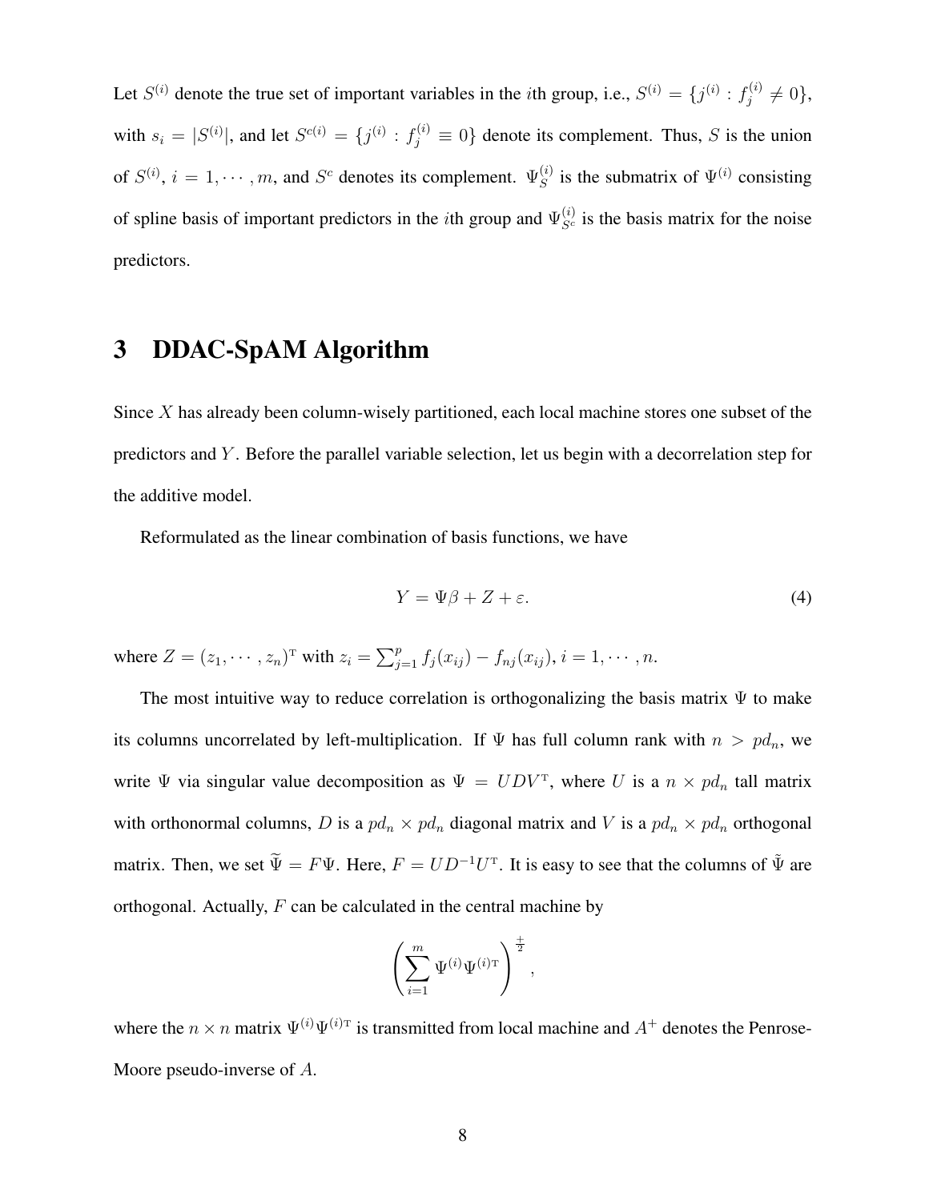Let $S^{(i)}$ denote the true set of important variables in the $i$th group, i.e., $S^{(i)} = \{j^{(i)} : f_j^{(i)} \neq 0\}$, with $s_i = |S^{(i)}|$, and let $S^{c(i)} = \{j^{(i)} : f_j^{(i)} \equiv 0\}$ denote its complement. Thus, $S$ is the union of $S^{(i)}$, $i = 1, \cdots, m$, and $S^c$ denotes its complement. $\Psi_S^{(i)}$ is the submatrix of $\Psi^{(i)}$ consisting of spline basis of important predictors in the $i$th group and $\Psi_{S^c}^{(i)}$ is the basis matrix for the noise predictors.

# 3 DDAC-SpAM Algorithm

Since $X$ has already been column-wisely partitioned, each local machine stores one subset of the predictors and $Y$. Before the parallel variable selection, let us begin with a decorrelation step for the additive model.

Reformulated as the linear combination of basis functions, we have

$$Y = \Psi\beta + Z + \varepsilon. \tag{4}$$

where $Z = (z_1, \cdots, z_n)^{\mathrm{T}}$ with $z_i = \sum_{j=1}^{p} f_j(x_{ij}) - f_{nj}(x_{ij})$, $i = 1, \cdots, n$.

The most intuitive way to reduce correlation is orthogonalizing the basis matrix $\Psi$ to make its columns uncorrelated by left-multiplication. If $\Psi$ has full column rank with $n > pd_n$, we write $\Psi$ via singular value decomposition as $\Psi = UDV^{\mathrm{T}}$, where $U$ is a $n \times pd_n$ tall matrix with orthonormal columns, $D$ is a $pd_n \times pd_n$ diagonal matrix and $V$ is a $pd_n \times pd_n$ orthogonal matrix. Then, we set $\widetilde{\Psi} = F\Psi$. Here, $F = UD^{-1}U^{\mathrm{T}}$. It is easy to see that the columns of $\tilde{\Psi}$ are orthogonal. Actually, $F$ can be calculated in the central machine by

$$\left( \sum_{i=1}^{m} \Psi^{(i)} \Psi^{(i)\mathrm{T}} \right)^{\frac{+}{2}},$$

where the $n \times n$ matrix $\Psi^{(i)} \Psi^{(i)\mathrm{T}}$ is transmitted from local machine and $A^{+}$ denotes the Penrose-Moore pseudo-inverse of $A$.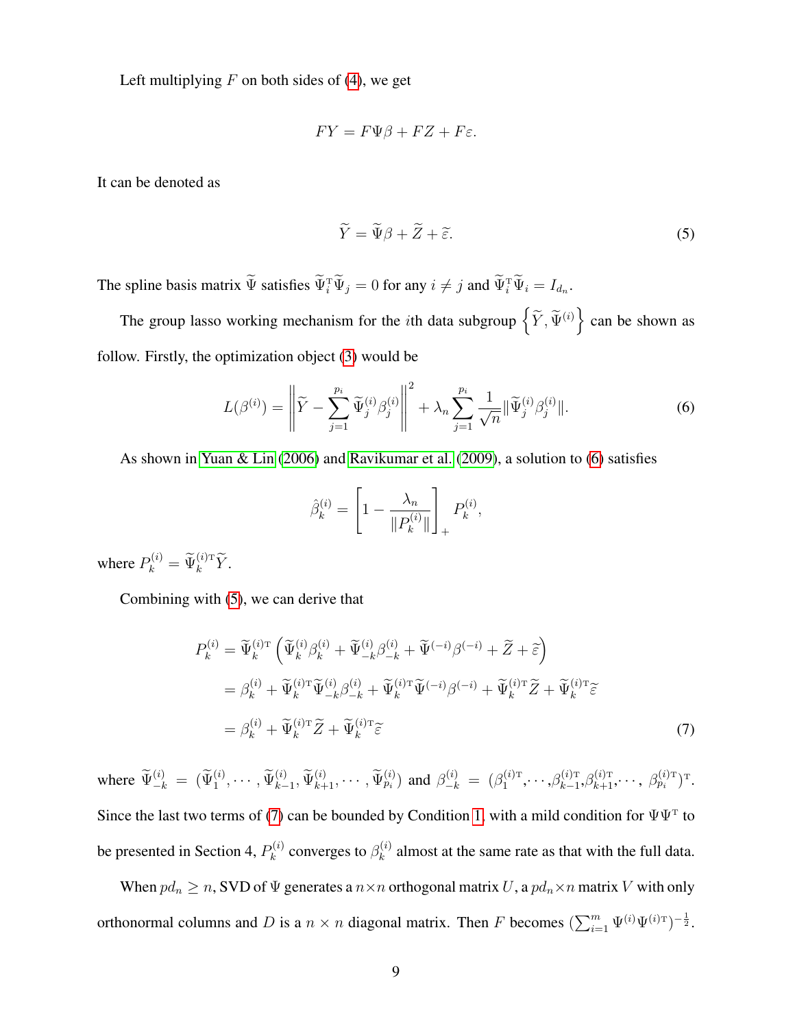Left multiplying $F$ on both sides of (4), we get

$$FY = F\Psi\beta + FZ + F\varepsilon.$$

It can be denoted as

$$\widetilde{Y} = \widetilde{\Psi}\beta + \widetilde{Z} + \widetilde{\varepsilon}. \tag{5}$$

The spline basis matrix $\widetilde{\Psi}$ satisfies $\widetilde{\Psi}_i^{\mathrm{T}}\widetilde{\Psi}_j = 0$ for any $i \neq j$ and $\widetilde{\Psi}_i^{\mathrm{T}}\widetilde{\Psi}_i = I_{d_n}$.

The group lasso working mechanism for the $i$th data subgroup $\left\{\widetilde{Y}, \widetilde{\Psi}^{(i)}\right\}$ can be shown as follow. Firstly, the optimization object (3) would be

$$L(\beta^{(i)}) = \left\|\widetilde{Y} - \sum_{j=1}^{p_i} \widetilde{\Psi}_j^{(i)}\beta_j^{(i)}\right\|^2 + \lambda_n \sum_{j=1}^{p_i} \frac{1}{\sqrt{n}}\|\widetilde{\Psi}_j^{(i)}\beta_j^{(i)}\|. \tag{6}$$

As shown in Yuan & Lin (2006) and Ravikumar et al. (2009), a solution to (6) satisfies

$$\hat{\beta}_k^{(i)} = \left[1 - \frac{\lambda_n}{\|P_k^{(i)}\|}\right]_+ P_k^{(i)},$$

where $P_k^{(i)} = \widetilde{\Psi}_k^{(i)\mathrm{T}}\widetilde{Y}$.

Combining with (5), we can derive that

$$\begin{aligned}
P_k^{(i)} &= \widetilde{\Psi}_k^{(i)\mathrm{T}}\left(\widetilde{\Psi}_k^{(i)}\beta_k^{(i)} + \widetilde{\Psi}_{-k}^{(i)}\beta_{-k}^{(i)} + \widetilde{\Psi}^{(-i)}\beta^{(-i)} + \widetilde{Z} + \widetilde{\varepsilon}\right) \\
&= \beta_k^{(i)} + \widetilde{\Psi}_k^{(i)\mathrm{T}}\widetilde{\Psi}_{-k}^{(i)}\beta_{-k}^{(i)} + \widetilde{\Psi}_k^{(i)\mathrm{T}}\widetilde{\Psi}^{(-i)}\beta^{(-i)} + \widetilde{\Psi}_k^{(i)\mathrm{T}}\widetilde{Z} + \widetilde{\Psi}_k^{(i)\mathrm{T}}\widetilde{\varepsilon} \\
&= \beta_k^{(i)} + \widetilde{\Psi}_k^{(i)\mathrm{T}}\widetilde{Z} + \widetilde{\Psi}_k^{(i)\mathrm{T}}\widetilde{\varepsilon}
\end{aligned} \tag{7}$$

where $\widetilde{\Psi}_{-k}^{(i)} = (\widetilde{\Psi}_1^{(i)}, \cdots, \widetilde{\Psi}_{k-1}^{(i)}, \widetilde{\Psi}_{k+1}^{(i)}, \cdots, \widetilde{\Psi}_{p_i}^{(i)})$ and $\beta_{-k}^{(i)} = (\beta_1^{(i)\mathrm{T}}, \cdots, \beta_{k-1}^{(i)\mathrm{T}}, \beta_{k+1}^{(i)\mathrm{T}}, \cdots, \beta_{p_i}^{(i)\mathrm{T}})^{\mathrm{T}}$. Since the last two terms of (7) can be bounded by Condition 1, with a mild condition for $\Psi\Psi^{\mathrm{T}}$ to be presented in Section 4, $P_k^{(i)}$ converges to $\beta_k^{(i)}$ almost at the same rate as that with the full data.

When $pd_n \geq n$, SVD of $\Psi$ generates a $n \times n$ orthogonal matrix $U$, a $pd_n \times n$ matrix $V$ with only orthonormal columns and $D$ is a $n \times n$ diagonal matrix. Then $F$ becomes $(\sum_{i=1}^{m} \Psi^{(i)}\Psi^{(i)\mathrm{T}})^{-\frac{1}{2}}$.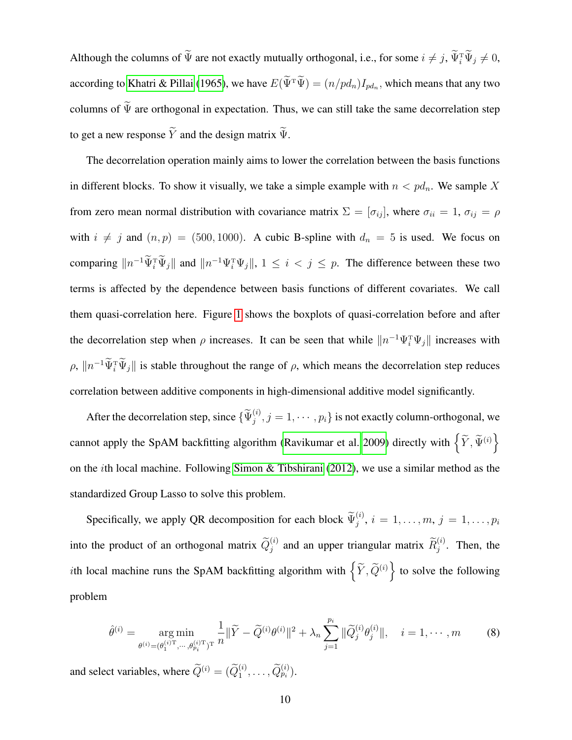Although the columns of $\widetilde{\Psi}$ are not exactly mutually orthogonal, i.e., for some $i \neq j$, $\widetilde{\Psi}_i^{\mathrm{T}} \widetilde{\Psi}_j \neq 0$, according to Khatri & Pillai (1965), we have $E(\widetilde{\Psi}^{\mathrm{T}} \widetilde{\Psi}) = (n/pd_n) I_{pd_n}$, which means that any two columns of $\widetilde{\Psi}$ are orthogonal in expectation. Thus, we can still take the same decorrelation step to get a new response $\widetilde{Y}$ and the design matrix $\widetilde{\Psi}$.

The decorrelation operation mainly aims to lower the correlation between the basis functions in different blocks. To show it visually, we take a simple example with $n < pd_n$. We sample $X$ from zero mean normal distribution with covariance matrix $\Sigma = [\sigma_{ij}]$, where $\sigma_{ii} = 1$, $\sigma_{ij} = \rho$ with $i \neq j$ and $(n, p) = (500, 1000)$. A cubic B-spline with $d_n = 5$ is used. We focus on comparing $\|n^{-1} \widetilde{\Psi}_i^{\mathrm{T}} \widetilde{\Psi}_j\|$ and $\|n^{-1} \Psi_i^{\mathrm{T}} \Psi_j\|$, $1 \leq i < j \leq p$. The difference between these two terms is affected by the dependence between basis functions of different covariates. We call them quasi-correlation here. Figure 1 shows the boxplots of quasi-correlation before and after the decorrelation step when $\rho$ increases. It can be seen that while $\|n^{-1} \Psi_i^{\mathrm{T}} \Psi_j\|$ increases with $\rho$, $\|n^{-1} \widetilde{\Psi}_i^{\mathrm{T}} \widetilde{\Psi}_j\|$ is stable throughout the range of $\rho$, which means the decorrelation step reduces correlation between additive components in high-dimensional additive model significantly.

After the decorrelation step, since $\{\widetilde{\Psi}_j^{(i)}, j = 1, \cdots, p_i\}$ is not exactly column-orthogonal, we cannot apply the SpAM backfitting algorithm (Ravikumar et al. 2009) directly with $\left\{\widetilde{Y}, \widetilde{\Psi}^{(i)}\right\}$ on the $i$th local machine. Following Simon & Tibshirani (2012), we use a similar method as the standardized Group Lasso to solve this problem.

Specifically, we apply QR decomposition for each block $\widetilde{\Psi}_j^{(i)}$, $i = 1, \ldots, m$, $j = 1, \ldots, p_i$ into the product of an orthogonal matrix $\widetilde{Q}_j^{(i)}$ and an upper triangular matrix $\widetilde{R}_j^{(i)}$. Then, the $i$th local machine runs the SpAM backfitting algorithm with $\left\{\widetilde{Y}, \widetilde{Q}^{(i)}\right\}$ to solve the following problem

$$\hat{\theta}^{(i)} = \underset{\theta^{(i)} = (\theta_1^{(i)\mathrm{T}}, \cdots, \theta_{p_i}^{(i)\mathrm{T}})^{\mathrm{T}}}{\arg\min} \frac{1}{n} \|\widetilde{Y} - \widetilde{Q}^{(i)} \theta^{(i)}\|^2 + \lambda_n \sum_{j=1}^{p_i} \|\widetilde{Q}_j^{(i)} \theta_j^{(i)}\|, \quad i = 1, \cdots, m \tag{8}$$

and select variables, where $\widetilde{Q}^{(i)} = (\widetilde{Q}_1^{(i)}, \ldots, \widetilde{Q}_{p_i}^{(i)})$.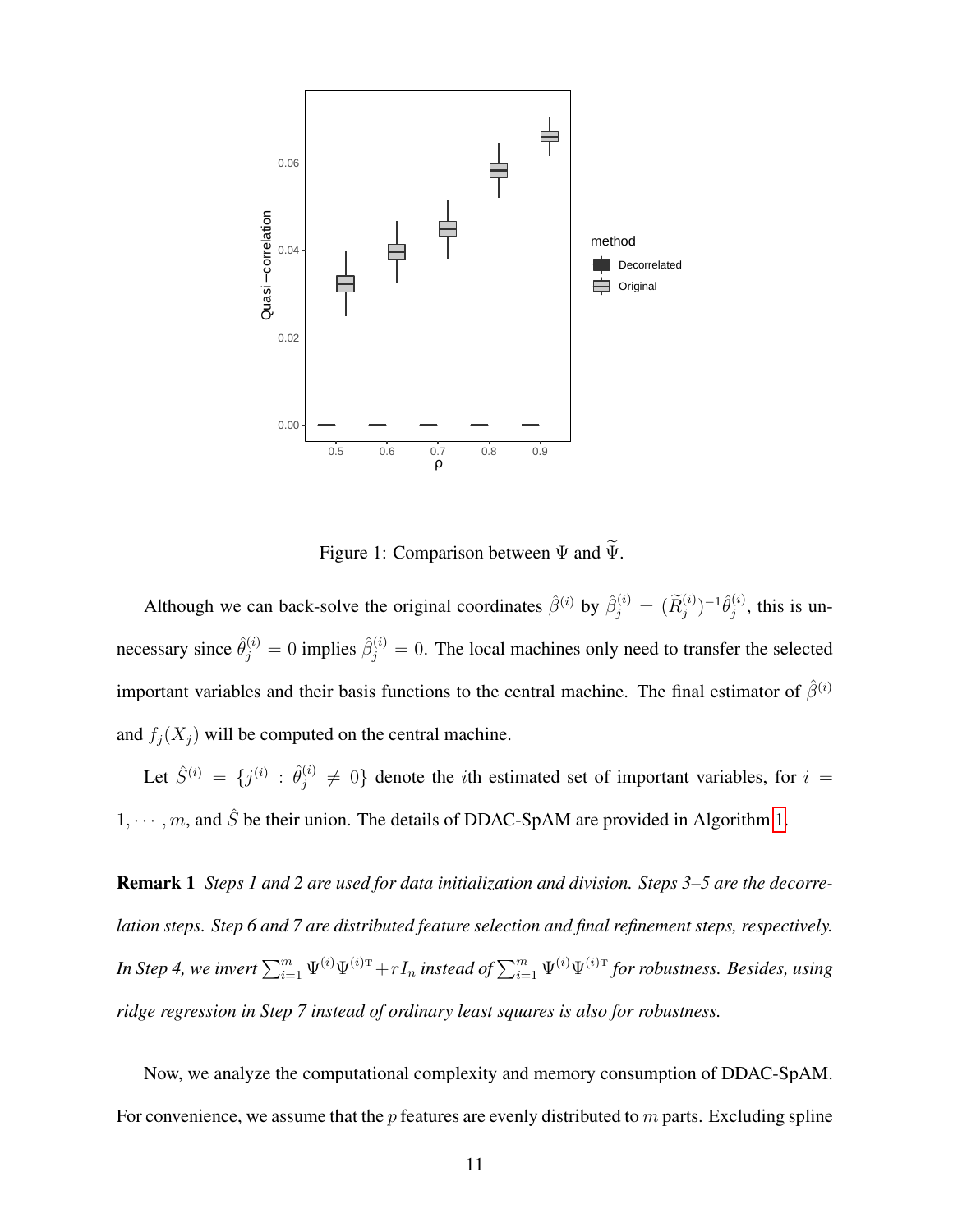Figure 1: Comparison between $\Psi$ and $\widetilde{\Psi}$.

Although we can back-solve the original coordinates $\hat{\beta}^{(i)}$ by $\hat{\beta}_j^{(i)} = (\widetilde{R}_j^{(i)})^{-1}\hat{\theta}_j^{(i)}$, this is unnecessary since $\hat{\theta}_j^{(i)} = 0$ implies $\hat{\beta}_j^{(i)} = 0$. The local machines only need to transfer the selected important variables and their basis functions to the central machine. The final estimator of $\hat{\beta}^{(i)}$ and $f_j(X_j)$ will be computed on the central machine.

Let $\hat{S}^{(i)} = \{j^{(i)} : \hat{\theta}_j^{(i)} \neq 0\}$ denote the $i$th estimated set of important variables, for $i = 1, \cdots, m$, and $\hat{S}$ be their union. The details of DDAC-SpAM are provided in Algorithm 1.

**Remark 1** *Steps 1 and 2 are used for data initialization and division. Steps 3–5 are the decorrelation steps. Step 6 and 7 are distributed feature selection and final refinement steps, respectively. In Step 4, we invert* $\sum_{i=1}^m \underline{\Psi}^{(i)}\underline{\Psi}^{(i)\mathrm{T}} + rI_n$ *instead of* $\sum_{i=1}^m \underline{\Psi}^{(i)}\underline{\Psi}^{(i)\mathrm{T}}$ *for robustness. Besides, using ridge regression in Step 7 instead of ordinary least squares is also for robustness.*

Now, we analyze the computational complexity and memory consumption of DDAC-SpAM. For convenience, we assume that the $p$ features are evenly distributed to $m$ parts. Excluding spline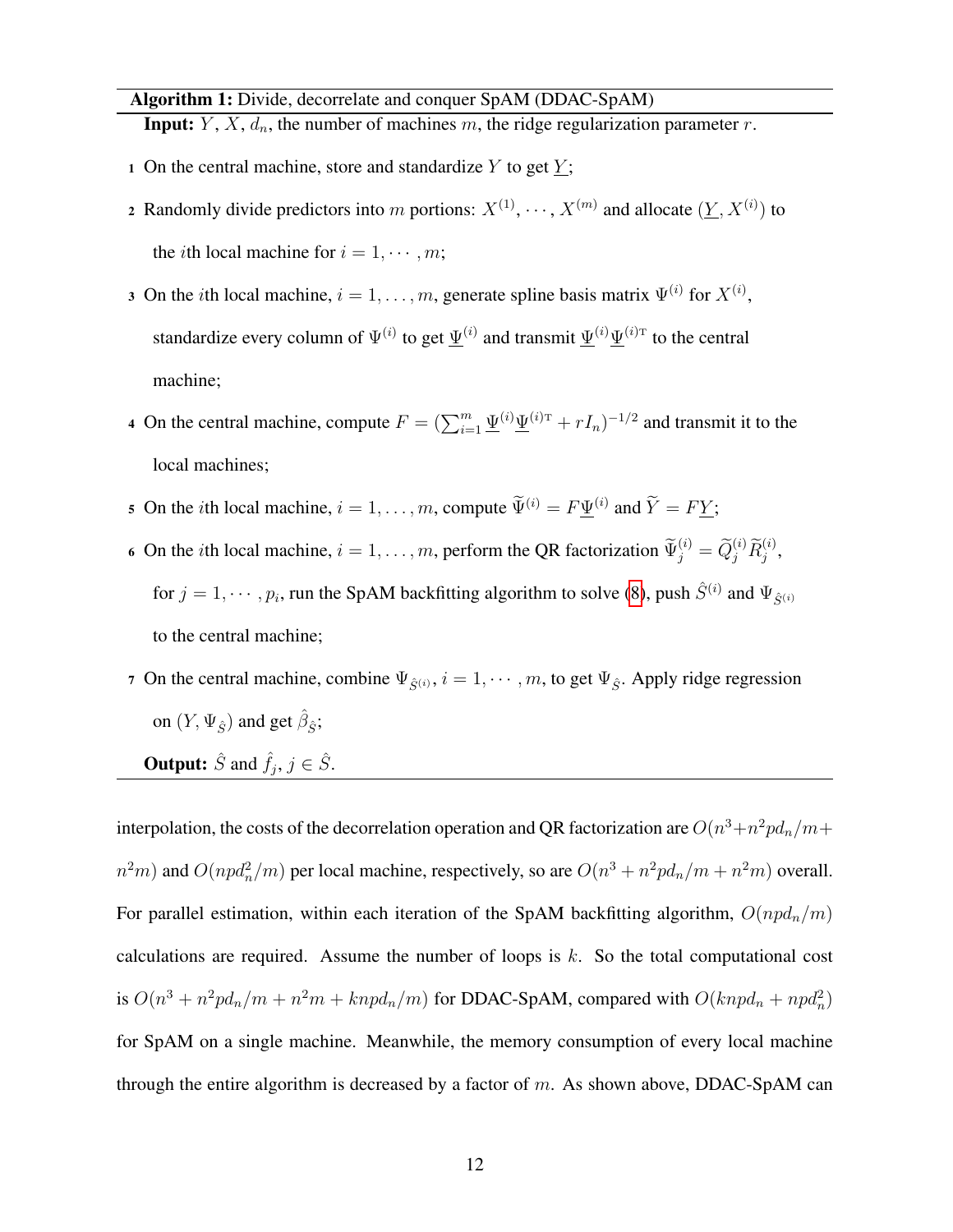**Algorithm 1:** Divide, decorrelate and conquer SpAM (DDAC-SpAM)

**Input:** $Y$, $X$, $d_n$, the number of machines $m$, the ridge regularization parameter $r$.

1. On the central machine, store and standardize $Y$ to get $\underline{Y}$;
2. Randomly divide predictors into $m$ portions: $X^{(1)}, \cdots, X^{(m)}$ and allocate $(\underline{Y}, X^{(i)})$ to the $i$th local machine for $i = 1, \cdots, m$;
3. On the $i$th local machine, $i = 1, \ldots, m$, generate spline basis matrix $\Psi^{(i)}$ for $X^{(i)}$, standardize every column of $\Psi^{(i)}$ to get $\underline{\Psi}^{(i)}$ and transmit $\underline{\Psi}^{(i)}\underline{\Psi}^{(i)\mathrm{T}}$ to the central machine;
4. On the central machine, compute $F = (\sum_{i=1}^{m} \underline{\Psi}^{(i)}\underline{\Psi}^{(i)\mathrm{T}} + rI_n)^{-1/2}$ and transmit it to the local machines;
5. On the $i$th local machine, $i = 1, \ldots, m$, compute $\widetilde{\Psi}^{(i)} = F\underline{\Psi}^{(i)}$ and $\widetilde{Y} = F\underline{Y}$;
6. On the $i$th local machine, $i = 1, \ldots, m$, perform the QR factorization $\widetilde{\Psi}_j^{(i)} = \widetilde{Q}_j^{(i)}\widetilde{R}_j^{(i)}$, for $j = 1, \cdots, p_i$, run the SpAM backfitting algorithm to solve (8), push $\hat{S}^{(i)}$ and $\Psi_{\hat{S}^{(i)}}$ to the central machine;
7. On the central machine, combine $\Psi_{\hat{S}^{(i)}}$, $i = 1, \cdots, m$, to get $\Psi_{\hat{S}}$. Apply ridge regression on $(Y, \Psi_{\hat{S}})$ and get $\hat{\beta}_{\hat{S}}$;

**Output:** $\hat{S}$ and $\hat{f}_j$, $j \in \hat{S}$.

interpolation, the costs of the decorrelation operation and QR factorization are $O(n^3 + n^2pd_n/m + n^2m)$ and $O(npd_n^2/m)$ per local machine, respectively, so are $O(n^3 + n^2pd_n/m + n^2m)$ overall. For parallel estimation, within each iteration of the SpAM backfitting algorithm, $O(npd_n/m)$ calculations are required. Assume the number of loops is $k$. So the total computational cost is $O(n^3 + n^2pd_n/m + n^2m + knpd_n/m)$ for DDAC-SpAM, compared with $O(knpd_n + npd_n^2)$ for SpAM on a single machine. Meanwhile, the memory consumption of every local machine through the entire algorithm is decreased by a factor of $m$. As shown above, DDAC-SpAM can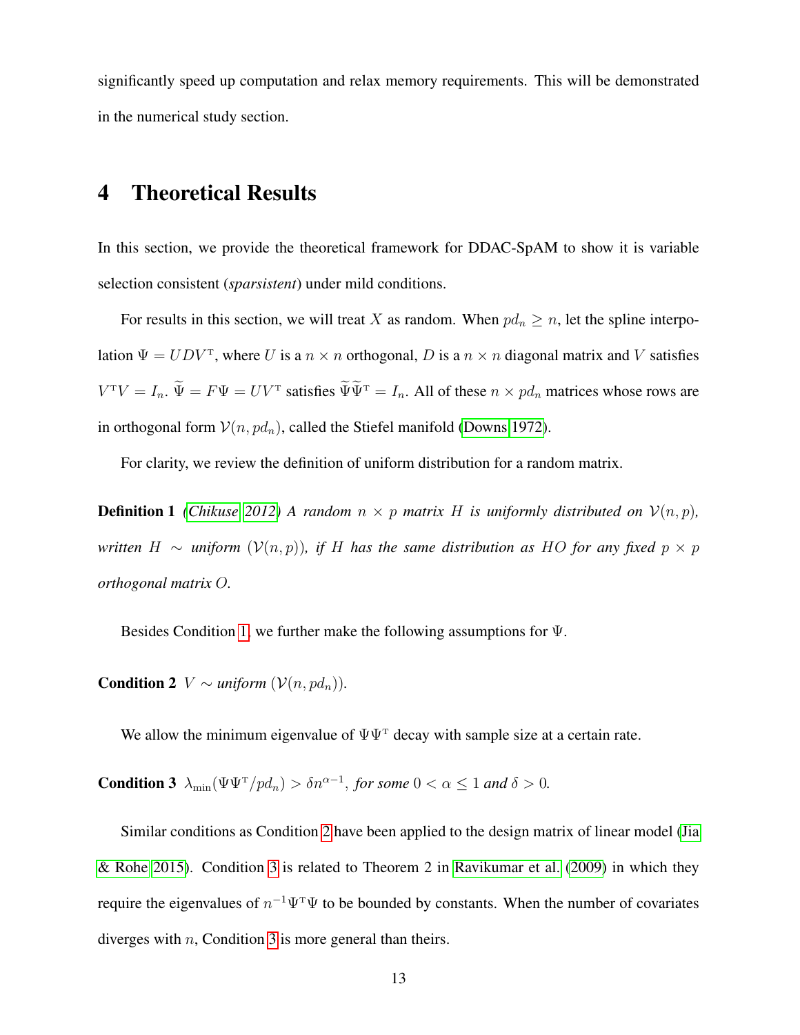significantly speed up computation and relax memory requirements. This will be demonstrated in the numerical study section.

# 4 Theoretical Results

In this section, we provide the theoretical framework for DDAC-SpAM to show it is variable selection consistent (*sparsistent*) under mild conditions.

For results in this section, we will treat $X$ as random. When $pd_n \geq n$, let the spline interpolation $\Psi = UDV^{\mathrm{T}}$, where $U$ is a $n \times n$ orthogonal, $D$ is a $n \times n$ diagonal matrix and $V$ satisfies $V^{\mathrm{T}}V = I_n$. $\widetilde{\Psi} = F\Psi = UV^{\mathrm{T}}$ satisfies $\widetilde{\Psi}\widetilde{\Psi}^{\mathrm{T}} = I_n$. All of these $n \times pd_n$ matrices whose rows are in orthogonal form $\mathcal{V}(n, pd_n)$, called the Stiefel manifold (Downs 1972).

For clarity, we review the definition of uniform distribution for a random matrix.

**Definition 1** *(Chikuse 2012) A random $n \times p$ matrix $H$ is uniformly distributed on $\mathcal{V}(n, p)$, written $H \sim$ uniform $(\mathcal{V}(n, p))$, if $H$ has the same distribution as $HO$ for any fixed $p \times p$ orthogonal matrix $O$.*

Besides Condition 1, we further make the following assumptions for $\Psi$.

**Condition 2** $V \sim$ *uniform* $(\mathcal{V}(n, pd_n))$.

We allow the minimum eigenvalue of $\Psi\Psi^{\mathrm{T}}$ decay with sample size at a certain rate.

**Condition 3** $\lambda_{\min}(\Psi\Psi^{\mathrm{T}}/pd_n) > \delta n^{\alpha-1}$, *for some $0 < \alpha \leq 1$ and $\delta > 0$.*

Similar conditions as Condition 2 have been applied to the design matrix of linear model (Jia & Rohe 2015). Condition 3 is related to Theorem 2 in Ravikumar et al. (2009) in which they require the eigenvalues of $n^{-1}\Psi^{\mathrm{T}}\Psi$ to be bounded by constants. When the number of covariates diverges with $n$, Condition 3 is more general than theirs.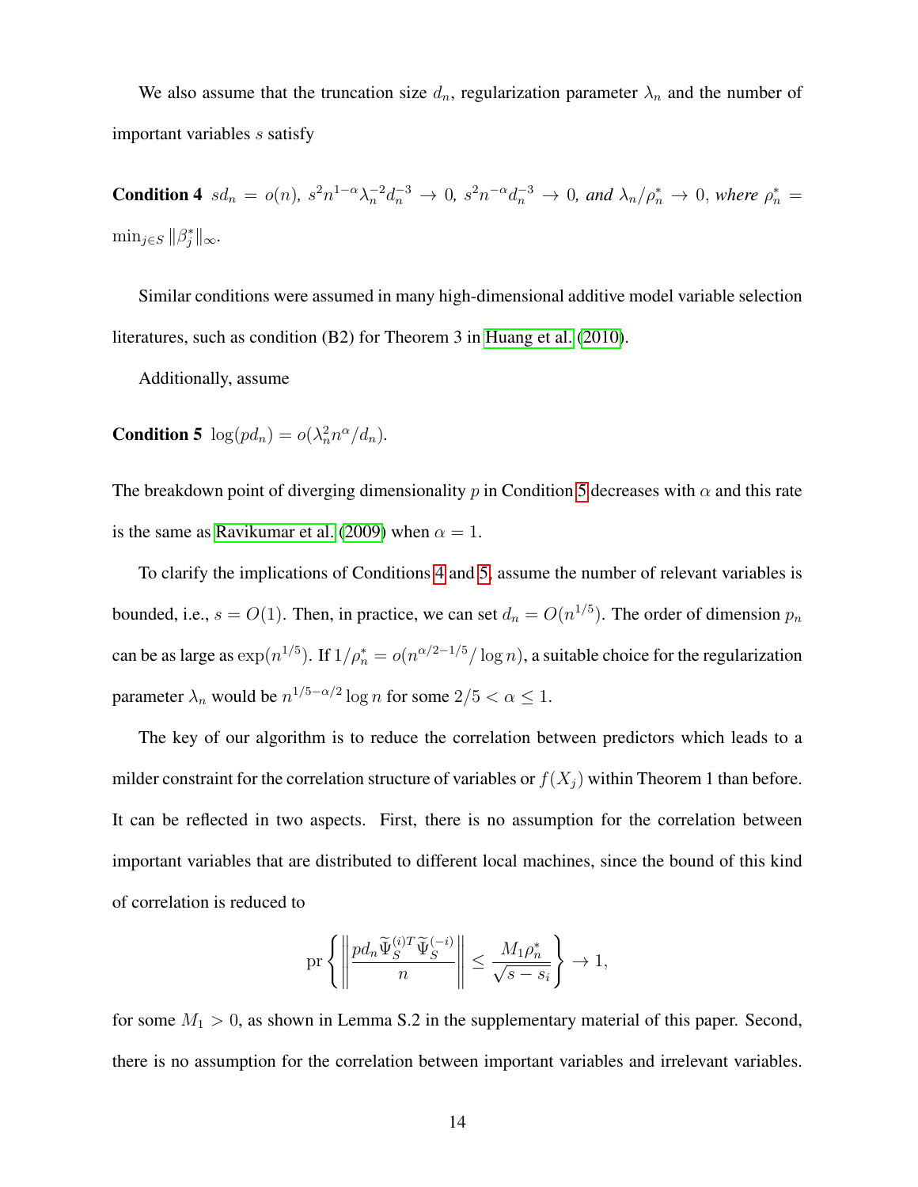We also assume that the truncation size $d_n$, regularization parameter $\lambda_n$ and the number of important variables $s$ satisfy

**Condition 4** *$sd_n = o(n)$, $s^2 n^{1-\alpha} \lambda_n^{-2} d_n^{-3} \to 0$, $s^2 n^{-\alpha} d_n^{-3} \to 0$, and $\lambda_n / \rho_n^* \to 0$, where $\rho_n^* = \min_{j \in S} \|\beta_j^*\|_\infty$.*

Similar conditions were assumed in many high-dimensional additive model variable selection literatures, such as condition (B2) for Theorem 3 in Huang et al. (2010).

Additionally, assume

**Condition 5** *$\log(pd_n) = o(\lambda_n^2 n^\alpha / d_n)$.*

The breakdown point of diverging dimensionality $p$ in Condition 5 decreases with $\alpha$ and this rate is the same as Ravikumar et al. (2009) when $\alpha = 1$.

To clarify the implications of Conditions 4 and 5, assume the number of relevant variables is bounded, i.e., $s = O(1)$. Then, in practice, we can set $d_n = O(n^{1/5})$. The order of dimension $p_n$ can be as large as $\exp(n^{1/5})$. If $1/\rho_n^* = o(n^{\alpha/2 - 1/5} / \log n)$, a suitable choice for the regularization parameter $\lambda_n$ would be $n^{1/5 - \alpha/2} \log n$ for some $2/5 < \alpha \leq 1$.

The key of our algorithm is to reduce the correlation between predictors which leads to a milder constraint for the correlation structure of variables or $f(X_j)$ within Theorem 1 than before. It can be reflected in two aspects. First, there is no assumption for the correlation between important variables that are distributed to different local machines, since the bound of this kind of correlation is reduced to

$$
\mathrm{pr}\left\{ \left\| \frac{pd_n \widetilde{\Psi}_S^{(i)T} \widetilde{\Psi}_S^{(-i)}}{n} \right\| \leq \frac{M_1 \rho_n^*}{\sqrt{s - s_i}} \right\} \to 1,
$$

for some $M_1 > 0$, as shown in Lemma S.2 in the supplementary material of this paper. Second, there is no assumption for the correlation between important variables and irrelevant variables.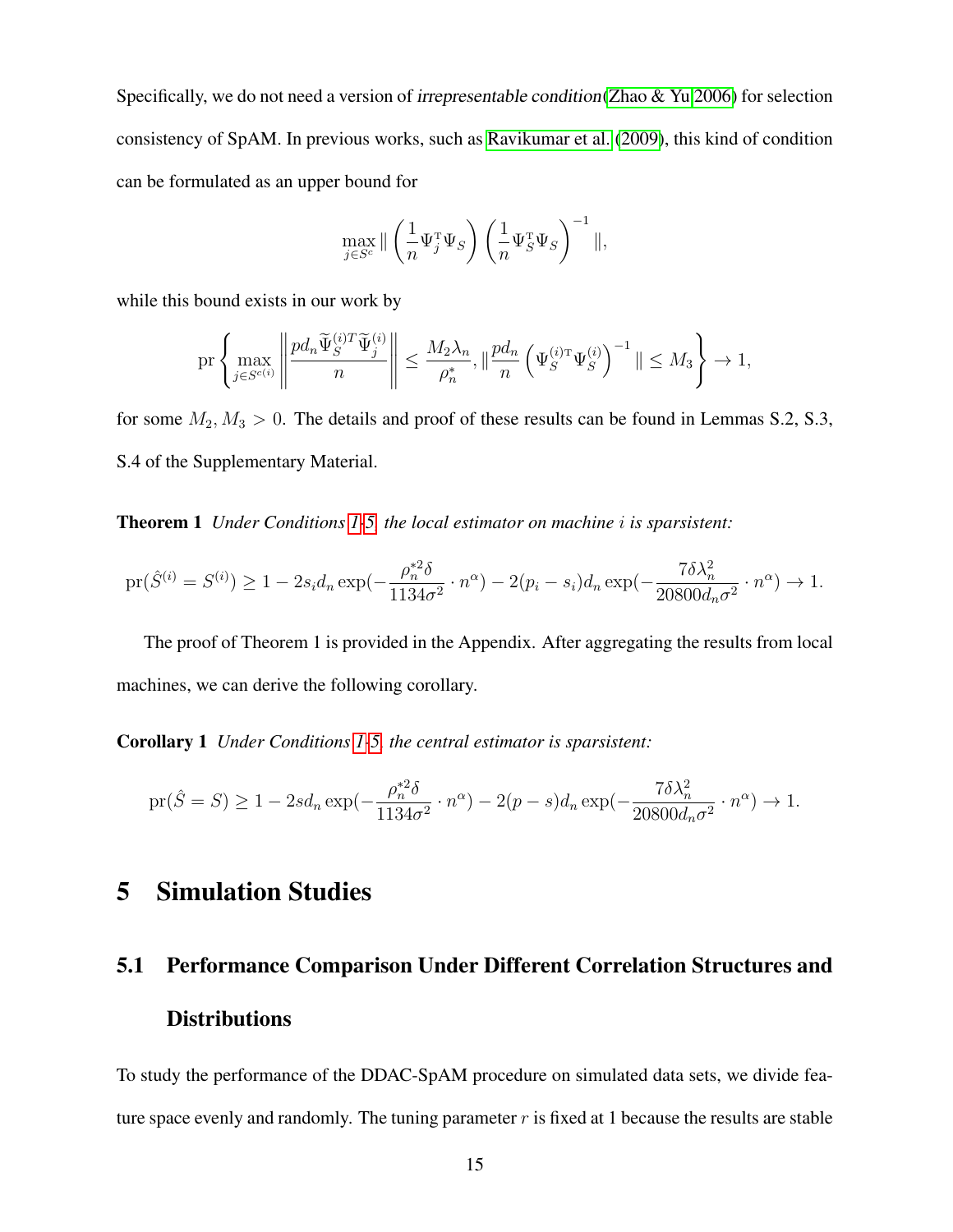Specifically, we do not need a version of *irrepresentable condition*(Zhao & Yu 2006) for selection consistency of SpAM. In previous works, such as Ravikumar et al. (2009), this kind of condition can be formulated as an upper bound for

$$\max_{j\in S^c} \| \left(\frac{1}{n}\Psi_j^{\mathrm{T}}\Psi_S\right)\left(\frac{1}{n}\Psi_S^{\mathrm{T}}\Psi_S\right)^{-1} \|,$$

while this bound exists in our work by

$$\mathrm{pr}\left\{\max_{j\in S^{c(i)}} \left\| \frac{pd_n\widetilde{\Psi}_S^{(i)T}\widetilde{\Psi}_j^{(i)}}{n} \right\| \le \frac{M_2\lambda_n}{\rho_n^*}, \| \frac{pd_n}{n}\left(\Psi_S^{(i)\mathrm{T}}\Psi_S^{(i)}\right)^{-1} \| \le M_3 \right\} \to 1,$$

for some $M_2, M_3 > 0$. The details and proof of these results can be found in Lemmas S.2, S.3, S.4 of the Supplementary Material.

**Theorem 1** *Under Conditions 1-5, the local estimator on machine $i$ is sparsistent:*

$$\mathrm{pr}(\hat{S}^{(i)} = S^{(i)}) \ge 1 - 2s_i d_n \exp(-\frac{\rho_n^{*2}\delta}{1134\sigma^2}\cdot n^\alpha) - 2(p_i - s_i)d_n \exp(-\frac{7\delta\lambda_n^2}{20800 d_n\sigma^2}\cdot n^\alpha) \to 1.$$

The proof of Theorem 1 is provided in the Appendix. After aggregating the results from local machines, we can derive the following corollary.

**Corollary 1** *Under Conditions 1-5, the central estimator is sparsistent:*

$$\mathrm{pr}(\hat{S} = S) \ge 1 - 2sd_n \exp(-\frac{\rho_n^{*2}\delta}{1134\sigma^2}\cdot n^\alpha) - 2(p - s)d_n \exp(-\frac{7\delta\lambda_n^2}{20800 d_n\sigma^2}\cdot n^\alpha) \to 1.$$

# 5 Simulation Studies

## 5.1 Performance Comparison Under Different Correlation Structures and Distributions

To study the performance of the DDAC-SpAM procedure on simulated data sets, we divide feature space evenly and randomly. The tuning parameter $r$ is fixed at 1 because the results are stable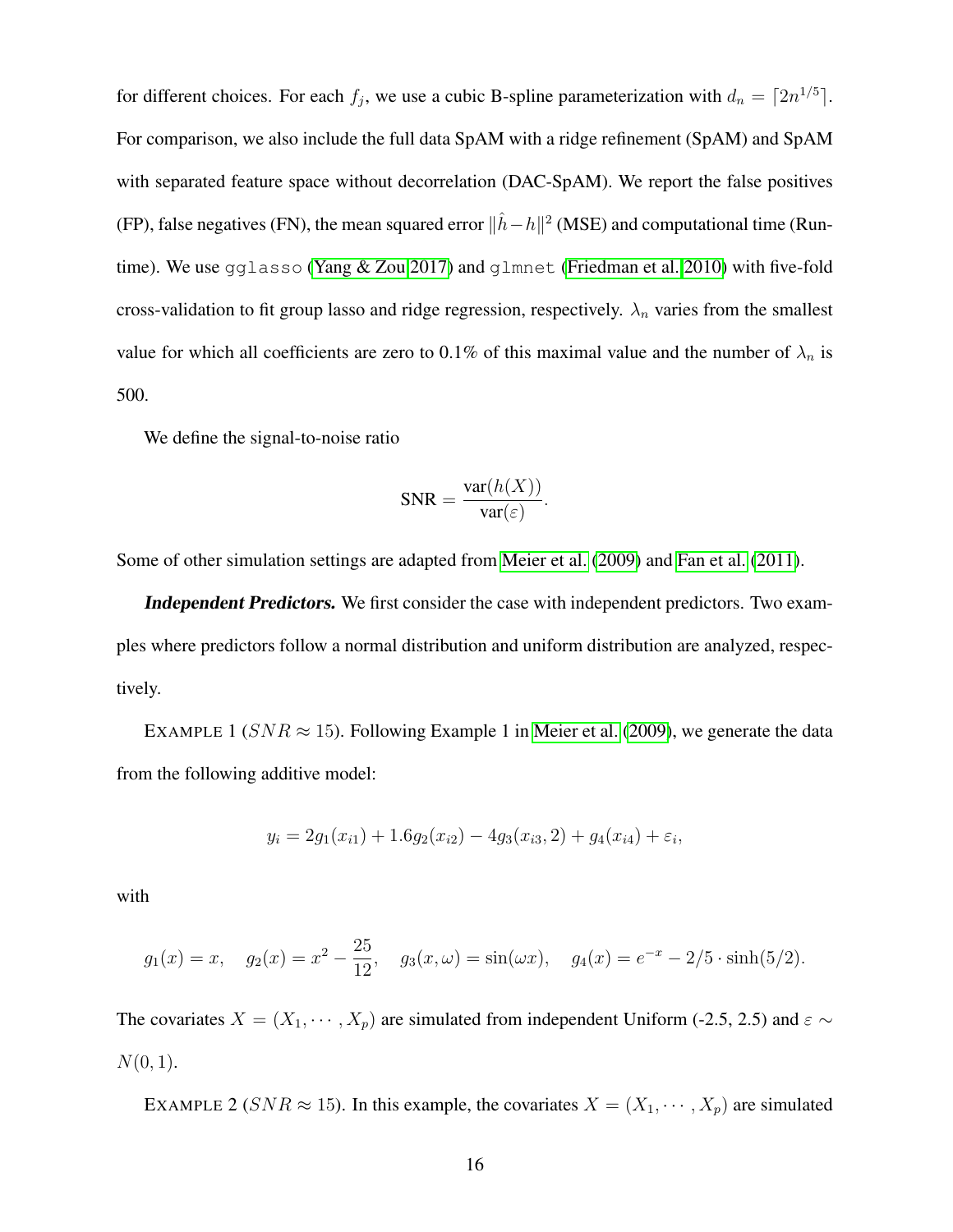for different choices. For each $f_j$, we use a cubic B-spline parameterization with $d_n = \lceil 2n^{1/5} \rceil$. For comparison, we also include the full data SpAM with a ridge refinement (SpAM) and SpAM with separated feature space without decorrelation (DAC-SpAM). We report the false positives (FP), false negatives (FN), the mean squared error $\|\hat{h} - h\|^2$ (MSE) and computational time (Runtime). We use `gglasso` (Yang & Zou 2017) and `glmnet` (Friedman et al. 2010) with five-fold cross-validation to fit group lasso and ridge regression, respectively. $\lambda_n$ varies from the smallest value for which all coefficients are zero to 0.1% of this maximal value and the number of $\lambda_n$ is 500.

We define the signal-to-noise ratio

$$\text{SNR} = \frac{\text{var}(h(X))}{\text{var}(\varepsilon)}.$$

Some of other simulation settings are adapted from Meier et al. (2009) and Fan et al. (2011).

***Independent Predictors.*** We first consider the case with independent predictors. Two examples where predictors follow a normal distribution and uniform distribution are analyzed, respectively.

EXAMPLE 1 ($SNR \approx 15$). Following Example 1 in Meier et al. (2009), we generate the data from the following additive model:

$$y_i = 2g_1(x_{i1}) + 1.6g_2(x_{i2}) - 4g_3(x_{i3}, 2) + g_4(x_{i4}) + \varepsilon_i,$$

with

$$g_1(x) = x, \quad g_2(x) = x^2 - \frac{25}{12}, \quad g_3(x, \omega) = \sin(\omega x), \quad g_4(x) = e^{-x} - 2/5 \cdot \sinh(5/2).$$

The covariates $X = (X_1, \cdots, X_p)$ are simulated from independent Uniform (-2.5, 2.5) and $\varepsilon \sim N(0, 1)$.

EXAMPLE 2 ($SNR \approx 15$). In this example, the covariates $X = (X_1, \cdots, X_p)$ are simulated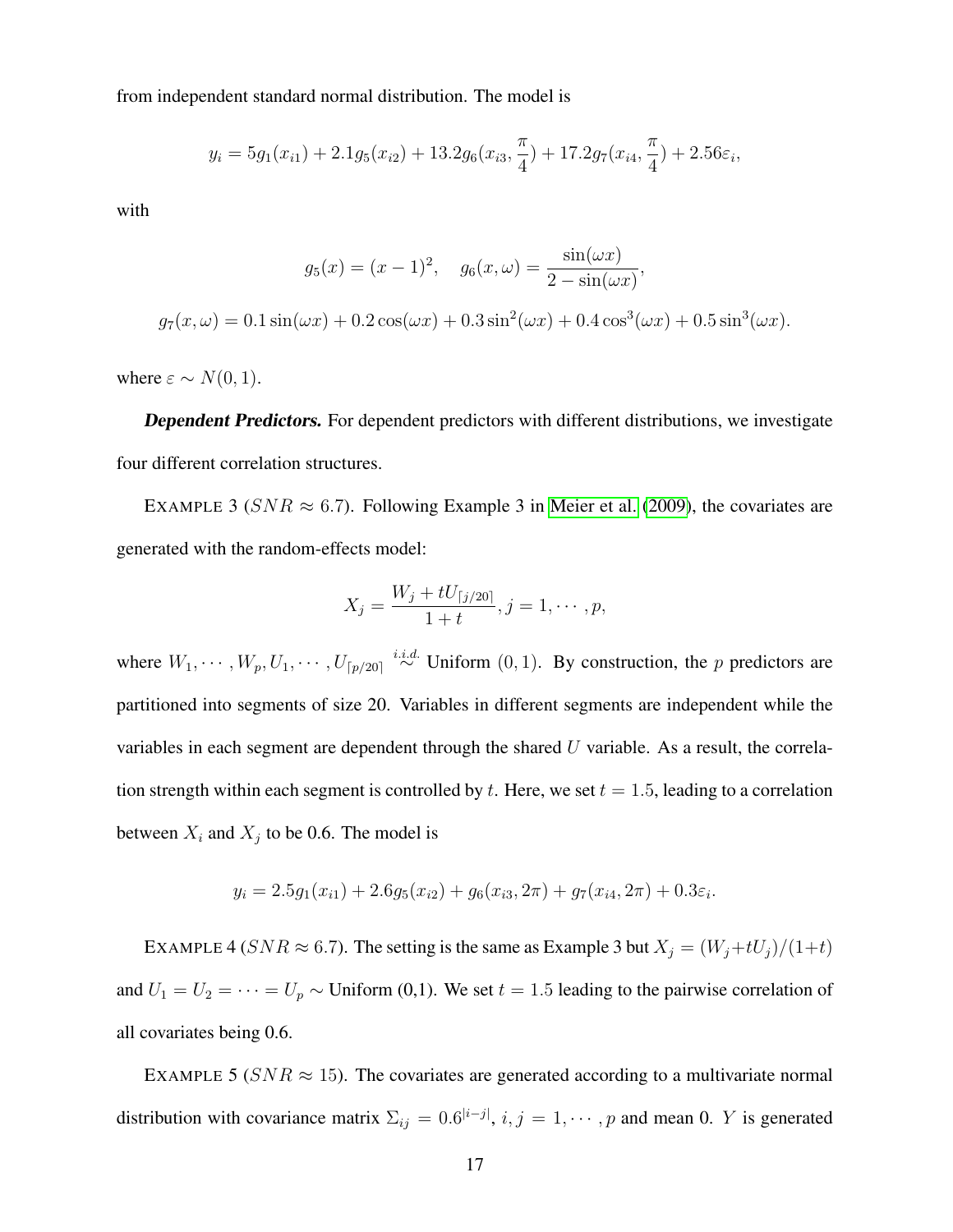from independent standard normal distribution. The model is

$$y_i = 5g_1(x_{i1}) + 2.1g_5(x_{i2}) + 13.2g_6(x_{i3}, \frac{\pi}{4}) + 17.2g_7(x_{i4}, \frac{\pi}{4}) + 2.56\varepsilon_i,$$

with

$$g_5(x) = (x-1)^2, \quad g_6(x, \omega) = \frac{\sin(\omega x)}{2 - \sin(\omega x)},$$

$$g_7(x, \omega) = 0.1\sin(\omega x) + 0.2\cos(\omega x) + 0.3\sin^2(\omega x) + 0.4\cos^3(\omega x) + 0.5\sin^3(\omega x).$$

where $\varepsilon \sim N(0, 1)$.

***Dependent Predictors.*** For dependent predictors with different distributions, we investigate four different correlation structures.

EXAMPLE 3 ($SNR \approx 6.7$). Following Example 3 in Meier et al. (2009), the covariates are generated with the random-effects model:

$$X_j = \frac{W_j + tU_{\lceil j/20 \rceil}}{1+t}, j = 1, \cdots, p,$$

where $W_1, \cdots, W_p, U_1, \cdots, U_{\lceil p/20 \rceil} \overset{i.i.d.}{\sim}$ Uniform $(0, 1)$. By construction, the $p$ predictors are partitioned into segments of size 20. Variables in different segments are independent while the variables in each segment are dependent through the shared $U$ variable. As a result, the correlation strength within each segment is controlled by $t$. Here, we set $t = 1.5$, leading to a correlation between $X_i$ and $X_j$ to be 0.6. The model is

$$y_i = 2.5g_1(x_{i1}) + 2.6g_5(x_{i2}) + g_6(x_{i3}, 2\pi) + g_7(x_{i4}, 2\pi) + 0.3\varepsilon_i.$$

EXAMPLE 4 ($SNR \approx 6.7$). The setting is the same as Example 3 but $X_j = (W_j + tU_j)/(1+t)$ and $U_1 = U_2 = \cdots = U_p \sim$ Uniform (0,1). We set $t = 1.5$ leading to the pairwise correlation of all covariates being 0.6.

EXAMPLE 5 ($SNR \approx 15$). The covariates are generated according to a multivariate normal distribution with covariance matrix $\Sigma_{ij} = 0.6^{|i-j|}$, $i, j = 1, \cdots, p$ and mean 0. $Y$ is generated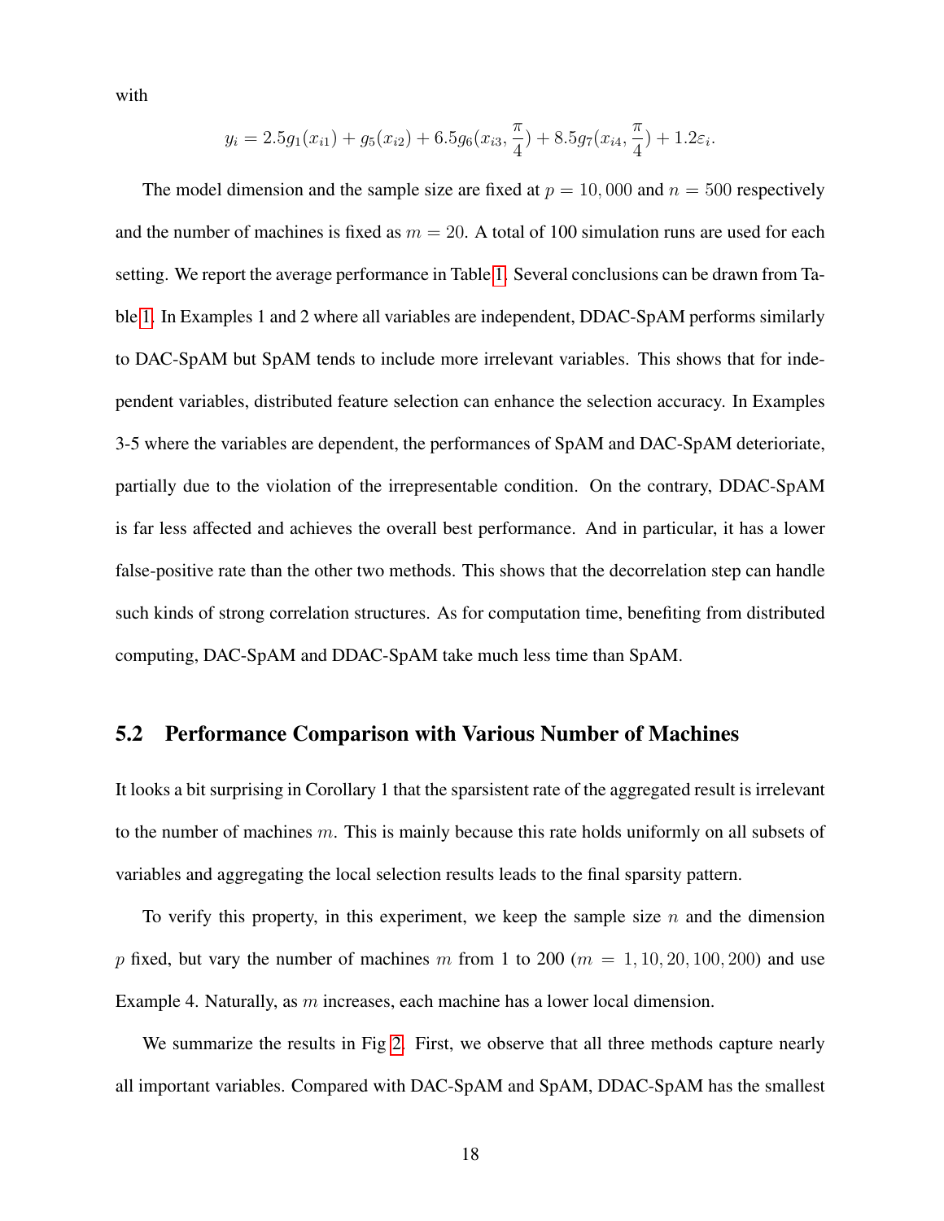with

$$y_i = 2.5g_1(x_{i1}) + g_5(x_{i2}) + 6.5g_6(x_{i3}, \frac{\pi}{4}) + 8.5g_7(x_{i4}, \frac{\pi}{4}) + 1.2\varepsilon_i.$$

The model dimension and the sample size are fixed at $p = 10,000$ and $n = 500$ respectively and the number of machines is fixed as $m = 20$. A total of 100 simulation runs are used for each setting. We report the average performance in Table 1. Several conclusions can be drawn from Table 1. In Examples 1 and 2 where all variables are independent, DDAC-SpAM performs similarly to DAC-SpAM but SpAM tends to include more irrelevant variables. This shows that for independent variables, distributed feature selection can enhance the selection accuracy. In Examples 3-5 where the variables are dependent, the performances of SpAM and DAC-SpAM deterioriate, partially due to the violation of the irrepresentable condition. On the contrary, DDAC-SpAM is far less affected and achieves the overall best performance. And in particular, it has a lower false-positive rate than the other two methods. This shows that the decorrelation step can handle such kinds of strong correlation structures. As for computation time, benefiting from distributed computing, DAC-SpAM and DDAC-SpAM take much less time than SpAM.

## 5.2 Performance Comparison with Various Number of Machines

It looks a bit surprising in Corollary 1 that the sparsistent rate of the aggregated result is irrelevant to the number of machines $m$. This is mainly because this rate holds uniformly on all subsets of variables and aggregating the local selection results leads to the final sparsity pattern.

To verify this property, in this experiment, we keep the sample size $n$ and the dimension $p$ fixed, but vary the number of machines $m$ from 1 to 200 ($m = 1, 10, 20, 100, 200$) and use Example 4. Naturally, as $m$ increases, each machine has a lower local dimension.

We summarize the results in Fig 2. First, we observe that all three methods capture nearly all important variables. Compared with DAC-SpAM and SpAM, DDAC-SpAM has the smallest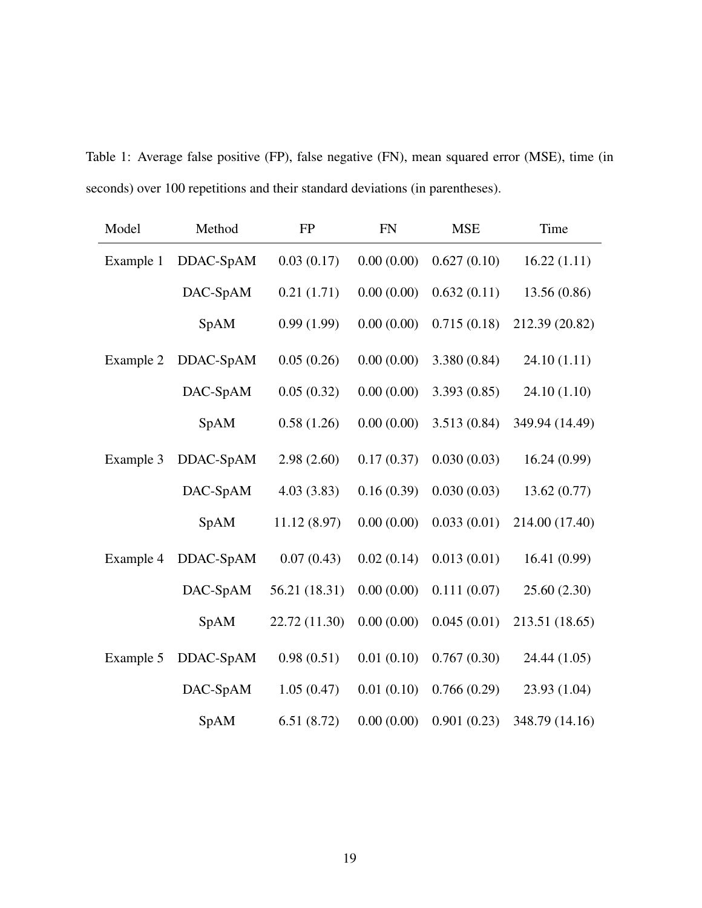Table 1: Average false positive (FP), false negative (FN), mean squared error (MSE), time (in seconds) over 100 repetitions and their standard deviations (in parentheses).

| Model | Method | FP | FN | MSE | Time |
|---|---|---|---|---|---|
| Example 1 | DDAC-SpAM | 0.03 (0.17) | 0.00 (0.00) | 0.627 (0.10) | 16.22 (1.11) |
| | DAC-SpAM | 0.21 (1.71) | 0.00 (0.00) | 0.632 (0.11) | 13.56 (0.86) |
| | SpAM | 0.99 (1.99) | 0.00 (0.00) | 0.715 (0.18) | 212.39 (20.82) |
| Example 2 | DDAC-SpAM | 0.05 (0.26) | 0.00 (0.00) | 3.380 (0.84) | 24.10 (1.11) |
| | DAC-SpAM | 0.05 (0.32) | 0.00 (0.00) | 3.393 (0.85) | 24.10 (1.10) |
| | SpAM | 0.58 (1.26) | 0.00 (0.00) | 3.513 (0.84) | 349.94 (14.49) |
| Example 3 | DDAC-SpAM | 2.98 (2.60) | 0.17 (0.37) | 0.030 (0.03) | 16.24 (0.99) |
| | DAC-SpAM | 4.03 (3.83) | 0.16 (0.39) | 0.030 (0.03) | 13.62 (0.77) |
| | SpAM | 11.12 (8.97) | 0.00 (0.00) | 0.033 (0.01) | 214.00 (17.40) |
| Example 4 | DDAC-SpAM | 0.07 (0.43) | 0.02 (0.14) | 0.013 (0.01) | 16.41 (0.99) |
| | DAC-SpAM | 56.21 (18.31) | 0.00 (0.00) | 0.111 (0.07) | 25.60 (2.30) |
| | SpAM | 22.72 (11.30) | 0.00 (0.00) | 0.045 (0.01) | 213.51 (18.65) |
| Example 5 | DDAC-SpAM | 0.98 (0.51) | 0.01 (0.10) | 0.767 (0.30) | 24.44 (1.05) |
| | DAC-SpAM | 1.05 (0.47) | 0.01 (0.10) | 0.766 (0.29) | 23.93 (1.04) |
| | SpAM | 6.51 (8.72) | 0.00 (0.00) | 0.901 (0.23) | 348.79 (14.16) |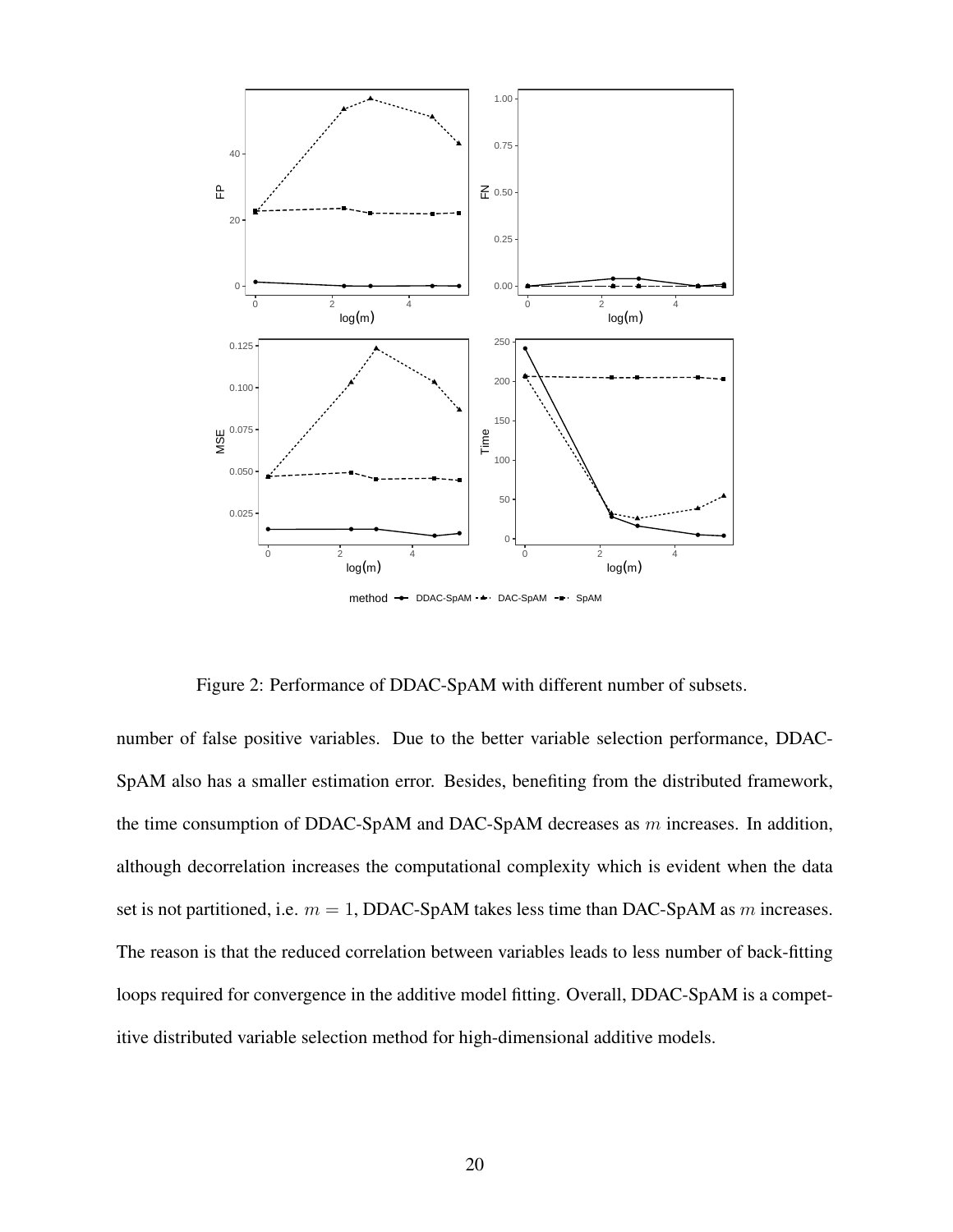Figure 2: Performance of DDAC-SpAM with different number of subsets.

number of false positive variables. Due to the better variable selection performance, DDAC-SpAM also has a smaller estimation error. Besides, benefiting from the distributed framework, the time consumption of DDAC-SpAM and DAC-SpAM decreases as $m$ increases. In addition, although decorrelation increases the computational complexity which is evident when the data set is not partitioned, i.e. $m = 1$, DDAC-SpAM takes less time than DAC-SpAM as $m$ increases. The reason is that the reduced correlation between variables leads to less number of back-fitting loops required for convergence in the additive model fitting. Overall, DDAC-SpAM is a competitive distributed variable selection method for high-dimensional additive models.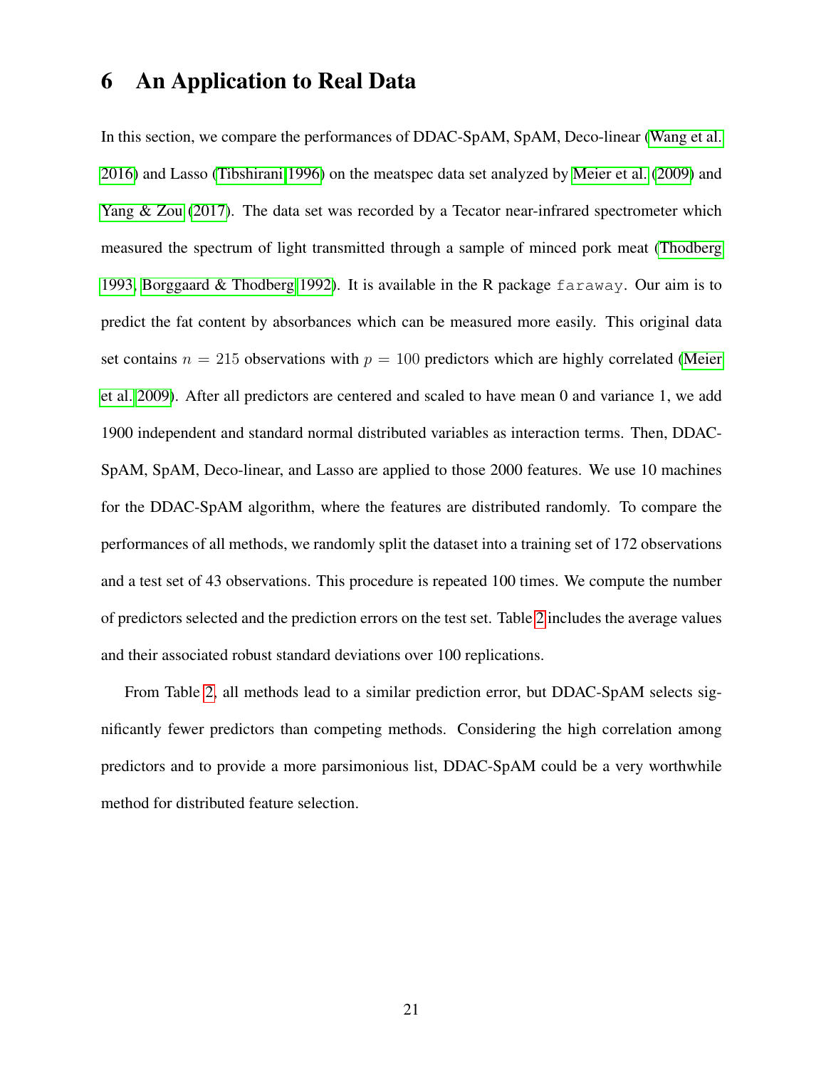# 6 An Application to Real Data

In this section, we compare the performances of DDAC-SpAM, SpAM, Deco-linear (Wang et al. 2016) and Lasso (Tibshirani 1996) on the meatspec data set analyzed by Meier et al. (2009) and Yang & Zou (2017). The data set was recorded by a Tecator near-infrared spectrometer which measured the spectrum of light transmitted through a sample of minced pork meat (Thodberg 1993, Borggaard & Thodberg 1992). It is available in the R package `faraway`. Our aim is to predict the fat content by absorbances which can be measured more easily. This original data set contains $n = 215$ observations with $p = 100$ predictors which are highly correlated (Meier et al. 2009). After all predictors are centered and scaled to have mean 0 and variance 1, we add 1900 independent and standard normal distributed variables as interaction terms. Then, DDAC-SpAM, SpAM, Deco-linear, and Lasso are applied to those 2000 features. We use 10 machines for the DDAC-SpAM algorithm, where the features are distributed randomly. To compare the performances of all methods, we randomly split the dataset into a training set of 172 observations and a test set of 43 observations. This procedure is repeated 100 times. We compute the number of predictors selected and the prediction errors on the test set. Table 2 includes the average values and their associated robust standard deviations over 100 replications.

From Table 2, all methods lead to a similar prediction error, but DDAC-SpAM selects significantly fewer predictors than competing methods. Considering the high correlation among predictors and to provide a more parsimonious list, DDAC-SpAM could be a very worthwhile method for distributed feature selection.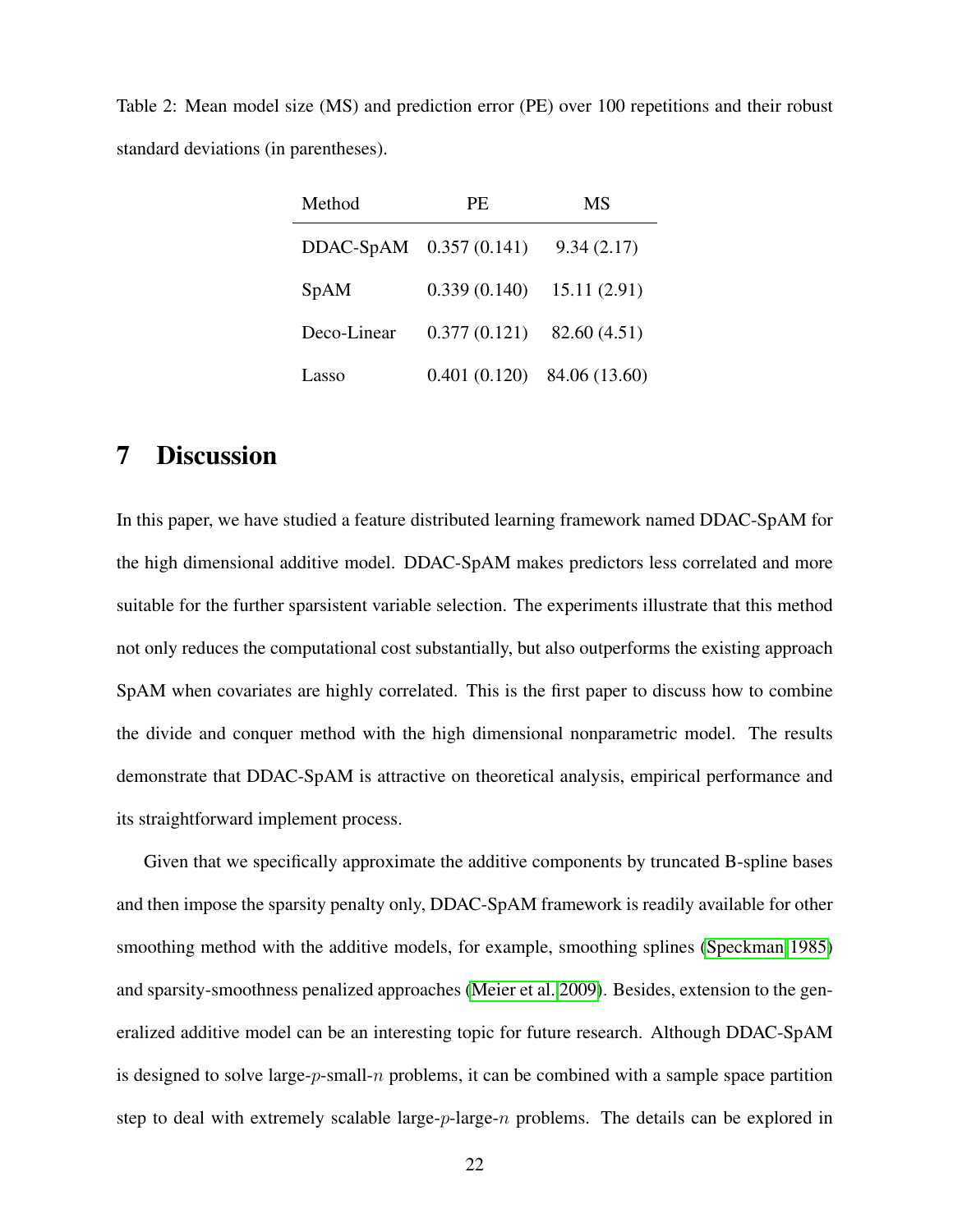Table 2: Mean model size (MS) and prediction error (PE) over 100 repetitions and their robust standard deviations (in parentheses).

| Method | PE | MS |
|---|---|---|
| DDAC-SpAM | 0.357 (0.141) | 9.34 (2.17) |
| SpAM | 0.339 (0.140) | 15.11 (2.91) |
| Deco-Linear | 0.377 (0.121) | 82.60 (4.51) |
| Lasso | 0.401 (0.120) | 84.06 (13.60) |

# 7 Discussion

In this paper, we have studied a feature distributed learning framework named DDAC-SpAM for the high dimensional additive model. DDAC-SpAM makes predictors less correlated and more suitable for the further sparsistent variable selection. The experiments illustrate that this method not only reduces the computational cost substantially, but also outperforms the existing approach SpAM when covariates are highly correlated. This is the first paper to discuss how to combine the divide and conquer method with the high dimensional nonparametric model. The results demonstrate that DDAC-SpAM is attractive on theoretical analysis, empirical performance and its straightforward implement process.

Given that we specifically approximate the additive components by truncated B-spline bases and then impose the sparsity penalty only, DDAC-SpAM framework is readily available for other smoothing method with the additive models, for example, smoothing splines (Speckman 1985) and sparsity-smoothness penalized approaches (Meier et al. 2009). Besides, extension to the generalized additive model can be an interesting topic for future research. Although DDAC-SpAM is designed to solve large-$p$-small-$n$ problems, it can be combined with a sample space partition step to deal with extremely scalable large-$p$-large-$n$ problems. The details can be explored in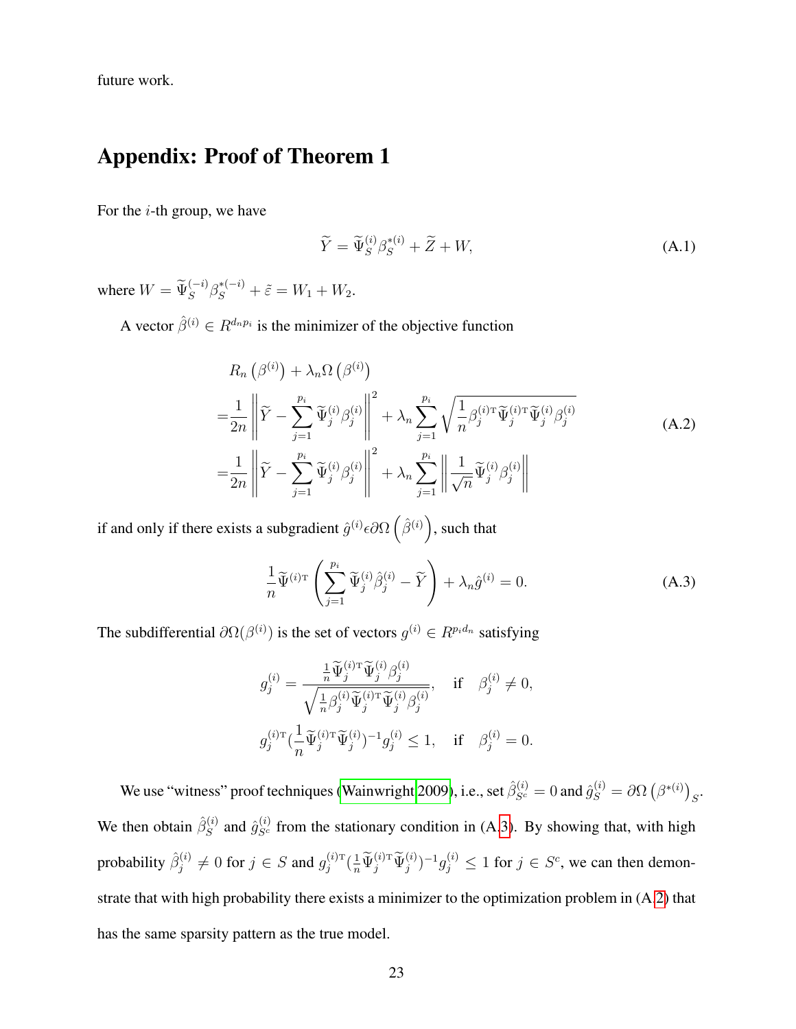future work.

# Appendix: Proof of Theorem 1

For the $i$-th group, we have

$$\widetilde{Y} = \widetilde{\Psi}_S^{(i)} \beta_S^{*(i)} + \widetilde{Z} + W, \tag{A.1}$$

where $W = \widetilde{\Psi}_S^{(-i)} \beta_S^{*(-i)} + \tilde{\varepsilon} = W_1 + W_2$.

A vector $\hat{\beta}^{(i)} \in R^{d_n p_i}$ is the minimizer of the objective function

$$\begin{aligned}
& R_n\left(\beta^{(i)}\right) + \lambda_n \Omega\left(\beta^{(i)}\right) \\
=& \frac{1}{2n} \left\| \widetilde{Y} - \sum_{j=1}^{p_i} \widetilde{\Psi}_j^{(i)} \beta_j^{(i)} \right\|^2 + \lambda_n \sum_{j=1}^{p_i} \sqrt{\frac{1}{n} \beta_j^{(i)\mathrm{T}} \widetilde{\Psi}_j^{(i)\mathrm{T}} \widetilde{\Psi}_j^{(i)} \beta_j^{(i)}} \\
=& \frac{1}{2n} \left\| \widetilde{Y} - \sum_{j=1}^{p_i} \widetilde{\Psi}_j^{(i)} \beta_j^{(i)} \right\|^2 + \lambda_n \sum_{j=1}^{p_i} \left\| \frac{1}{\sqrt{n}} \widetilde{\Psi}_j^{(i)} \beta_j^{(i)} \right\|
\end{aligned} \tag{A.2}$$

if and only if there exists a subgradient $\hat{g}^{(i)} \epsilon \partial \Omega\left(\hat{\beta}^{(i)}\right)$, such that

$$\frac{1}{n} \widetilde{\Psi}^{(i)\mathrm{T}} \left( \sum_{j=1}^{p_i} \widetilde{\Psi}_j^{(i)} \hat{\beta}_j^{(i)} - \widetilde{Y} \right) + \lambda_n \hat{g}^{(i)} = 0. \tag{A.3}$$

The subdifferential $\partial\Omega(\beta^{(i)})$ is the set of vectors $g^{(i)} \in R^{p_i d_n}$ satisfying

$$g_j^{(i)} = \frac{\frac{1}{n} \widetilde{\Psi}_j^{(i)\mathrm{T}} \widetilde{\Psi}_j^{(i)} \beta_j^{(i)}}{\sqrt{\frac{1}{n} \beta_j^{(i)} \widetilde{\Psi}_j^{(i)\mathrm{T}} \widetilde{\Psi}_j^{(i)} \beta_j^{(i)}}}, \quad \text{if} \quad \beta_j^{(i)} \neq 0,$$

$$g_j^{(i)\mathrm{T}} \left(\frac{1}{n} \widetilde{\Psi}_j^{(i)\mathrm{T}} \widetilde{\Psi}_j^{(i)}\right)^{-1} g_j^{(i)} \leq 1, \quad \text{if} \quad \beta_j^{(i)} = 0.$$

We use "witness" proof techniques (Wainwright 2009), i.e., set $\hat{\beta}_{S^c}^{(i)} = 0$ and $\hat{g}_S^{(i)} = \partial\Omega\left(\beta^{*(i)}\right)_S$. We then obtain $\hat{\beta}_S^{(i)}$ and $\hat{g}_{S^c}^{(i)}$ from the stationary condition in (A.3). By showing that, with high probability $\hat{\beta}_j^{(i)} \neq 0$ for $j \in S$ and $g_j^{(i)\mathrm{T}} (\frac{1}{n} \widetilde{\Psi}_j^{(i)\mathrm{T}} \widetilde{\Psi}_j^{(i)})^{-1} g_j^{(i)} \leq 1$ for $j \in S^c$, we can then demonstrate that with high probability there exists a minimizer to the optimization problem in (A.2) that has the same sparsity pattern as the true model.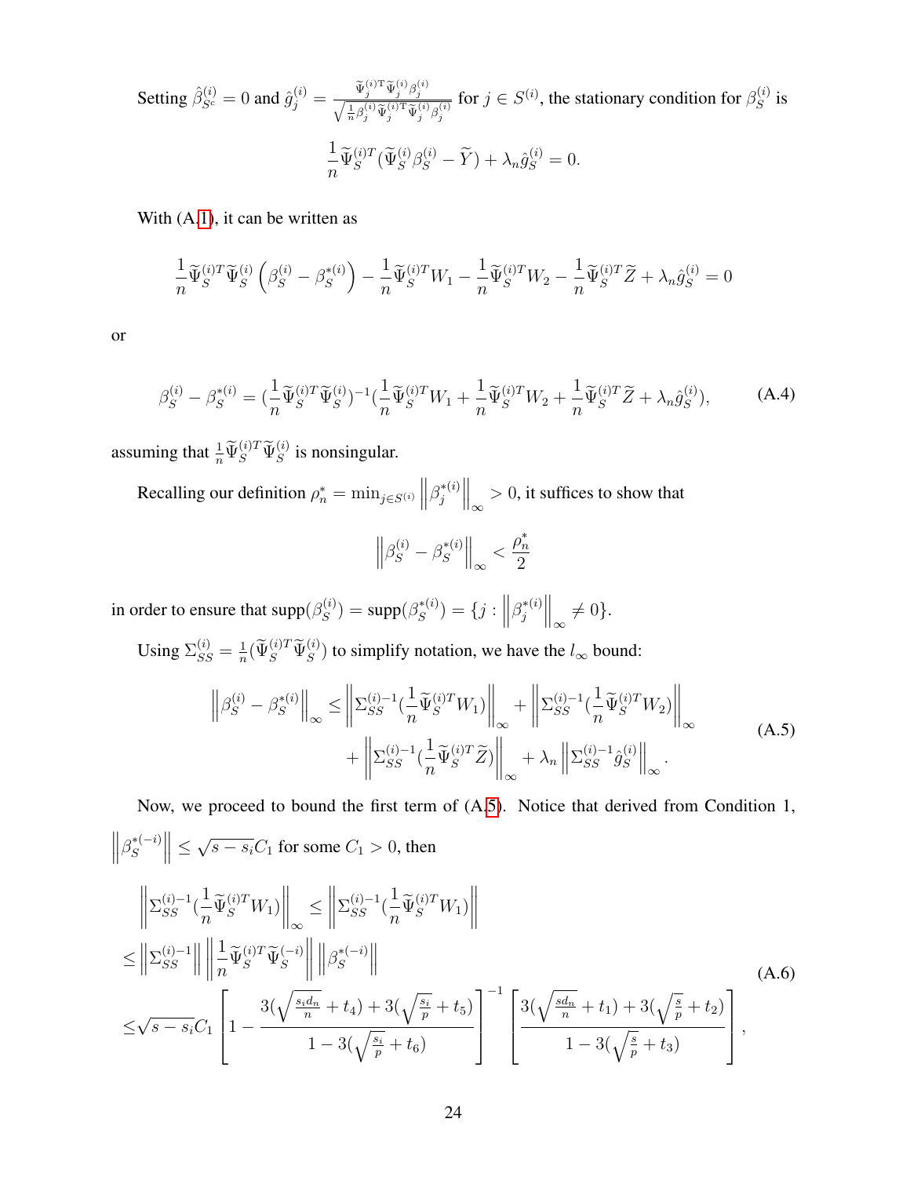Setting $\hat{\beta}^{(i)}_{S^c} = 0$ and $\hat{g}^{(i)}_j = \frac{\widetilde{\Psi}^{(i)\mathrm{T}}_j \widetilde{\Psi}^{(i)}_j \beta^{(i)}_j}{\sqrt{\frac{1}{n}\beta^{(i)}_j \widetilde{\Psi}^{(i)\mathrm{T}}_j \widetilde{\Psi}^{(i)}_j \beta^{(i)}_j}}$ for $j \in S^{(i)}$, the stationary condition for $\beta^{(i)}_S$ is

$$\frac{1}{n}\widetilde{\Psi}^{(i)T}_S(\widetilde{\Psi}^{(i)}_S \beta^{(i)}_S - \widetilde{Y}) + \lambda_n \hat{g}^{(i)}_S = 0.$$

With (A.1), it can be written as

$$\frac{1}{n}\widetilde{\Psi}^{(i)T}_S \widetilde{\Psi}^{(i)}_S \left(\beta^{(i)}_S - \beta^{*(i)}_S\right) - \frac{1}{n}\widetilde{\Psi}^{(i)T}_S W_1 - \frac{1}{n}\widetilde{\Psi}^{(i)T}_S W_2 - \frac{1}{n}\widetilde{\Psi}^{(i)T}_S \widetilde{Z} + \lambda_n \hat{g}^{(i)}_S = 0$$

or

$$\beta^{(i)}_S - \beta^{*(i)}_S = (\frac{1}{n}\widetilde{\Psi}^{(i)T}_S \widetilde{\Psi}^{(i)}_S)^{-1}(\frac{1}{n}\widetilde{\Psi}^{(i)T}_S W_1 + \frac{1}{n}\widetilde{\Psi}^{(i)T}_S W_2 + \frac{1}{n}\widetilde{\Psi}^{(i)T}_S \widetilde{Z} + \lambda_n \hat{g}^{(i)}_S), \tag{A.4}$$

assuming that $\frac{1}{n}\widetilde{\Psi}^{(i)T}_S \widetilde{\Psi}^{(i)}_S$ is nonsingular.

Recalling our definition $\rho^*_n = \min_{j \in S^{(i)}} \left\|\beta^{*(i)}_j\right\|_\infty > 0$, it suffices to show that

$$\left\|\beta^{(i)}_S - \beta^{*(i)}_S\right\|_\infty < \frac{\rho^*_n}{2}$$

in order to ensure that $\mathrm{supp}(\beta^{(i)}_S) = \mathrm{supp}(\beta^{*(i)}_S) = \{j : \left\|\beta^{*(i)}_j\right\|_\infty \neq 0\}$.

Using $\Sigma^{(i)}_{SS} = \frac{1}{n}(\widetilde{\Psi}^{(i)T}_S \widetilde{\Psi}^{(i)}_S)$ to simplify notation, we have the $l_\infty$ bound:

$$\begin{aligned}\left\|\beta^{(i)}_S - \beta^{*(i)}_S\right\|_\infty \leq &\left\|\Sigma^{(i)-1}_{SS}(\frac{1}{n}\widetilde{\Psi}^{(i)T}_S W_1)\right\|_\infty + \left\|\Sigma^{(i)-1}_{SS}(\frac{1}{n}\widetilde{\Psi}^{(i)T}_S W_2)\right\|_\infty \\ &+ \left\|\Sigma^{(i)-1}_{SS}(\frac{1}{n}\widetilde{\Psi}^{(i)T}_S \widetilde{Z})\right\|_\infty + \lambda_n \left\|\Sigma^{(i)-1}_{SS}\hat{g}^{(i)}_S\right\|_\infty.\end{aligned} \tag{A.5}$$

Now, we proceed to bound the first term of (A.5). Notice that derived from Condition 1, $\left\|\beta^{*(-i)}_S\right\| \leq \sqrt{s - s_i}C_1$ for some $C_1 > 0$, then

$$\begin{aligned}&\left\|\Sigma^{(i)-1}_{SS}(\frac{1}{n}\widetilde{\Psi}^{(i)T}_S W_1)\right\|_\infty \leq \left\|\Sigma^{(i)-1}_{SS}(\frac{1}{n}\widetilde{\Psi}^{(i)T}_S W_1)\right\| \\ \leq &\left\|\Sigma^{(i)-1}_{SS}\right\| \left\|\frac{1}{n}\widetilde{\Psi}^{(i)T}_S \widetilde{\Psi}^{(-i)}_S\right\| \left\|\beta^{*(-i)}_S\right\| \\ \leq &\sqrt{s - s_i}C_1 \left[1 - \frac{3(\sqrt{\frac{s_i d_n}{n}} + t_4) + 3(\sqrt{\frac{s_i}{p}} + t_5)}{1 - 3(\sqrt{\frac{s_i}{p}} + t_6)}\right]^{-1} \left[\frac{3(\sqrt{\frac{s d_n}{n}} + t_1) + 3(\sqrt{\frac{s}{p}} + t_2)}{1 - 3(\sqrt{\frac{s}{p}} + t_3)}\right],\end{aligned} \tag{A.6}$$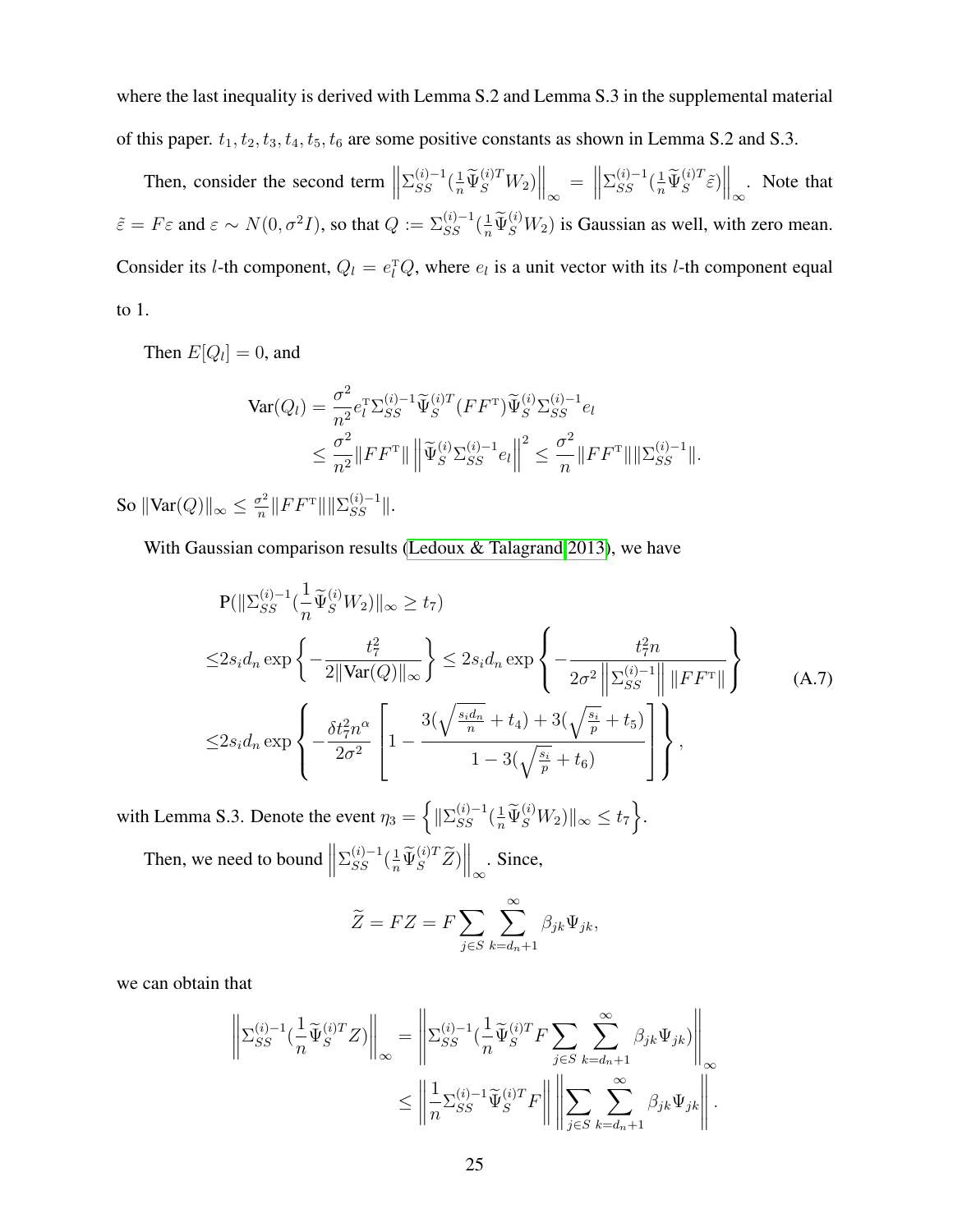where the last inequality is derived with Lemma S.2 and Lemma S.3 in the supplemental material of this paper. $t_1, t_2, t_3, t_4, t_5, t_6$ are some positive constants as shown in Lemma S.2 and S.3.

Then, consider the second term $\left\|\Sigma_{SS}^{(i)-1}(\frac{1}{n}\widetilde{\Psi}_S^{(i)T} W_2)\right\|_\infty = \left\|\Sigma_{SS}^{(i)-1}(\frac{1}{n}\widetilde{\Psi}_S^{(i)T}\tilde{\varepsilon})\right\|_\infty$. Note that $\tilde{\varepsilon} = F\varepsilon$ and $\varepsilon \sim N(0, \sigma^2 I)$, so that $Q := \Sigma_{SS}^{(i)-1}(\frac{1}{n}\widetilde{\Psi}_S^{(i)} W_2)$ is Gaussian as well, with zero mean. Consider its $l$-th component, $Q_l = e_l^{\mathrm{T}} Q$, where $e_l$ is a unit vector with its $l$-th component equal to 1.

Then $E[Q_l] = 0$, and

$$
\begin{aligned}
\mathrm{Var}(Q_l) &= \frac{\sigma^2}{n^2} e_l^{\mathrm{T}} \Sigma_{SS}^{(i)-1} \widetilde{\Psi}_S^{(i)T}(FF^{\mathrm{T}})\widetilde{\Psi}_S^{(i)}\Sigma_{SS}^{(i)-1} e_l \\
&\leq \frac{\sigma^2}{n^2}\|FF^{\mathrm{T}}\| \left\|\widetilde{\Psi}_S^{(i)}\Sigma_{SS}^{(i)-1} e_l\right\|^2 \leq \frac{\sigma^2}{n}\|FF^{\mathrm{T}}\|\|\Sigma_{SS}^{(i)-1}\|.
\end{aligned}
$$

So $\|\mathrm{Var}(Q)\|_\infty \leq \frac{\sigma^2}{n}\|FF^{\mathrm{T}}\|\|\Sigma_{SS}^{(i)-1}\|$.

With Gaussian comparison results (Ledoux & Talagrand 2013), we have

$$
\begin{aligned}
&\mathrm{P}(\|\Sigma_{SS}^{(i)-1}(\frac{1}{n}\widetilde{\Psi}_S^{(i)} W_2)\|_\infty \geq t_7) \\
\leq & 2 s_i d_n \exp\left\{-\frac{t_7^2}{2\|\mathrm{Var}(Q)\|_\infty}\right\} \leq 2 s_i d_n \exp\left\{-\frac{t_7^2 n}{2\sigma^2 \left\|\Sigma_{SS}^{(i)-1}\right\| \|FF^{\mathrm{T}}\|}\right\} \\
\leq & 2 s_i d_n \exp\left\{-\frac{\delta t_7^2 n^\alpha}{2\sigma^2}\left[1 - \frac{3(\sqrt{\frac{s_i d_n}{n}} + t_4) + 3(\sqrt{\frac{s_i}{p}} + t_5)}{1 - 3(\sqrt{\frac{s_i}{p}} + t_6)}\right]\right\},
\end{aligned}
\tag{A.7}
$$

with Lemma S.3. Denote the event $\eta_3 = \left\{\|\Sigma_{SS}^{(i)-1}(\frac{1}{n}\widetilde{\Psi}_S^{(i)} W_2)\|_\infty \leq t_7\right\}$.

Then, we need to bound $\left\|\Sigma_{SS}^{(i)-1}(\frac{1}{n}\widetilde{\Psi}_S^{(i)T}\widetilde{Z})\right\|_\infty$. Since,

$$
\widetilde{Z} = FZ = F\sum_{j\in S}\sum_{k=d_n+1}^{\infty}\beta_{jk}\Psi_{jk},
$$

we can obtain that

$$
\begin{aligned}
\left\|\Sigma_{SS}^{(i)-1}(\frac{1}{n}\widetilde{\Psi}_S^{(i)T} Z)\right\|_\infty &= \left\|\Sigma_{SS}^{(i)-1}(\frac{1}{n}\widetilde{\Psi}_S^{(i)T} F\sum_{j\in S}\sum_{k=d_n+1}^{\infty}\beta_{jk}\Psi_{jk})\right\|_\infty \\
&\leq \left\|\frac{1}{n}\Sigma_{SS}^{(i)-1}\widetilde{\Psi}_S^{(i)T} F\right\| \left\|\sum_{j\in S}\sum_{k=d_n+1}^{\infty}\beta_{jk}\Psi_{jk}\right\|.
\end{aligned}
$$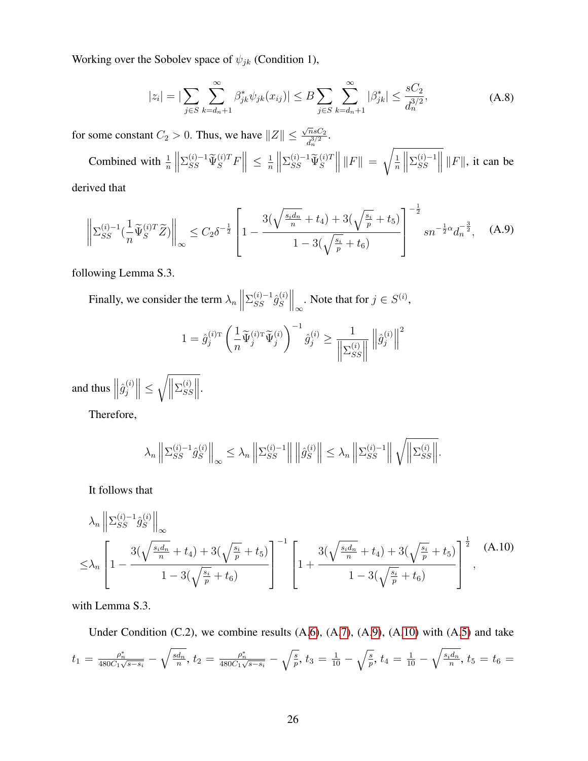Working over the Sobolev space of $\psi_{jk}$ (Condition 1),

$$|z_i| = |\sum_{j \in S} \sum_{k=d_n+1}^{\infty} \beta_{jk}^* \psi_{jk}(x_{ij})| \leq B \sum_{j \in S} \sum_{k=d_n+1}^{\infty} |\beta_{jk}^*| \leq \frac{sC_2}{d_n^{3/2}}, \tag{A.8}$$

for some constant $C_2 > 0$. Thus, we have $\|Z\| \leq \frac{\sqrt{n} s C_2}{d_n^{3/2}}$.

Combined with $\frac{1}{n} \left\| \Sigma_{SS}^{(i)-1} \widetilde{\Psi}_S^{(i)T} F \right\| \leq \frac{1}{n} \left\| \Sigma_{SS}^{(i)-1} \widetilde{\Psi}_S^{(i)T} \right\| \|F\| = \sqrt{\frac{1}{n} \left\| \Sigma_{SS}^{(i)-1} \right\|} \|F\|$, it can be derived that

$$\left\| \Sigma_{SS}^{(i)-1} (\frac{1}{n} \widetilde{\Psi}_S^{(i)T} \widetilde{Z}) \right\|_\infty \leq C_2 \delta^{-\frac{1}{2}} \left[ 1 - \frac{3(\sqrt{\frac{s_i d_n}{n}} + t_4) + 3(\sqrt{\frac{s_i}{p}} + t_5)}{1 - 3(\sqrt{\frac{s_i}{p}} + t_6)} \right]^{-\frac{1}{2}} s n^{-\frac{1}{2}\alpha} d_n^{-\frac{3}{2}}, \tag{A.9}$$

following Lemma S.3.

Finally, we consider the term $\lambda_n \left\| \Sigma_{SS}^{(i)-1} \hat{g}_S^{(i)} \right\|_\infty$. Note that for $j \in S^{(i)}$,

$$1 = \hat{g}_j^{(i)\mathrm{T}} \left( \frac{1}{n} \widetilde{\Psi}_j^{(i)\mathrm{T}} \widetilde{\Psi}_j^{(i)} \right)^{-1} \hat{g}_j^{(i)} \geq \frac{1}{\left\| \Sigma_{SS}^{(i)} \right\|} \left\| \hat{g}_j^{(i)} \right\|^2$$

and thus $\left\| \hat{g}_j^{(i)} \right\| \leq \sqrt{\left\| \Sigma_{SS}^{(i)} \right\|}$.

Therefore,

$$\lambda_n \left\| \Sigma_{SS}^{(i)-1} \hat{g}_S^{(i)} \right\|_\infty \leq \lambda_n \left\| \Sigma_{SS}^{(i)-1} \right\| \left\| \hat{g}_S^{(i)} \right\| \leq \lambda_n \left\| \Sigma_{SS}^{(i)-1} \right\| \sqrt{\left\| \Sigma_{SS}^{(i)} \right\|}.$$

It follows that

$$\begin{aligned}
&\lambda_n \left\| \Sigma_{SS}^{(i)-1} \hat{g}_S^{(i)} \right\|_\infty \\
\leq &\lambda_n \left[ 1 - \frac{3(\sqrt{\frac{s_i d_n}{n}} + t_4) + 3(\sqrt{\frac{s_i}{p}} + t_5)}{1 - 3(\sqrt{\frac{s_i}{p}} + t_6)} \right]^{-1} \left[ 1 + \frac{3(\sqrt{\frac{s_i d_n}{n}} + t_4) + 3(\sqrt{\frac{s_i}{p}} + t_5)}{1 - 3(\sqrt{\frac{s_i}{p}} + t_6)} \right]^{\frac{1}{2}},
\end{aligned} \tag{A.10}$$

with Lemma S.3.

Under Condition (C.2), we combine results (A.6), (A.7), (A.9), (A.10) with (A.5) and take $t_1 = \frac{\rho_n^*}{480 C_1 \sqrt{s - s_i}} - \sqrt{\frac{s d_n}{n}}$, $t_2 = \frac{\rho_n^*}{480 C_1 \sqrt{s - s_i}} - \sqrt{\frac{s}{p}}$, $t_3 = \frac{1}{10} - \sqrt{\frac{s}{p}}$, $t_4 = \frac{1}{10} - \sqrt{\frac{s_i d_n}{n}}$, $t_5 = t_6 =$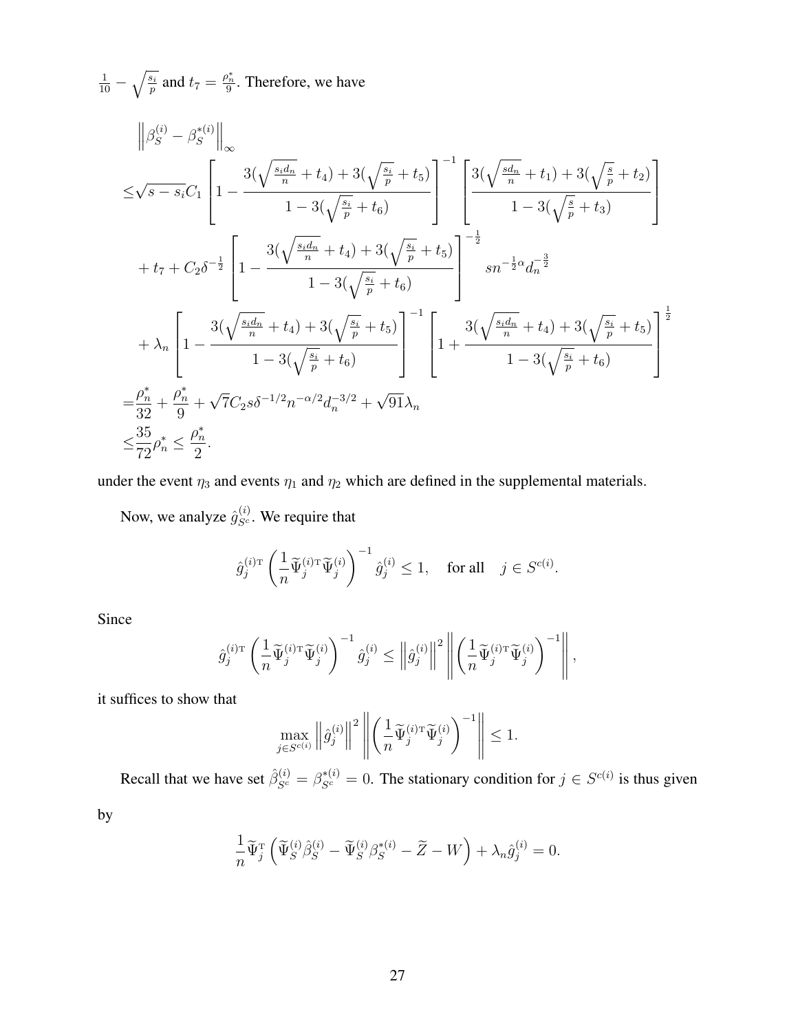$\frac{1}{10} - \sqrt{\frac{s_i}{p}}$ and $t_7 = \frac{\rho_n^*}{9}$. Therefore, we have

$$
\begin{aligned}
&\left\|\beta_S^{(i)} - \beta_S^{*(i)}\right\|_\infty \\
\leq &\sqrt{s - s_i} C_1 \left[1 - \frac{3(\sqrt{\frac{s_i d_n}{n}} + t_4) + 3(\sqrt{\frac{s_i}{p}} + t_5)}{1 - 3(\sqrt{\frac{s_i}{p}} + t_6)}\right]^{-1} \left[\frac{3(\sqrt{\frac{s d_n}{n}} + t_1) + 3(\sqrt{\frac{s}{p}} + t_2)}{1 - 3(\sqrt{\frac{s}{p}} + t_3)}\right] \\
&+ t_7 + C_2 \delta^{-\frac{1}{2}} \left[1 - \frac{3(\sqrt{\frac{s_i d_n}{n}} + t_4) + 3(\sqrt{\frac{s_i}{p}} + t_5)}{1 - 3(\sqrt{\frac{s_i}{p}} + t_6)}\right]^{-\frac{1}{2}} s n^{-\frac{1}{2}\alpha} d_n^{-\frac{3}{2}} \\
&+ \lambda_n \left[1 - \frac{3(\sqrt{\frac{s_i d_n}{n}} + t_4) + 3(\sqrt{\frac{s_i}{p}} + t_5)}{1 - 3(\sqrt{\frac{s_i}{p}} + t_6)}\right]^{-1} \left[1 + \frac{3(\sqrt{\frac{s_i d_n}{n}} + t_4) + 3(\sqrt{\frac{s_i}{p}} + t_5)}{1 - 3(\sqrt{\frac{s_i}{p}} + t_6)}\right]^{\frac{1}{2}} \\
= &\frac{\rho_n^*}{32} + \frac{\rho_n^*}{9} + \sqrt{7} C_2 s \delta^{-1/2} n^{-\alpha/2} d_n^{-3/2} + \sqrt{91} \lambda_n \\
\leq &\frac{35}{72} \rho_n^* \leq \frac{\rho_n^*}{2}.
\end{aligned}
$$

under the event $\eta_3$ and events $\eta_1$ and $\eta_2$ which are defined in the supplemental materials.

Now, we analyze $\hat{g}_{S^c}^{(i)}$. We require that

$$
\hat{g}_j^{(i)\mathrm{T}} \left(\frac{1}{n} \widetilde{\Psi}_j^{(i)\mathrm{T}} \widetilde{\Psi}_j^{(i)}\right)^{-1} \hat{g}_j^{(i)} \leq 1, \quad \text{for all} \quad j \in S^{c(i)}.
$$

Since

$$
\hat{g}_j^{(i)\mathrm{T}} \left(\frac{1}{n} \widetilde{\Psi}_j^{(i)\mathrm{T}} \widetilde{\Psi}_j^{(i)}\right)^{-1} \hat{g}_j^{(i)} \leq \left\|\hat{g}_j^{(i)}\right\|^2 \left\|\left(\frac{1}{n} \widetilde{\Psi}_j^{(i)\mathrm{T}} \widetilde{\Psi}_j^{(i)}\right)^{-1}\right\|,
$$

it suffices to show that

$$
\max_{j \in S^{c(i)}} \left\|\hat{g}_j^{(i)}\right\|^2 \left\|\left(\frac{1}{n} \widetilde{\Psi}_j^{(i)\mathrm{T}} \widetilde{\Psi}_j^{(i)}\right)^{-1}\right\| \leq 1.
$$

Recall that we have set $\hat{\beta}_{S^c}^{(i)} = \beta_{S^c}^{*(i)} = 0$. The stationary condition for $j \in S^{c(i)}$ is thus given by

$$
\frac{1}{n} \widetilde{\Psi}_j^{\mathrm{T}} \left(\widetilde{\Psi}_S^{(i)} \hat{\beta}_S^{(i)} - \widetilde{\Psi}_S^{(i)} \beta_S^{*(i)} - \widetilde{Z} - W\right) + \lambda_n \hat{g}_j^{(i)} = 0.
$$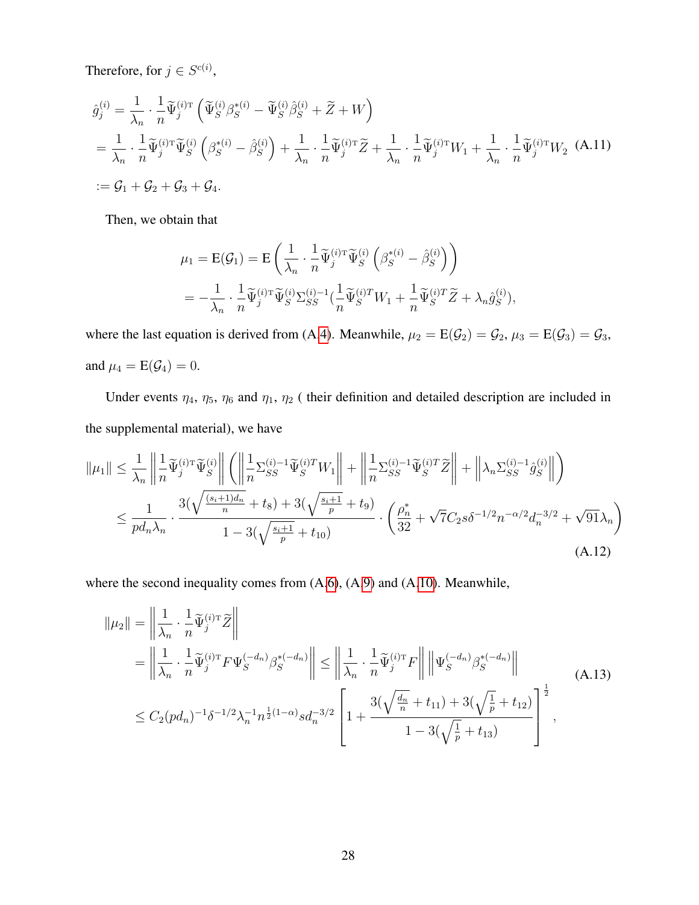Therefore, for $j \in S^{c(i)}$,

$$
\begin{aligned}
\hat{g}_j^{(i)} &= \frac{1}{\lambda_n} \cdot \frac{1}{n} \widetilde{\Psi}_j^{(i)\mathrm{T}} \left( \widetilde{\Psi}_S^{(i)} \beta_S^{*(i)} - \widetilde{\Psi}_S^{(i)} \hat{\beta}_S^{(i)} + \widetilde{Z} + W \right) \\
&= \frac{1}{\lambda_n} \cdot \frac{1}{n} \widetilde{\Psi}_j^{(i)\mathrm{T}} \widetilde{\Psi}_S^{(i)} \left( \beta_S^{*(i)} - \hat{\beta}_S^{(i)} \right) + \frac{1}{\lambda_n} \cdot \frac{1}{n} \widetilde{\Psi}_j^{(i)\mathrm{T}} \widetilde{Z} + \frac{1}{\lambda_n} \cdot \frac{1}{n} \widetilde{\Psi}_j^{(i)\mathrm{T}} W_1 + \frac{1}{\lambda_n} \cdot \frac{1}{n} \widetilde{\Psi}_j^{(i)\mathrm{T}} W_2 \quad \text{(A.11)} \\
&:= \mathcal{G}_1 + \mathcal{G}_2 + \mathcal{G}_3 + \mathcal{G}_4.
\end{aligned}
$$

Then, we obtain that

$$
\begin{aligned}
\mu_1 = \mathrm{E}(\mathcal{G}_1) &= \mathrm{E}\left( \frac{1}{\lambda_n} \cdot \frac{1}{n} \widetilde{\Psi}_j^{(i)\mathrm{T}} \widetilde{\Psi}_S^{(i)} \left( \beta_S^{*(i)} - \hat{\beta}_S^{(i)} \right) \right) \\
&= -\frac{1}{\lambda_n} \cdot \frac{1}{n} \widetilde{\Psi}_j^{(i)\mathrm{T}} \widetilde{\Psi}_S^{(i)} \Sigma_{SS}^{(i)-1} \left( \frac{1}{n} \widetilde{\Psi}_S^{(i)T} W_1 + \frac{1}{n} \widetilde{\Psi}_S^{(i)T} \widetilde{Z} + \lambda_n \hat{g}_S^{(i)} \right),
\end{aligned}
$$

where the last equation is derived from (A.4). Meanwhile, $\mu_2 = \mathrm{E}(\mathcal{G}_2) = \mathcal{G}_2$, $\mu_3 = \mathrm{E}(\mathcal{G}_3) = \mathcal{G}_3$, and $\mu_4 = \mathrm{E}(\mathcal{G}_4) = 0$.

Under events $\eta_4$, $\eta_5$, $\eta_6$ and $\eta_1$, $\eta_2$ ( their definition and detailed description are included in the supplemental material), we have

$$
\begin{aligned}
\|\mu_1\| &\leq \frac{1}{\lambda_n} \left\| \frac{1}{n} \widetilde{\Psi}_j^{(i)\mathrm{T}} \widetilde{\Psi}_S^{(i)} \right\| \left( \left\| \frac{1}{n} \Sigma_{SS}^{(i)-1} \widetilde{\Psi}_S^{(i)T} W_1 \right\| + \left\| \frac{1}{n} \Sigma_{SS}^{(i)-1} \widetilde{\Psi}_S^{(i)T} \widetilde{Z} \right\| + \left\| \lambda_n \Sigma_{SS}^{(i)-1} \hat{g}_S^{(i)} \right\| \right) \\
&\leq \frac{1}{p d_n \lambda_n} \cdot \frac{3(\sqrt{\frac{(s_i+1)d_n}{n}} + t_8) + 3(\sqrt{\frac{s_i+1}{p}} + t_9)}{1 - 3(\sqrt{\frac{s_i+1}{p}} + t_{10})} \cdot \left( \frac{\rho_n^*}{32} + \sqrt{7} C_2 s \delta^{-1/2} n^{-\alpha/2} d_n^{-3/2} + \sqrt{91} \lambda_n \right) \quad \text{(A.12)}
\end{aligned}
$$

where the second inequality comes from (A.6), (A.9) and (A.10). Meanwhile,

$$
\begin{aligned}
\|\mu_2\| &= \left\| \frac{1}{\lambda_n} \cdot \frac{1}{n} \widetilde{\Psi}_j^{(i)\mathrm{T}} \widetilde{Z} \right\| \\
&= \left\| \frac{1}{\lambda_n} \cdot \frac{1}{n} \widetilde{\Psi}_j^{(i)\mathrm{T}} F \Psi_S^{(-d_n)} \beta_S^{*(-d_n)} \right\| \leq \left\| \frac{1}{\lambda_n} \cdot \frac{1}{n} \widetilde{\Psi}_j^{(i)\mathrm{T}} F \right\| \left\| \Psi_S^{(-d_n)} \beta_S^{*(-d_n)} \right\| \\
&\leq C_2 (p d_n)^{-1} \delta^{-1/2} \lambda_n^{-1} n^{\frac{1}{2}(1-\alpha)} s d_n^{-3/2} \left[ 1 + \frac{3(\sqrt{\frac{d_n}{n}} + t_{11}) + 3(\sqrt{\frac{1}{p}} + t_{12})}{1 - 3(\sqrt{\frac{1}{p}} + t_{13})} \right]^{\frac{1}{2}},
\end{aligned} \quad \text{(A.13)}
$$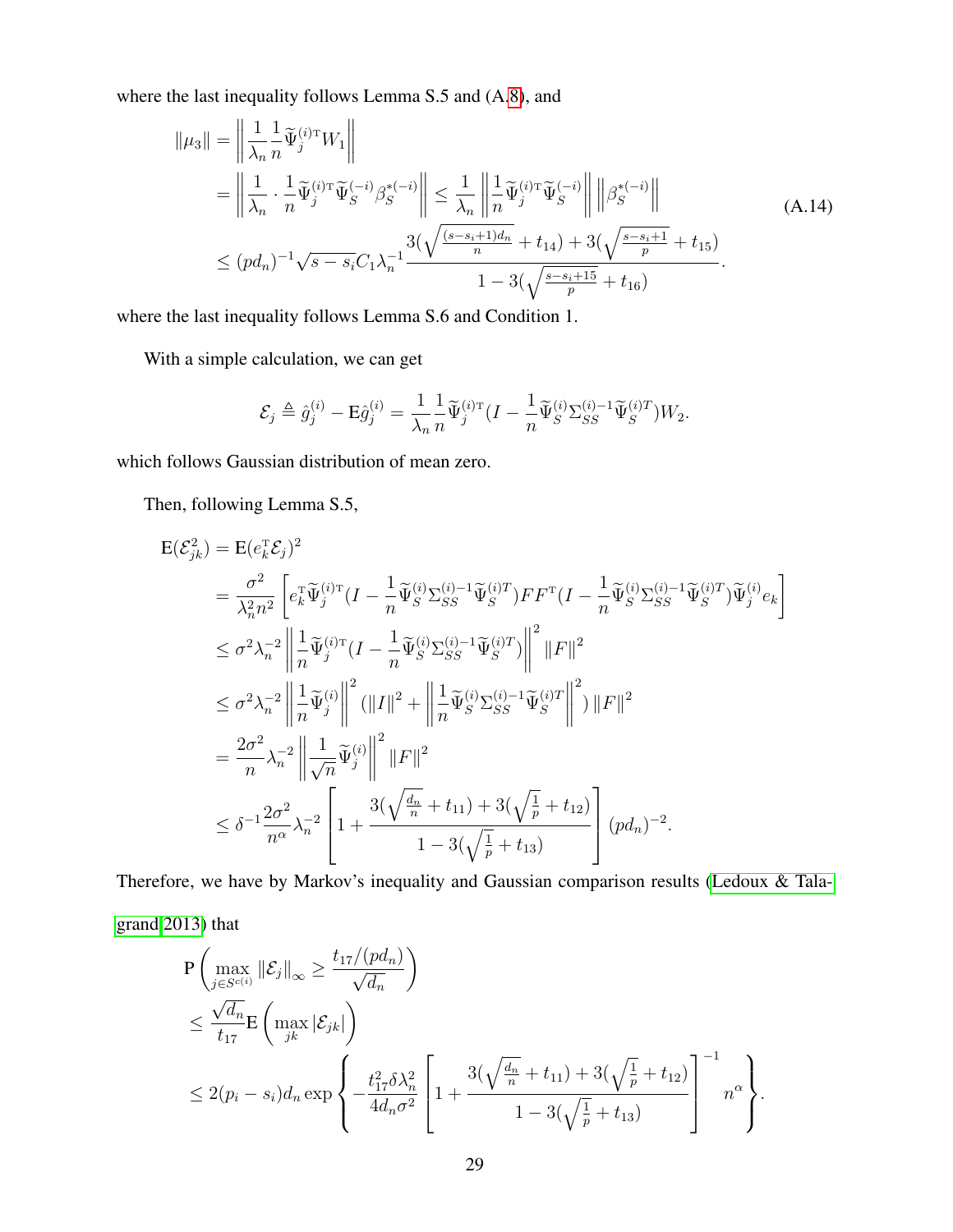where the last inequality follows Lemma S.5 and (A.8), and

$$
\begin{aligned}
\|\mu_3\| &= \left\| \frac{1}{\lambda_n} \frac{1}{n} \widetilde{\Psi}_j^{(i)\mathrm{T}} W_1 \right\| \\
&= \left\| \frac{1}{\lambda_n} \cdot \frac{1}{n} \widetilde{\Psi}_j^{(i)\mathrm{T}} \widetilde{\Psi}_S^{(-i)} \beta_S^{*(-i)} \right\| \leq \frac{1}{\lambda_n} \left\| \frac{1}{n} \widetilde{\Psi}_j^{(i)\mathrm{T}} \widetilde{\Psi}_S^{(-i)} \right\| \left\| \beta_S^{*(-i)} \right\| \\
&\leq (pd_n)^{-1} \sqrt{s - s_i} C_1 \lambda_n^{-1} \frac{3(\sqrt{\frac{(s-s_i+1)d_n}{n}} + t_{14}) + 3(\sqrt{\frac{s-s_i+1}{p}} + t_{15})}{1 - 3(\sqrt{\frac{s-s_i+15}{p}} + t_{16})}.
\end{aligned}
\tag{A.14}
$$

where the last inequality follows Lemma S.6 and Condition 1.

With a simple calculation, we can get

$$
\mathcal{E}_j \triangleq \hat{g}_j^{(i)} - \mathrm{E}\hat{g}_j^{(i)} = \frac{1}{\lambda_n} \frac{1}{n} \widetilde{\Psi}_j^{(i)\mathrm{T}} (I - \frac{1}{n} \widetilde{\Psi}_S^{(i)} \Sigma_{SS}^{(i)-1} \widetilde{\Psi}_S^{(i)T}) W_2.
$$

which follows Gaussian distribution of mean zero.

Then, following Lemma S.5,

$$
\begin{aligned}
\mathrm{E}(\mathcal{E}_{jk}^2) &= \mathrm{E}(e_k^{\mathrm{T}} \mathcal{E}_j)^2 \\
&= \frac{\sigma^2}{\lambda_n^2 n^2} \left[ e_k^{\mathrm{T}} \widetilde{\Psi}_j^{(i)\mathrm{T}} (I - \frac{1}{n} \widetilde{\Psi}_S^{(i)} \Sigma_{SS}^{(i)-1} \widetilde{\Psi}_S^{(i)T}) F F^{\mathrm{T}} (I - \frac{1}{n} \widetilde{\Psi}_S^{(i)} \Sigma_{SS}^{(i)-1} \widetilde{\Psi}_S^{(i)T}) \widetilde{\Psi}_j^{(i)} e_k \right] \\
&\leq \sigma^2 \lambda_n^{-2} \left\| \frac{1}{n} \widetilde{\Psi}_j^{(i)\mathrm{T}} (I - \frac{1}{n} \widetilde{\Psi}_S^{(i)} \Sigma_{SS}^{(i)-1} \widetilde{\Psi}_S^{(i)T}) \right\|^2 \|F\|^2 \\
&\leq \sigma^2 \lambda_n^{-2} \left\| \frac{1}{n} \widetilde{\Psi}_j^{(i)} \right\|^2 (\|I\|^2 + \left\| \frac{1}{n} \widetilde{\Psi}_S^{(i)} \Sigma_{SS}^{(i)-1} \widetilde{\Psi}_S^{(i)T} \right\|^2) \|F\|^2 \\
&= \frac{2\sigma^2}{n} \lambda_n^{-2} \left\| \frac{1}{\sqrt{n}} \widetilde{\Psi}_j^{(i)} \right\|^2 \|F\|^2 \\
&\leq \delta^{-1} \frac{2\sigma^2}{n^\alpha} \lambda_n^{-2} \left[ 1 + \frac{3(\sqrt{\frac{d_n}{n}} + t_{11}) + 3(\sqrt{\frac{1}{p}} + t_{12})}{1 - 3(\sqrt{\frac{1}{p}} + t_{13})} \right] (pd_n)^{-2}.
\end{aligned}
$$

Therefore, we have by Markov's inequality and Gaussian comparison results (Ledoux & Talagrand 2013) that

$$
\begin{aligned}
&\mathrm{P}\left( \max_{j \in S^{c(i)}} \|\mathcal{E}_j\|_\infty \geq \frac{t_{17}/(pd_n)}{\sqrt{d_n}} \right) \\
&\leq \frac{\sqrt{d_n}}{t_{17}} \mathrm{E}\left( \max_{jk} |\mathcal{E}_{jk}| \right) \\
&\leq 2(p_i - s_i) d_n \exp\left\{ -\frac{t_{17}^2 \delta \lambda_n^2}{4 d_n \sigma^2} \left[ 1 + \frac{3(\sqrt{\frac{d_n}{n}} + t_{11}) + 3(\sqrt{\frac{1}{p}} + t_{12})}{1 - 3(\sqrt{\frac{1}{p}} + t_{13})} \right]^{-1} n^\alpha \right\}.
\end{aligned}
$$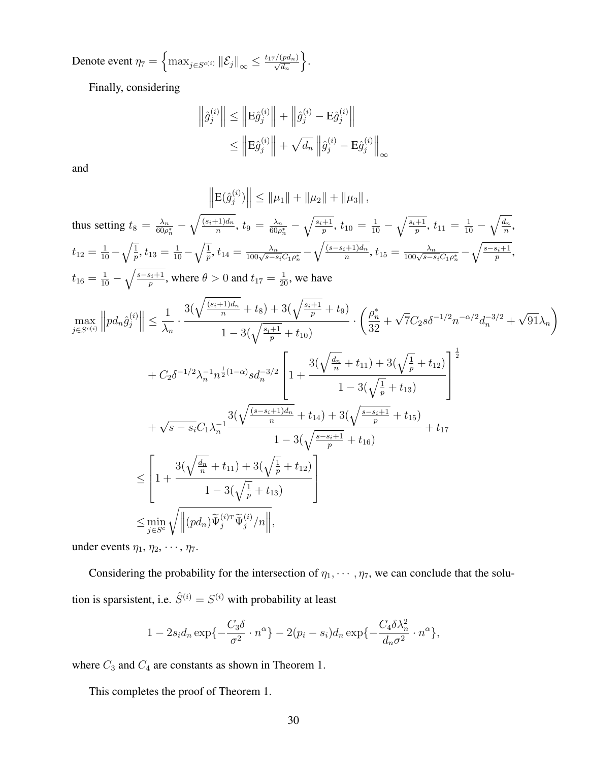Denote event $\eta_7 = \left\{ \max_{j \in S^{c(i)}} \left\| \mathcal{E}_j \right\|_\infty \leq \frac{t_{17}/(pd_n)}{\sqrt{d_n}} \right\}$.

Finally, considering

$$
\begin{aligned}
\left\| \hat{g}_j^{(i)} \right\| &\leq \left\| \mathrm{E}\hat{g}_j^{(i)} \right\| + \left\| \hat{g}_j^{(i)} - \mathrm{E}\hat{g}_j^{(i)} \right\| \\
&\leq \left\| \mathrm{E}\hat{g}_j^{(i)} \right\| + \sqrt{d_n} \left\| \hat{g}_j^{(i)} - \mathrm{E}\hat{g}_j^{(i)} \right\|_\infty
\end{aligned}
$$

and

$$
\left\| \mathrm{E}(\hat{g}_j^{(i)}) \right\| \leq \left\| \mu_1 \right\| + \left\| \mu_2 \right\| + \left\| \mu_3 \right\|,
$$

thus setting $t_8 = \frac{\lambda_n}{60\rho_n^*} - \sqrt{\frac{(s_i+1)d_n}{n}}$, $t_9 = \frac{\lambda_n}{60\rho_n^*} - \sqrt{\frac{s_i+1}{p}}$, $t_{10} = \frac{1}{10} - \sqrt{\frac{s_i+1}{p}}$, $t_{11} = \frac{1}{10} - \sqrt{\frac{d_n}{n}}$, $t_{12} = \frac{1}{10} - \sqrt{\frac{1}{p}}$, $t_{13} = \frac{1}{10} - \sqrt{\frac{1}{p}}$, $t_{14} = \frac{\lambda_n}{100\sqrt{s-s_i}C_1\rho_n^*} - \sqrt{\frac{(s-s_i+1)d_n}{n}}$, $t_{15} = \frac{\lambda_n}{100\sqrt{s-s_i}C_1\rho_n^*} - \sqrt{\frac{s-s_i+1}{p}}$, $t_{16} = \frac{1}{10} - \sqrt{\frac{s-s_i+1}{p}}$, where $\theta > 0$ and $t_{17} = \frac{1}{20}$, we have

$$
\begin{aligned}
\max_{j \in S^{c(i)}} \left\| pd_n \hat{g}_j^{(i)} \right\| \leq & \frac{1}{\lambda_n} \cdot \frac{3(\sqrt{\frac{(s_i+1)d_n}{n}} + t_8) + 3(\sqrt{\frac{s_i+1}{p}} + t_9)}{1 - 3(\sqrt{\frac{s_i+1}{p}} + t_{10})} \cdot \left( \frac{\rho_n^*}{32} + \sqrt{7}C_2 s\delta^{-1/2} n^{-\alpha/2} d_n^{-3/2} + \sqrt{91}\lambda_n \right) \\
& + C_2 \delta^{-1/2} \lambda_n^{-1} n^{\frac{1}{2}(1-\alpha)} s d_n^{-3/2} \left[ 1 + \frac{3(\sqrt{\frac{d_n}{n}} + t_{11}) + 3(\sqrt{\frac{1}{p}} + t_{12})}{1 - 3(\sqrt{\frac{1}{p}} + t_{13})} \right]^{\frac{1}{2}} \\
& + \sqrt{s - s_i} C_1 \lambda_n^{-1} \frac{3(\sqrt{\frac{(s-s_i+1)d_n}{n}} + t_{14}) + 3(\sqrt{\frac{s-s_i+1}{p}} + t_{15})}{1 - 3(\sqrt{\frac{s-s_i+1}{p}} + t_{16})} + t_{17} \\
\leq & \left[ 1 + \frac{3(\sqrt{\frac{d_n}{n}} + t_{11}) + 3(\sqrt{\frac{1}{p}} + t_{12})}{1 - 3(\sqrt{\frac{1}{p}} + t_{13})} \right] \\
\leq & \min_{j \in S^c} \sqrt{\left\| (pd_n) \widetilde{\Psi}_j^{(i)\mathrm{T}} \widetilde{\Psi}_j^{(i)} / n \right\|},
\end{aligned}
$$

under events $\eta_1, \eta_2, \cdots, \eta_7$.

Considering the probability for the intersection of $\eta_1, \cdots, \eta_7$, we can conclude that the solution is sparsistent, i.e. $\hat{S}^{(i)} = S^{(i)}$ with probability at least

$$
1 - 2s_i d_n \exp\{-\frac{C_3 \delta}{\sigma^2} \cdot n^\alpha\} - 2(p_i - s_i) d_n \exp\{-\frac{C_4 \delta \lambda_n^2}{d_n \sigma^2} \cdot n^\alpha\},
$$

where $C_3$ and $C_4$ are constants as shown in Theorem 1.

This completes the proof of Theorem 1.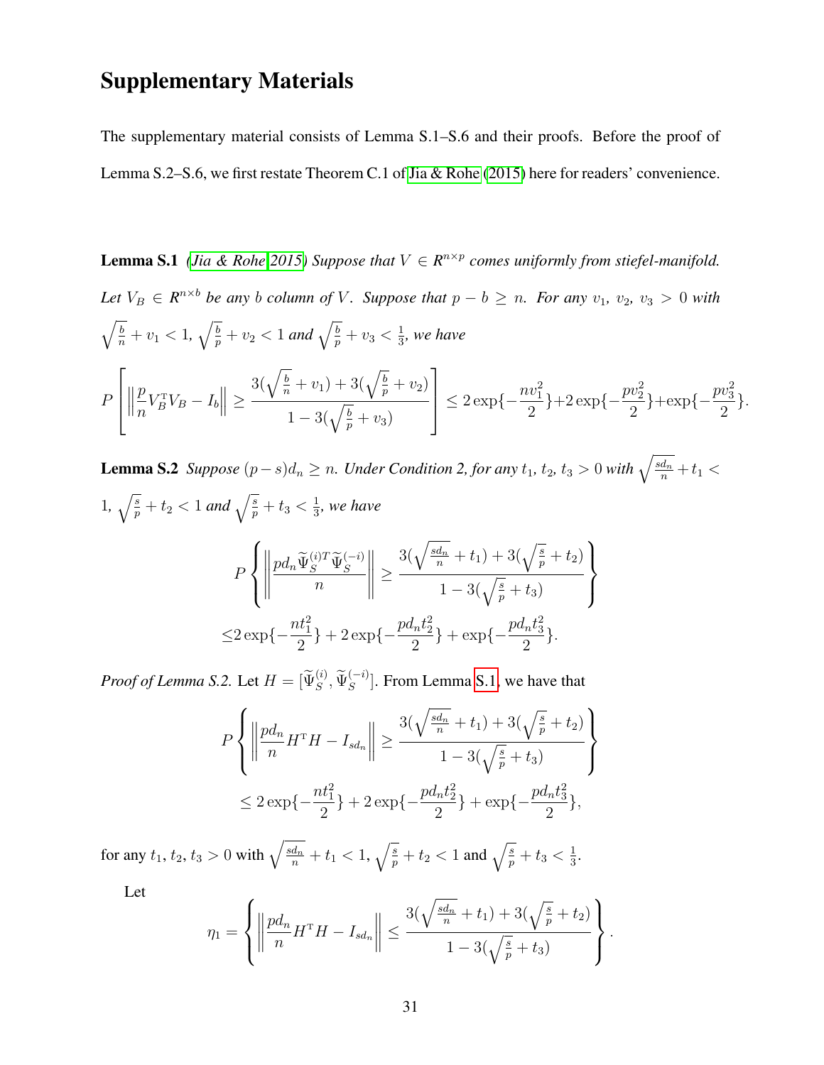# Supplementary Materials

The supplementary material consists of Lemma S.1–S.6 and their proofs. Before the proof of Lemma S.2–S.6, we first restate Theorem C.1 of Jia & Rohe (2015) here for readers' convenience.

**Lemma S.1** *(Jia & Rohe 2015) Suppose that $V \in R^{n\times p}$ comes uniformly from stiefel-manifold. Let $V_B \in R^{n\times b}$ be any $b$ column of $V$. Suppose that $p - b \geq n$. For any $v_1$, $v_2$, $v_3 > 0$ with $\sqrt{\frac{b}{n}} + v_1 < 1$, $\sqrt{\frac{b}{p}} + v_2 < 1$ and $\sqrt{\frac{b}{p}} + v_3 < \frac{1}{3}$, we have*

$$P\left[\left\|\frac{p}{n}V_B^{\mathrm{T}}V_B - I_b\right\| \geq \frac{3(\sqrt{\frac{b}{n}}+v_1)+3(\sqrt{\frac{b}{p}}+v_2)}{1-3(\sqrt{\frac{b}{p}}+v_3)}\right] \leq 2\exp\{-\frac{nv_1^2}{2}\}+2\exp\{-\frac{pv_2^2}{2}\}+\exp\{-\frac{pv_3^2}{2}\}.$$

**Lemma S.2** *Suppose $(p-s)d_n \geq n$. Under Condition 2, for any $t_1$, $t_2$, $t_3 > 0$ with $\sqrt{\frac{sd_n}{n}} + t_1 < 1$, $\sqrt{\frac{s}{p}} + t_2 < 1$ and $\sqrt{\frac{s}{p}} + t_3 < \frac{1}{3}$, we have*

$$P\left\{\left\|\frac{pd_n\widetilde{\Psi}_S^{(i)T}\widetilde{\Psi}_S^{(-i)}}{n}\right\| \geq \frac{3(\sqrt{\frac{sd_n}{n}}+t_1)+3(\sqrt{\frac{s}{p}}+t_2)}{1-3(\sqrt{\frac{s}{p}}+t_3)}\right\}$$
$$\leq 2\exp\{-\frac{nt_1^2}{2}\}+2\exp\{-\frac{pd_nt_2^2}{2}\}+\exp\{-\frac{pd_nt_3^2}{2}\}.$$

*Proof of Lemma S.2.* Let $H = [\widetilde{\Psi}_S^{(i)}, \widetilde{\Psi}_S^{(-i)}]$. From Lemma S.1, we have that

$$P\left\{\left\|\frac{pd_n}{n}H^{\mathrm{T}}H - I_{sd_n}\right\| \geq \frac{3(\sqrt{\frac{sd_n}{n}}+t_1)+3(\sqrt{\frac{s}{p}}+t_2)}{1-3(\sqrt{\frac{s}{p}}+t_3)}\right\}$$
$$\leq 2\exp\{-\frac{nt_1^2}{2}\}+2\exp\{-\frac{pd_nt_2^2}{2}\}+\exp\{-\frac{pd_nt_3^2}{2}\},$$

for any $t_1$, $t_2$, $t_3 > 0$ with $\sqrt{\frac{sd_n}{n}} + t_1 < 1$, $\sqrt{\frac{s}{p}} + t_2 < 1$ and $\sqrt{\frac{s}{p}} + t_3 < \frac{1}{3}$.

Let

$$\eta_1 = \left\{\left\|\frac{pd_n}{n}H^{\mathrm{T}}H - I_{sd_n}\right\| \leq \frac{3(\sqrt{\frac{sd_n}{n}}+t_1)+3(\sqrt{\frac{s}{p}}+t_2)}{1-3(\sqrt{\frac{s}{p}}+t_3)}\right\}.$$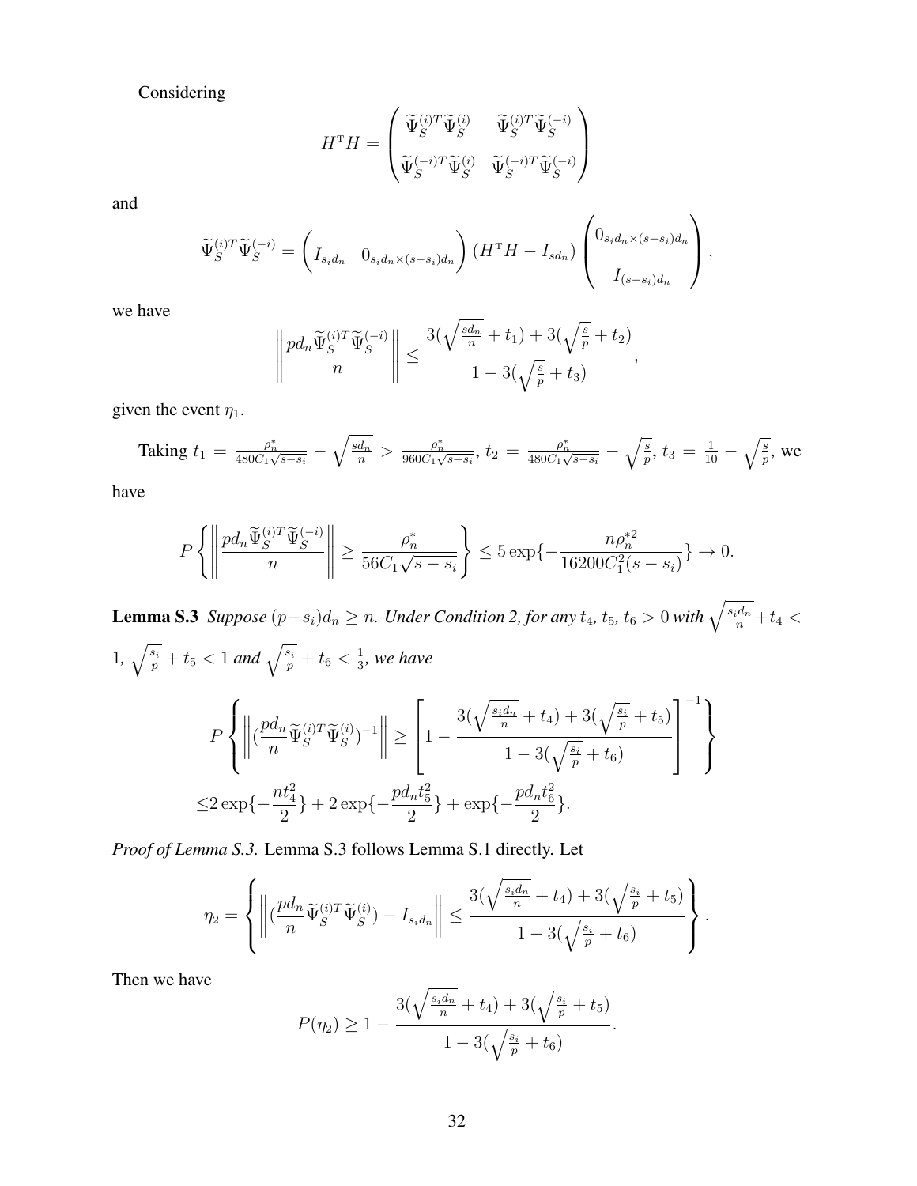Considering

$$
H^{\mathrm{T}}H = \begin{pmatrix} \widetilde{\Psi}_S^{(i)T}\widetilde{\Psi}_S^{(i)} & \widetilde{\Psi}_S^{(i)T}\widetilde{\Psi}_S^{(-i)} \\ \widetilde{\Psi}_S^{(-i)T}\widetilde{\Psi}_S^{(i)} & \widetilde{\Psi}_S^{(-i)T}\widetilde{\Psi}_S^{(-i)} \end{pmatrix}
$$

and

$$
\widetilde{\Psi}_S^{(i)T}\widetilde{\Psi}_S^{(-i)} = \begin{pmatrix} I_{s_i d_n} & 0_{s_i d_n \times (s-s_i)d_n} \end{pmatrix} (H^{\mathrm{T}}H - I_{sd_n}) \begin{pmatrix} 0_{s_i d_n \times (s-s_i)d_n} \\ I_{(s-s_i)d_n} \end{pmatrix},
$$

we have

$$
\left\| \frac{pd_n \widetilde{\Psi}_S^{(i)T}\widetilde{\Psi}_S^{(-i)}}{n} \right\| \leq \frac{3(\sqrt{\frac{sd_n}{n}} + t_1) + 3(\sqrt{\frac{s}{p}} + t_2)}{1 - 3(\sqrt{\frac{s}{p}} + t_3)},
$$

given the event $\eta_1$.

Taking $t_1 = \frac{\rho_n^*}{480C_1\sqrt{s-s_i}} - \sqrt{\frac{sd_n}{n}} > \frac{\rho_n^*}{960C_1\sqrt{s-s_i}}$, $t_2 = \frac{\rho_n^*}{480C_1\sqrt{s-s_i}} - \sqrt{\frac{s}{p}}$, $t_3 = \frac{1}{10} - \sqrt{\frac{s}{p}}$, we have

$$
P\left\{ \left\| \frac{pd_n \widetilde{\Psi}_S^{(i)T}\widetilde{\Psi}_S^{(-i)}}{n} \right\| \geq \frac{\rho_n^*}{56C_1\sqrt{s-s_i}} \right\} \leq 5\exp\{-\frac{n\rho_n^{*2}}{16200C_1^2(s-s_i)}\} \to 0.
$$

**Lemma S.3** *Suppose $(p-s_i)d_n \geq n$. Under Condition 2, for any $t_4, t_5, t_6 > 0$ with $\sqrt{\frac{s_i d_n}{n}} + t_4 < 1$, $\sqrt{\frac{s_i}{p}} + t_5 < 1$ and $\sqrt{\frac{s_i}{p}} + t_6 < \frac{1}{3}$, we have*

$$
\begin{aligned}
&P\left\{ \left\| (\frac{pd_n}{n}\widetilde{\Psi}_S^{(i)T}\widetilde{\Psi}_S^{(i)})^{-1} \right\| \geq \left[ 1 - \frac{3(\sqrt{\frac{s_i d_n}{n}} + t_4) + 3(\sqrt{\frac{s_i}{p}} + t_5)}{1 - 3(\sqrt{\frac{s_i}{p}} + t_6)} \right]^{-1} \right\} \\
\leq& 2\exp\{-\frac{nt_4^2}{2}\} + 2\exp\{-\frac{pd_n t_5^2}{2}\} + \exp\{-\frac{pd_n t_6^2}{2}\}.
\end{aligned}
$$

*Proof of Lemma S.3.* Lemma S.3 follows Lemma S.1 directly. Let

$$
\eta_2 = \left\{ \left\| (\frac{pd_n}{n}\widetilde{\Psi}_S^{(i)T}\widetilde{\Psi}_S^{(i)}) - I_{s_i d_n} \right\| \leq \frac{3(\sqrt{\frac{s_i d_n}{n}} + t_4) + 3(\sqrt{\frac{s_i}{p}} + t_5)}{1 - 3(\sqrt{\frac{s_i}{p}} + t_6)} \right\}.
$$

Then we have

$$
P(\eta_2) \geq 1 - \frac{3(\sqrt{\frac{s_i d_n}{n}} + t_4) + 3(\sqrt{\frac{s_i}{p}} + t_5)}{1 - 3(\sqrt{\frac{s_i}{p}} + t_6)}.
$$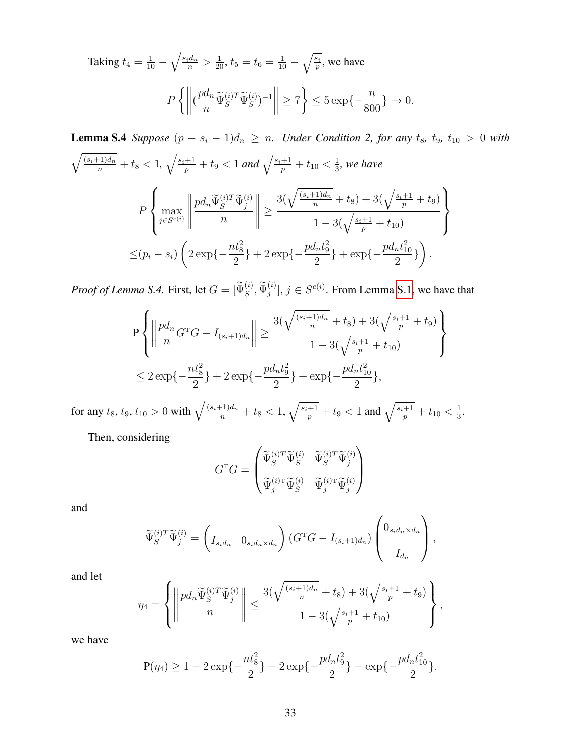Taking $t_4 = \frac{1}{10} - \sqrt{\frac{s_i d_n}{n}} > \frac{1}{20}$, $t_5 = t_6 = \frac{1}{10} - \sqrt{\frac{s_i}{p}}$, we have

$$P\left\{ \left\| \left(\frac{pd_n}{n} \widetilde{\Psi}_S^{(i)T} \widetilde{\Psi}_S^{(i)}\right)^{-1} \right\| \geq 7 \right\} \leq 5\exp\{-\frac{n}{800}\} \to 0.$$

**Lemma S.4** *Suppose $(p - s_i - 1)d_n \geq n$. Under Condition 2, for any $t_8$, $t_9$, $t_{10} > 0$ with $\sqrt{\frac{(s_i+1)d_n}{n}} + t_8 < 1$, $\sqrt{\frac{s_i+1}{p}} + t_9 < 1$ and $\sqrt{\frac{s_i+1}{p}} + t_{10} < \frac{1}{3}$, we have*

$$P\left\{ \max_{j \in S^{c(i)}} \left\| \frac{pd_n \widetilde{\Psi}_S^{(i)T} \widetilde{\Psi}_j^{(i)}}{n} \right\| \geq \frac{3(\sqrt{\frac{(s_i+1)d_n}{n}} + t_8) + 3(\sqrt{\frac{s_i+1}{p}} + t_9)}{1 - 3(\sqrt{\frac{s_i+1}{p}} + t_{10})} \right\}$$
$$\leq (p_i - s_i)\left(2\exp\{-\frac{nt_8^2}{2}\} + 2\exp\{-\frac{pd_n t_9^2}{2}\} + \exp\{-\frac{pd_n t_{10}^2}{2}\}\right).$$

*Proof of Lemma S.4.* First, let $G = [\widetilde{\Psi}_S^{(i)}, \widetilde{\Psi}_j^{(i)}]$, $j \in S^{c(i)}$. From Lemma S.1, we have that

$$\mathrm{P}\left\{ \left\| \frac{pd_n}{n} G^{\mathrm{T}} G - I_{(s_i+1)d_n} \right\| \geq \frac{3(\sqrt{\frac{(s_i+1)d_n}{n}} + t_8) + 3(\sqrt{\frac{s_i+1}{p}} + t_9)}{1 - 3(\sqrt{\frac{s_i+1}{p}} + t_{10})} \right\}$$
$$\leq 2\exp\{-\frac{nt_8^2}{2}\} + 2\exp\{-\frac{pd_n t_9^2}{2}\} + \exp\{-\frac{pd_n t_{10}^2}{2}\},$$

for any $t_8, t_9, t_{10} > 0$ with $\sqrt{\frac{(s_i+1)d_n}{n}} + t_8 < 1$, $\sqrt{\frac{s_i+1}{p}} + t_9 < 1$ and $\sqrt{\frac{s_i+1}{p}} + t_{10} < \frac{1}{3}$.

Then, considering

$$G^{\mathrm{T}} G = \begin{pmatrix} \widetilde{\Psi}_S^{(i)T} \widetilde{\Psi}_S^{(i)} & \widetilde{\Psi}_S^{(i)T} \widetilde{\Psi}_j^{(i)} \\ \widetilde{\Psi}_j^{(i)\mathrm{T}} \widetilde{\Psi}_S^{(i)} & \widetilde{\Psi}_j^{(i)\mathrm{T}} \widetilde{\Psi}_j^{(i)} \end{pmatrix}$$

and

$$\widetilde{\Psi}_S^{(i)T} \widetilde{\Psi}_j^{(i)} = \begin{pmatrix} I_{s_i d_n} & 0_{s_i d_n \times d_n} \end{pmatrix} (G^{\mathrm{T}} G - I_{(s_i+1)d_n}) \begin{pmatrix} 0_{s_i d_n \times d_n} \\ I_{d_n} \end{pmatrix},$$

and let

$$\eta_4 = \left\{ \left\| \frac{pd_n \widetilde{\Psi}_S^{(i)T} \widetilde{\Psi}_j^{(i)}}{n} \right\| \leq \frac{3(\sqrt{\frac{(s_i+1)d_n}{n}} + t_8) + 3(\sqrt{\frac{s_i+1}{p}} + t_9)}{1 - 3(\sqrt{\frac{s_i+1}{p}} + t_{10})} \right\},$$

we have

$$\mathrm{P}(\eta_4) \geq 1 - 2\exp\{-\frac{nt_8^2}{2}\} - 2\exp\{-\frac{pd_n t_9^2}{2}\} - \exp\{-\frac{pd_n t_{10}^2}{2}\}.$$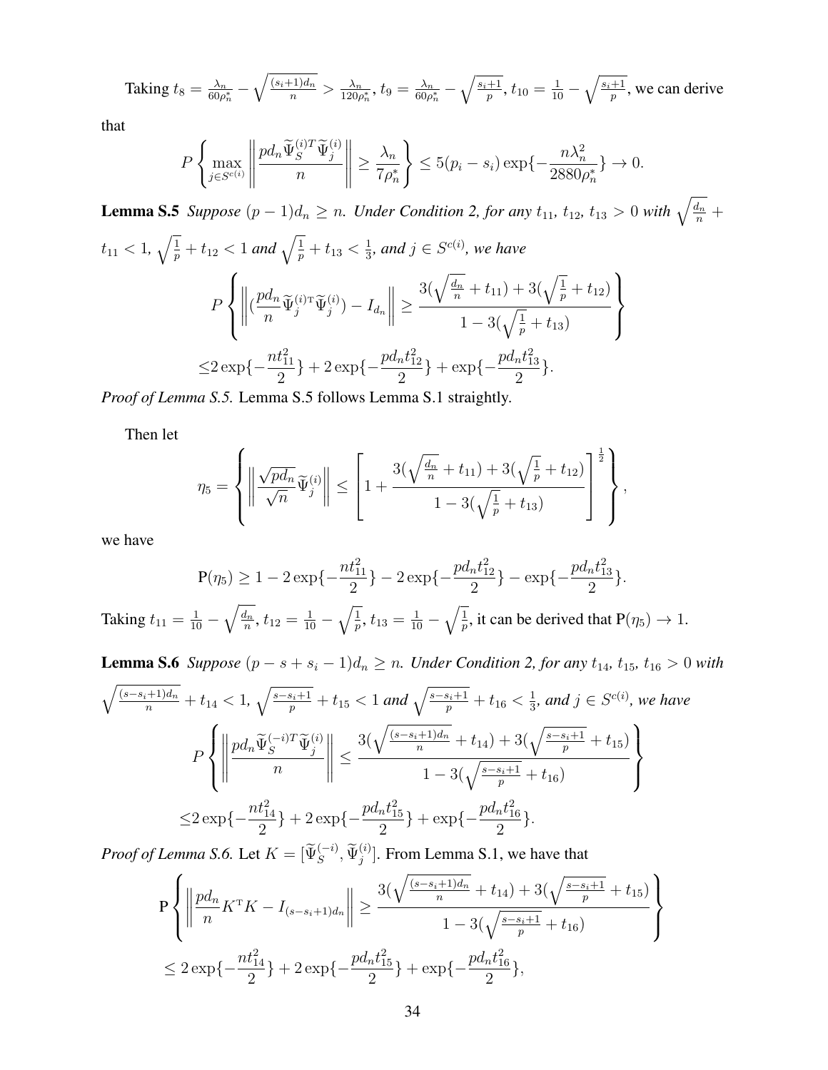Taking $t_8 = \frac{\lambda_n}{60\rho_n^*} - \sqrt{\frac{(s_i+1)d_n}{n}} > \frac{\lambda_n}{120\rho_n^*}$, $t_9 = \frac{\lambda_n}{60\rho_n^*} - \sqrt{\frac{s_i+1}{p}}$, $t_{10} = \frac{1}{10} - \sqrt{\frac{s_i+1}{p}}$, we can derive that

$$P\left\{\max_{j\in S^{c(i)}}\left\|\frac{pd_n\widetilde{\Psi}_S^{(i)T}\widetilde{\Psi}_j^{(i)}}{n}\right\| \geq \frac{\lambda_n}{7\rho_n^*}\right\} \leq 5(p_i - s_i)\exp\{-\frac{n\lambda_n^2}{2880\rho_n^*}\} \to 0.$$

**Lemma S.5** *Suppose $(p-1)d_n \geq n$. Under Condition 2, for any $t_{11}$, $t_{12}$, $t_{13} > 0$ with $\sqrt{\frac{d_n}{n}} + t_{11} < 1$, $\sqrt{\frac{1}{p}} + t_{12} < 1$ and $\sqrt{\frac{1}{p}} + t_{13} < \frac{1}{3}$, and $j \in S^{c(i)}$, we have*

$$\begin{aligned}
&P\left\{\left\|(\frac{pd_n}{n}\widetilde{\Psi}_j^{(i)\mathrm{T}}\widetilde{\Psi}_j^{(i)}) - I_{d_n}\right\| \geq \frac{3(\sqrt{\frac{d_n}{n}} + t_{11}) + 3(\sqrt{\frac{1}{p}} + t_{12})}{1 - 3(\sqrt{\frac{1}{p}} + t_{13})}\right\} \\
\leq &2\exp\{-\frac{nt_{11}^2}{2}\} + 2\exp\{-\frac{pd_nt_{12}^2}{2}\} + \exp\{-\frac{pd_nt_{13}^2}{2}\}.
\end{aligned}$$

*Proof of Lemma S.5.* Lemma S.5 follows Lemma S.1 straightly.

Then let

$$\eta_5 = \left\{\left\|\frac{\sqrt{pd_n}}{\sqrt{n}}\widetilde{\Psi}_j^{(i)}\right\| \leq \left[1 + \frac{3(\sqrt{\frac{d_n}{n}} + t_{11}) + 3(\sqrt{\frac{1}{p}} + t_{12})}{1 - 3(\sqrt{\frac{1}{p}} + t_{13})}\right]^{\frac{1}{2}}\right\},$$

we have

$$\mathrm{P}(\eta_5) \geq 1 - 2\exp\{-\frac{nt_{11}^2}{2}\} - 2\exp\{-\frac{pd_nt_{12}^2}{2}\} - \exp\{-\frac{pd_nt_{13}^2}{2}\}.$$

Taking $t_{11} = \frac{1}{10} - \sqrt{\frac{d_n}{n}}$, $t_{12} = \frac{1}{10} - \sqrt{\frac{1}{p}}$, $t_{13} = \frac{1}{10} - \sqrt{\frac{1}{p}}$, it can be derived that $\mathrm{P}(\eta_5) \to 1$.

**Lemma S.6** *Suppose $(p - s + s_i - 1)d_n \geq n$. Under Condition 2, for any $t_{14}$, $t_{15}$, $t_{16} > 0$ with $\sqrt{\frac{(s-s_i+1)d_n}{n}} + t_{14} < 1$, $\sqrt{\frac{s-s_i+1}{p}} + t_{15} < 1$ and $\sqrt{\frac{s-s_i+1}{p}} + t_{16} < \frac{1}{3}$, and $j \in S^{c(i)}$, we have*

$$\begin{aligned}
&P\left\{\left\|\frac{pd_n\widetilde{\Psi}_S^{(-i)T}\widetilde{\Psi}_j^{(i)}}{n}\right\| \leq \frac{3(\sqrt{\frac{(s-s_i+1)d_n}{n}} + t_{14}) + 3(\sqrt{\frac{s-s_i+1}{p}} + t_{15})}{1 - 3(\sqrt{\frac{s-s_i+1}{p}} + t_{16})}\right\} \\
\leq &2\exp\{-\frac{nt_{14}^2}{2}\} + 2\exp\{-\frac{pd_nt_{15}^2}{2}\} + \exp\{-\frac{pd_nt_{16}^2}{2}\}.
\end{aligned}$$

*Proof of Lemma S.6.* Let $K = [\widetilde{\Psi}_S^{(-i)}, \widetilde{\Psi}_j^{(i)}]$. From Lemma S.1, we have that

$$\begin{aligned}
&\mathrm{P}\left\{\left\|\frac{pd_n}{n}K^{\mathrm{T}}K - I_{(s-s_i+1)d_n}\right\| \geq \frac{3(\sqrt{\frac{(s-s_i+1)d_n}{n}} + t_{14}) + 3(\sqrt{\frac{s-s_i+1}{p}} + t_{15})}{1 - 3(\sqrt{\frac{s-s_i+1}{p}} + t_{16})}\right\} \\
\leq &\ 2\exp\{-\frac{nt_{14}^2}{2}\} + 2\exp\{-\frac{pd_nt_{15}^2}{2}\} + \exp\{-\frac{pd_nt_{16}^2}{2}\},
\end{aligned}$$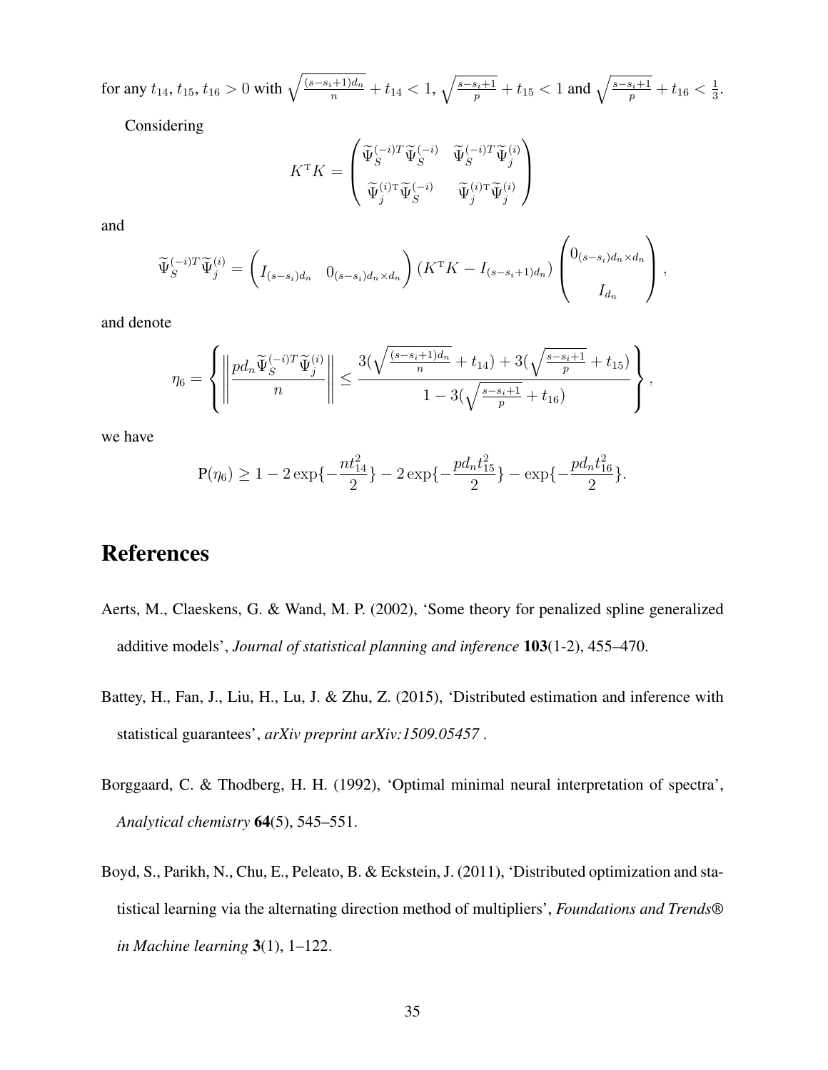for any $t_{14}, t_{15}, t_{16} > 0$ with $\sqrt{\frac{(s-s_i+1)d_n}{n}} + t_{14} < 1$, $\sqrt{\frac{s-s_i+1}{p}} + t_{15} < 1$ and $\sqrt{\frac{s-s_i+1}{p}} + t_{16} < \frac{1}{3}$.

Considering

$$
K^{\mathrm{T}}K = \begin{pmatrix} \widetilde{\Psi}_S^{(-i)T}\widetilde{\Psi}_S^{(-i)} & \widetilde{\Psi}_S^{(-i)T}\widetilde{\Psi}_j^{(i)} \\ \widetilde{\Psi}_j^{(i)\mathrm{T}}\widetilde{\Psi}_S^{(-i)} & \widetilde{\Psi}_j^{(i)\mathrm{T}}\widetilde{\Psi}_j^{(i)} \end{pmatrix}
$$

and

$$
\widetilde{\Psi}_S^{(-i)T}\widetilde{\Psi}_j^{(i)} = \begin{pmatrix} I_{(s-s_i)d_n} & 0_{(s-s_i)d_n \times d_n} \end{pmatrix} (K^{\mathrm{T}}K - I_{(s-s_i+1)d_n}) \begin{pmatrix} 0_{(s-s_i)d_n \times d_n} \\ I_{d_n} \end{pmatrix},
$$

and denote

$$
\eta_6 = \left\{ \left\| \frac{pd_n \widetilde{\Psi}_S^{(-i)T}\widetilde{\Psi}_j^{(i)}}{n} \right\| \leq \frac{3(\sqrt{\frac{(s-s_i+1)d_n}{n}} + t_{14}) + 3(\sqrt{\frac{s-s_i+1}{p}} + t_{15})}{1 - 3(\sqrt{\frac{s-s_i+1}{p}} + t_{16})} \right\},
$$

we have

$$
\mathrm{P}(\eta_6) \geq 1 - 2\exp\{-\frac{nt_{14}^2}{2}\} - 2\exp\{-\frac{pd_n t_{15}^2}{2}\} - \exp\{-\frac{pd_n t_{16}^2}{2}\}.
$$

# References

Aerts, M., Claeskens, G. & Wand, M. P. (2002), 'Some theory for penalized spline generalized additive models', *Journal of statistical planning and inference* **103**(1-2), 455–470.

Battey, H., Fan, J., Liu, H., Lu, J. & Zhu, Z. (2015), 'Distributed estimation and inference with statistical guarantees', *arXiv preprint arXiv:1509.05457* .

Borggaard, C. & Thodberg, H. H. (1992), 'Optimal minimal neural interpretation of spectra', *Analytical chemistry* **64**(5), 545–551.

Boyd, S., Parikh, N., Chu, E., Peleato, B. & Eckstein, J. (2011), 'Distributed optimization and statistical learning via the alternating direction method of multipliers', *Foundations and Trends® in Machine learning* **3**(1), 1–122.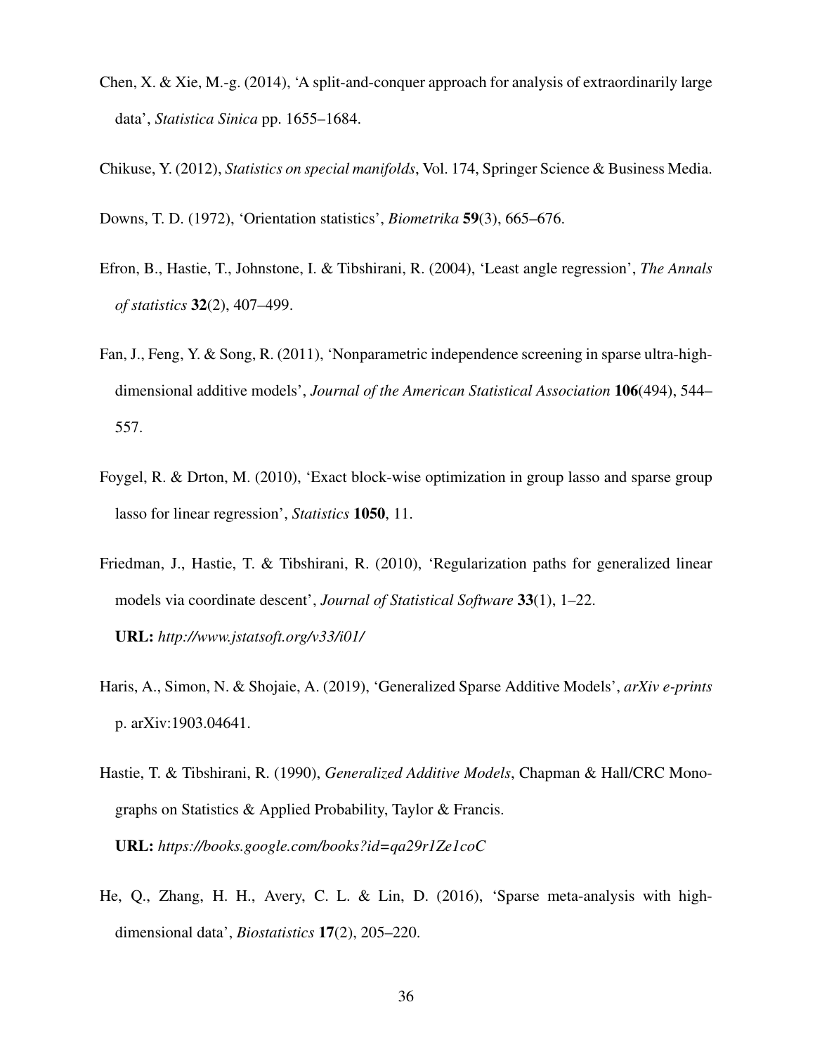Chen, X. & Xie, M.-g. (2014), 'A split-and-conquer approach for analysis of extraordinarily large data', *Statistica Sinica* pp. 1655–1684.

Chikuse, Y. (2012), *Statistics on special manifolds*, Vol. 174, Springer Science & Business Media.

Downs, T. D. (1972), 'Orientation statistics', *Biometrika* **59**(3), 665–676.

Efron, B., Hastie, T., Johnstone, I. & Tibshirani, R. (2004), 'Least angle regression', *The Annals of statistics* **32**(2), 407–499.

Fan, J., Feng, Y. & Song, R. (2011), 'Nonparametric independence screening in sparse ultra-high-dimensional additive models', *Journal of the American Statistical Association* **106**(494), 544–557.

Foygel, R. & Drton, M. (2010), 'Exact block-wise optimization in group lasso and sparse group lasso for linear regression', *Statistics* **1050**, 11.

Friedman, J., Hastie, T. & Tibshirani, R. (2010), 'Regularization paths for generalized linear models via coordinate descent', *Journal of Statistical Software* **33**(1), 1–22.
**URL:** *http://www.jstatsoft.org/v33/i01/*

Haris, A., Simon, N. & Shojaie, A. (2019), 'Generalized Sparse Additive Models', *arXiv e-prints* p. arXiv:1903.04641.

Hastie, T. & Tibshirani, R. (1990), *Generalized Additive Models*, Chapman & Hall/CRC Monographs on Statistics & Applied Probability, Taylor & Francis.
**URL:** *https://books.google.com/books?id=qa29r1Ze1coC*

He, Q., Zhang, H. H., Avery, C. L. & Lin, D. (2016), 'Sparse meta-analysis with high-dimensional data', *Biostatistics* **17**(2), 205–220.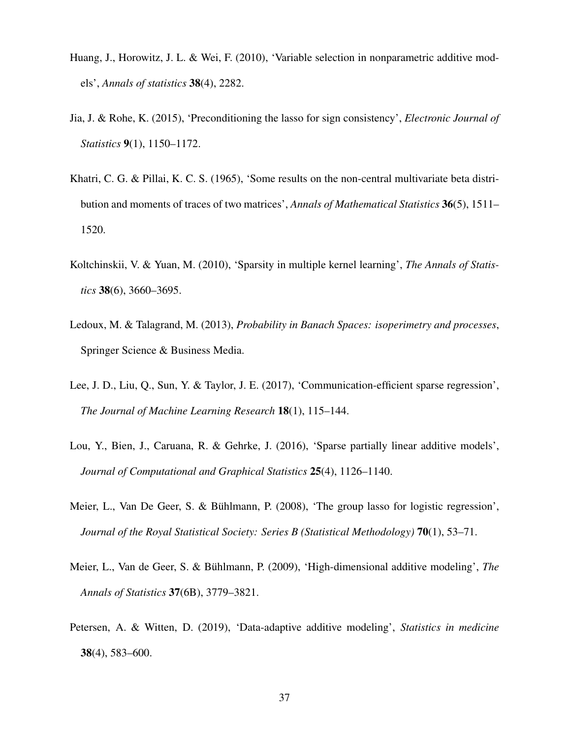Huang, J., Horowitz, J. L. & Wei, F. (2010), 'Variable selection in nonparametric additive models', *Annals of statistics* **38**(4), 2282.

Jia, J. & Rohe, K. (2015), 'Preconditioning the lasso for sign consistency', *Electronic Journal of Statistics* **9**(1), 1150–1172.

Khatri, C. G. & Pillai, K. C. S. (1965), 'Some results on the non-central multivariate beta distribution and moments of traces of two matrices', *Annals of Mathematical Statistics* **36**(5), 1511–1520.

Koltchinskii, V. & Yuan, M. (2010), 'Sparsity in multiple kernel learning', *The Annals of Statistics* **38**(6), 3660–3695.

Ledoux, M. & Talagrand, M. (2013), *Probability in Banach Spaces: isoperimetry and processes*, Springer Science & Business Media.

Lee, J. D., Liu, Q., Sun, Y. & Taylor, J. E. (2017), 'Communication-efficient sparse regression', *The Journal of Machine Learning Research* **18**(1), 115–144.

Lou, Y., Bien, J., Caruana, R. & Gehrke, J. (2016), 'Sparse partially linear additive models', *Journal of Computational and Graphical Statistics* **25**(4), 1126–1140.

Meier, L., Van De Geer, S. & Bühlmann, P. (2008), 'The group lasso for logistic regression', *Journal of the Royal Statistical Society: Series B (Statistical Methodology)* **70**(1), 53–71.

Meier, L., Van de Geer, S. & Bühlmann, P. (2009), 'High-dimensional additive modeling', *The Annals of Statistics* **37**(6B), 3779–3821.

Petersen, A. & Witten, D. (2019), 'Data-adaptive additive modeling', *Statistics in medicine* **38**(4), 583–600.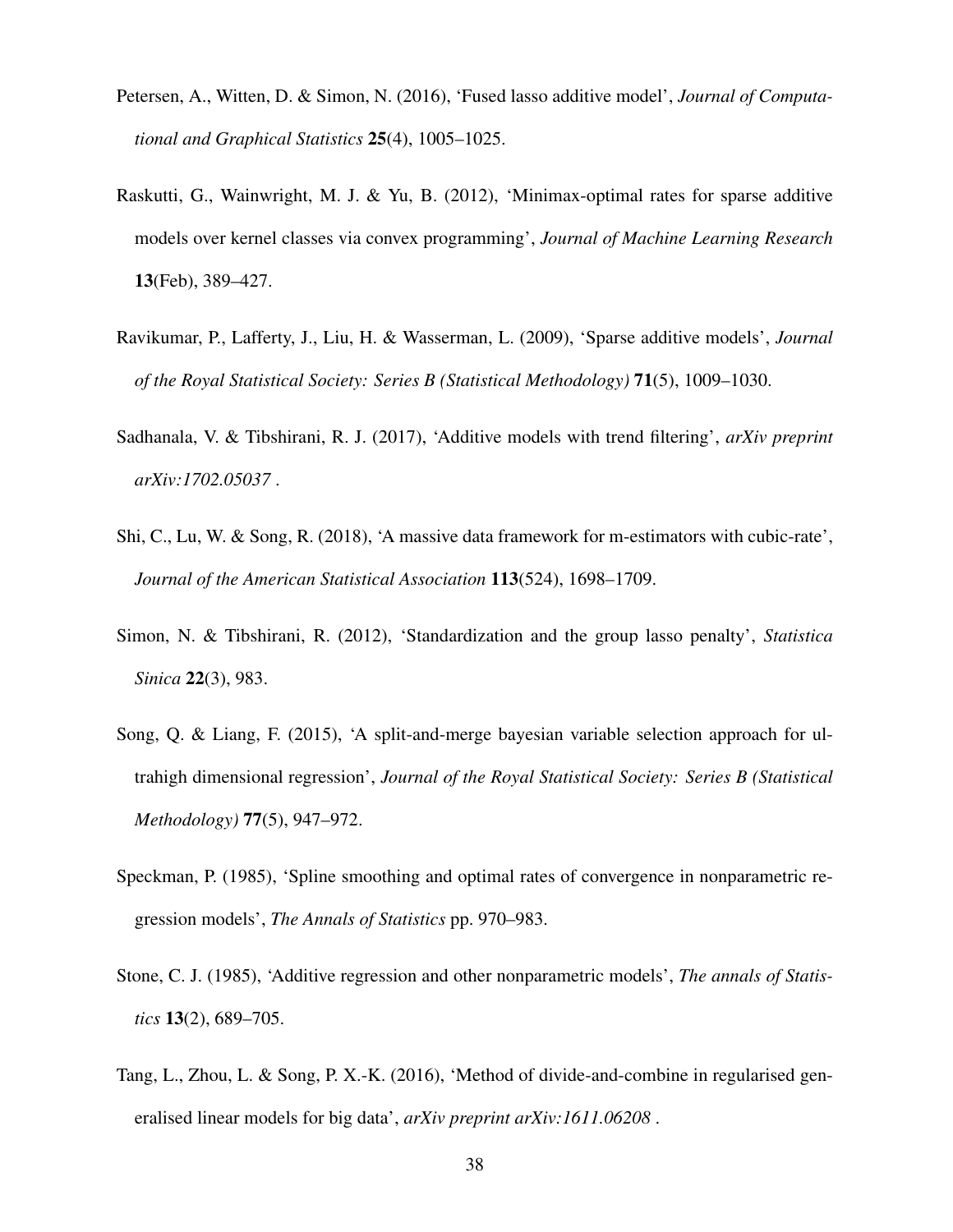Petersen, A., Witten, D. & Simon, N. (2016), 'Fused lasso additive model', *Journal of Computational and Graphical Statistics* **25**(4), 1005–1025.

Raskutti, G., Wainwright, M. J. & Yu, B. (2012), 'Minimax-optimal rates for sparse additive models over kernel classes via convex programming', *Journal of Machine Learning Research* **13**(Feb), 389–427.

Ravikumar, P., Lafferty, J., Liu, H. & Wasserman, L. (2009), 'Sparse additive models', *Journal of the Royal Statistical Society: Series B (Statistical Methodology)* **71**(5), 1009–1030.

Sadhanala, V. & Tibshirani, R. J. (2017), 'Additive models with trend filtering', *arXiv preprint arXiv:1702.05037* .

Shi, C., Lu, W. & Song, R. (2018), 'A massive data framework for m-estimators with cubic-rate', *Journal of the American Statistical Association* **113**(524), 1698–1709.

Simon, N. & Tibshirani, R. (2012), 'Standardization and the group lasso penalty', *Statistica Sinica* **22**(3), 983.

Song, Q. & Liang, F. (2015), 'A split-and-merge bayesian variable selection approach for ultrahigh dimensional regression', *Journal of the Royal Statistical Society: Series B (Statistical Methodology)* **77**(5), 947–972.

Speckman, P. (1985), 'Spline smoothing and optimal rates of convergence in nonparametric regression models', *The Annals of Statistics* pp. 970–983.

Stone, C. J. (1985), 'Additive regression and other nonparametric models', *The annals of Statistics* **13**(2), 689–705.

Tang, L., Zhou, L. & Song, P. X.-K. (2016), 'Method of divide-and-combine in regularised generalised linear models for big data', *arXiv preprint arXiv:1611.06208* .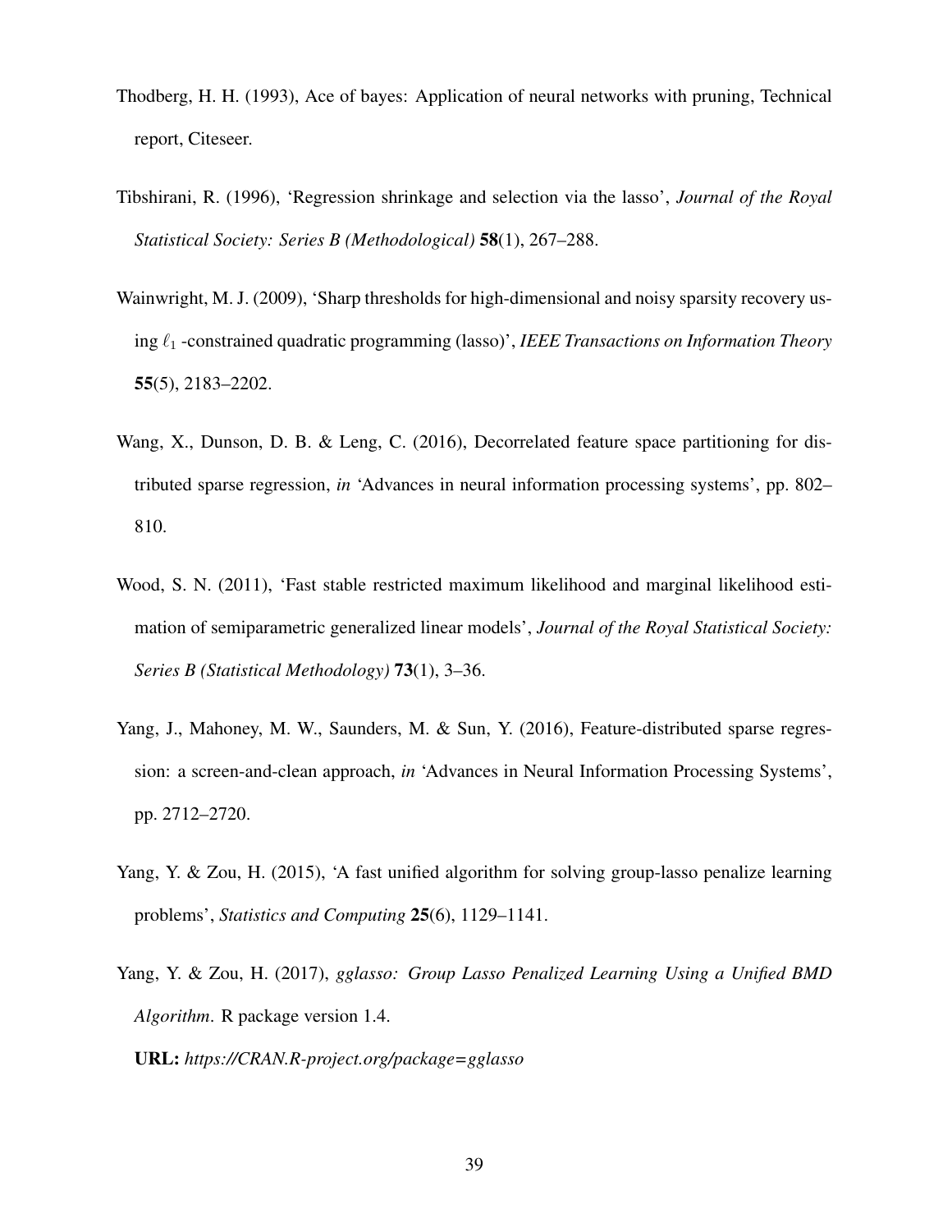Thodberg, H. H. (1993), Ace of bayes: Application of neural networks with pruning, Technical report, Citeseer.

Tibshirani, R. (1996), 'Regression shrinkage and selection via the lasso', *Journal of the Royal Statistical Society: Series B (Methodological)* **58**(1), 267–288.

Wainwright, M. J. (2009), 'Sharp thresholds for high-dimensional and noisy sparsity recovery using $\ell_1$ -constrained quadratic programming (lasso)', *IEEE Transactions on Information Theory* **55**(5), 2183–2202.

Wang, X., Dunson, D. B. & Leng, C. (2016), Decorrelated feature space partitioning for distributed sparse regression, *in* 'Advances in neural information processing systems', pp. 802–810.

Wood, S. N. (2011), 'Fast stable restricted maximum likelihood and marginal likelihood estimation of semiparametric generalized linear models', *Journal of the Royal Statistical Society: Series B (Statistical Methodology)* **73**(1), 3–36.

Yang, J., Mahoney, M. W., Saunders, M. & Sun, Y. (2016), Feature-distributed sparse regression: a screen-and-clean approach, *in* 'Advances in Neural Information Processing Systems', pp. 2712–2720.

Yang, Y. & Zou, H. (2015), 'A fast unified algorithm for solving group-lasso penalize learning problems', *Statistics and Computing* **25**(6), 1129–1141.

Yang, Y. & Zou, H. (2017), *gglasso: Group Lasso Penalized Learning Using a Unified BMD Algorithm*. R package version 1.4.

**URL:** *https://CRAN.R-project.org/package=gglasso*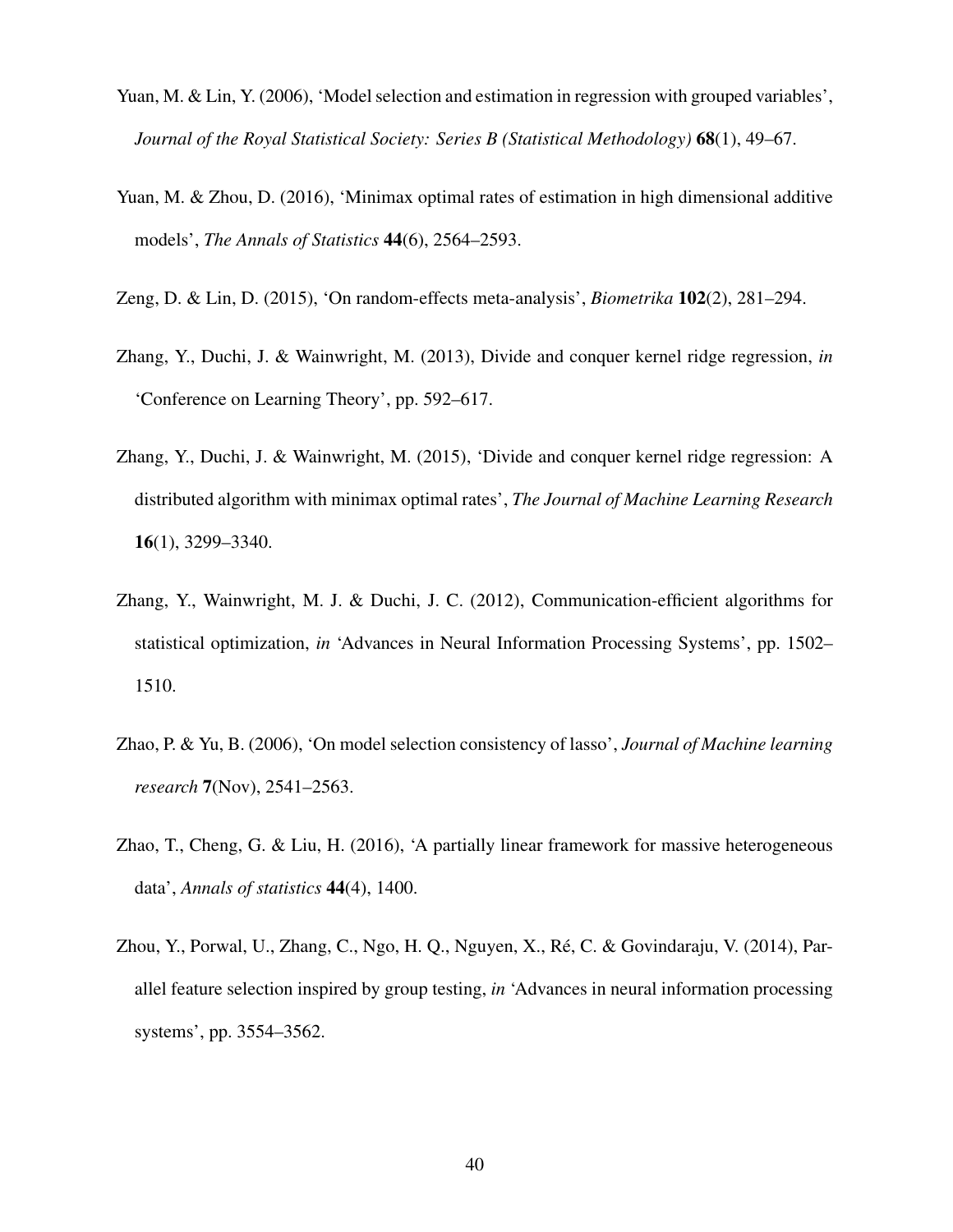Yuan, M. & Lin, Y. (2006), 'Model selection and estimation in regression with grouped variables', *Journal of the Royal Statistical Society: Series B (Statistical Methodology)* **68**(1), 49–67.

Yuan, M. & Zhou, D. (2016), 'Minimax optimal rates of estimation in high dimensional additive models', *The Annals of Statistics* **44**(6), 2564–2593.

Zeng, D. & Lin, D. (2015), 'On random-effects meta-analysis', *Biometrika* **102**(2), 281–294.

Zhang, Y., Duchi, J. & Wainwright, M. (2013), Divide and conquer kernel ridge regression, *in* 'Conference on Learning Theory', pp. 592–617.

Zhang, Y., Duchi, J. & Wainwright, M. (2015), 'Divide and conquer kernel ridge regression: A distributed algorithm with minimax optimal rates', *The Journal of Machine Learning Research* **16**(1), 3299–3340.

Zhang, Y., Wainwright, M. J. & Duchi, J. C. (2012), Communication-efficient algorithms for statistical optimization, *in* 'Advances in Neural Information Processing Systems', pp. 1502–1510.

Zhao, P. & Yu, B. (2006), 'On model selection consistency of lasso', *Journal of Machine learning research* **7**(Nov), 2541–2563.

Zhao, T., Cheng, G. & Liu, H. (2016), 'A partially linear framework for massive heterogeneous data', *Annals of statistics* **44**(4), 1400.

Zhou, Y., Porwal, U., Zhang, C., Ngo, H. Q., Nguyen, X., Ré, C. & Govindaraju, V. (2014), Parallel feature selection inspired by group testing, *in* 'Advances in neural information processing systems', pp. 3554–3562.